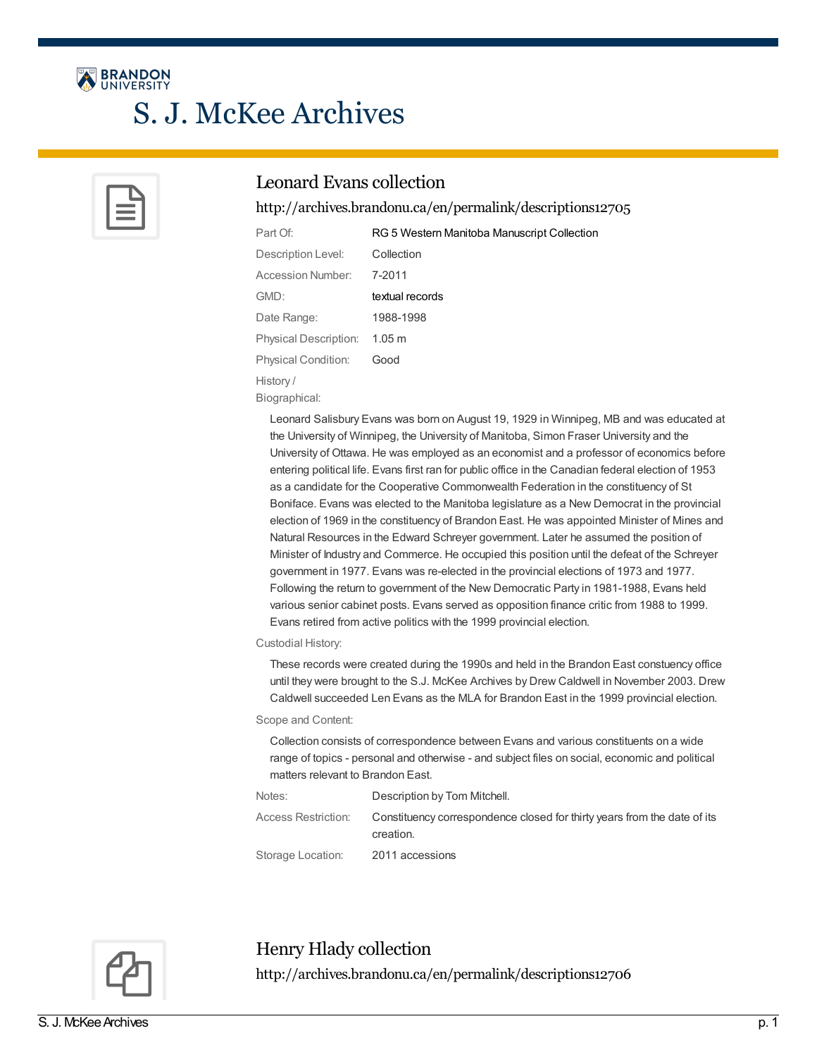# S. J. McKee Archives

## Leonard Evans collection

http://archives.brandonu.ca/en/permalink/descriptions12705

| | |
|---|---|
| Part Of: | RG 5 Western Manitoba Manuscript Collection |
| Description Level: | Collection |
| Accession Number: | 7-2011 |
| GMD: | textual records |
| Date Range: | 1988-1998 |
| Physical Description: | 1.05 m |
| Physical Condition: | Good |

History / Biographical:

Leonard Salisbury Evans was born on August 19, 1929 in Winnipeg, MB and was educated at the University of Winnipeg, the University of Manitoba, Simon Fraser University and the University of Ottawa. He was employed as an economist and a professor of economics before entering political life. Evans first ran for public office in the Canadian federal election of 1953 as a candidate for the Cooperative Commonwealth Federation in the constituency of St Boniface. Evans was elected to the Manitoba legislature as a New Democrat in the provincial election of 1969 in the constituency of Brandon East. He was appointed Minister of Mines and Natural Resources in the Edward Schreyer government. Later he assumed the position of Minister of Industry and Commerce. He occupied this position until the defeat of the Schreyer government in 1977. Evans was re-elected in the provincial elections of 1973 and 1977. Following the return to government of the New Democratic Party in 1981-1988, Evans held various senior cabinet posts. Evans served as opposition finance critic from 1988 to 1999. Evans retired from active politics with the 1999 provincial election.

Custodial History:

These records were created during the 1990s and held in the Brandon East constuency office until they were brought to the S.J. McKee Archives by Drew Caldwell in November 2003. Drew Caldwell succeeded Len Evans as the MLA for Brandon East in the 1999 provincial election.

Scope and Content:

Collection consists of correspondence between Evans and various constituents on a wide range of topics - personal and otherwise - and subject files on social, economic and political matters relevant to Brandon East.

| | |
|---|---|
| Notes: | Description by Tom Mitchell. |
| Access Restriction: | Constituency correspondence closed for thirty years from the date of its creation. |
| Storage Location: | 2011 accessions |

## Henry Hlady collection

http://archives.brandonu.ca/en/permalink/descriptions12706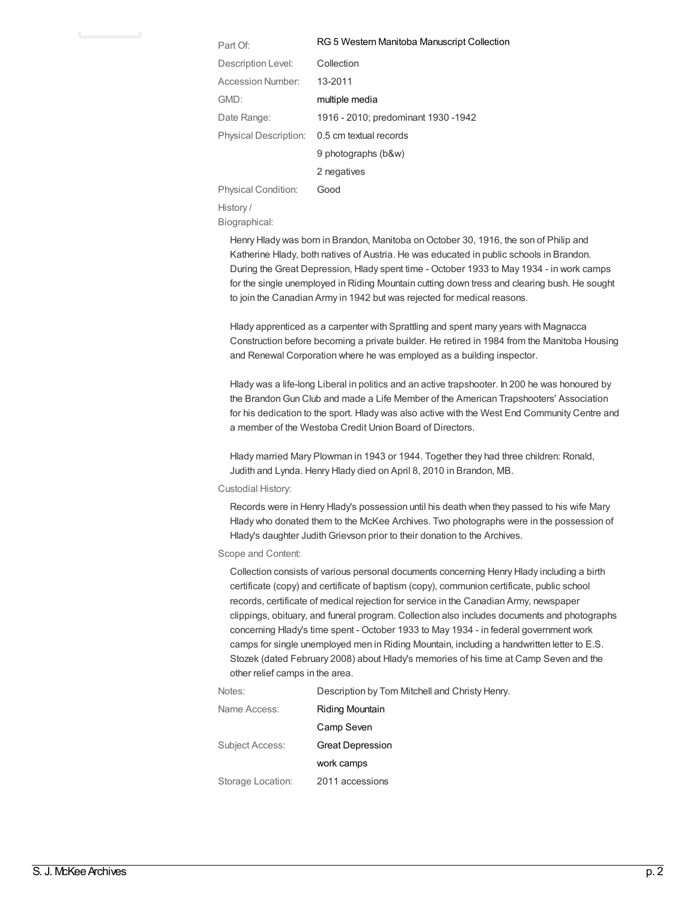| | |
|---|---|
| Part Of: | RG 5 Western Manitoba Manuscript Collection |
| Description Level: | Collection |
| Accession Number: | 13-2011 |
| GMD: | multiple media |
| Date Range: | 1916 - 2010; predominant 1930 -1942 |
| Physical Description: | 0.5 cm textual records |
| | 9 photographs (b&w) |
| | 2 negatives |
| Physical Condition: | Good |

History / Biographical:

Henry Hlady was born in Brandon, Manitoba on October 30, 1916, the son of Philip and Katherine Hlady, both natives of Austria. He was educated in public schools in Brandon. During the Great Depression, Hlady spent time - October 1933 to May 1934 - in work camps for the single unemployed in Riding Mountain cutting down tress and clearing bush. He sought to join the Canadian Army in 1942 but was rejected for medical reasons.

Hlady apprenticed as a carpenter with Sprattling and spent many years with Magnacca Construction before becoming a private builder. He retired in 1984 from the Manitoba Housing and Renewal Corporation where he was employed as a building inspector.

Hlady was a life-long Liberal in politics and an active trapshooter. In 200 he was honoured by the Brandon Gun Club and made a Life Member of the American Trapshooters' Association for his dedication to the sport. Hlady was also active with the West End Community Centre and a member of the Westoba Credit Union Board of Directors.

Hlady married Mary Plowman in 1943 or 1944. Together they had three children: Ronald, Judith and Lynda. Henry Hlady died on April 8, 2010 in Brandon, MB.

Custodial History:

Records were in Henry Hlady's possession until his death when they passed to his wife Mary Hlady who donated them to the McKee Archives. Two photographs were in the possession of Hlady's daughter Judith Grievson prior to their donation to the Archives.

Scope and Content:

Collection consists of various personal documents concerning Henry Hlady including a birth certificate (copy) and certificate of baptism (copy), communion certificate, public school records, certificate of medical rejection for service in the Canadian Army, newspaper clippings, obituary, and funeral program. Collection also includes documents and photographs concerning Hlady's time spent - October 1933 to May 1934 - in federal government work camps for single unemployed men in Riding Mountain, including a handwritten letter to E.S. Stozek (dated February 2008) about Hlady's memories of his time at Camp Seven and the other relief camps in the area.

| | |
|---|---|
| Notes: | Description by Tom Mitchell and Christy Henry. |
| Name Access: | Riding Mountain |
| | Camp Seven |
| Subject Access: | Great Depression |
| | work camps |
| Storage Location: | 2011 accessions |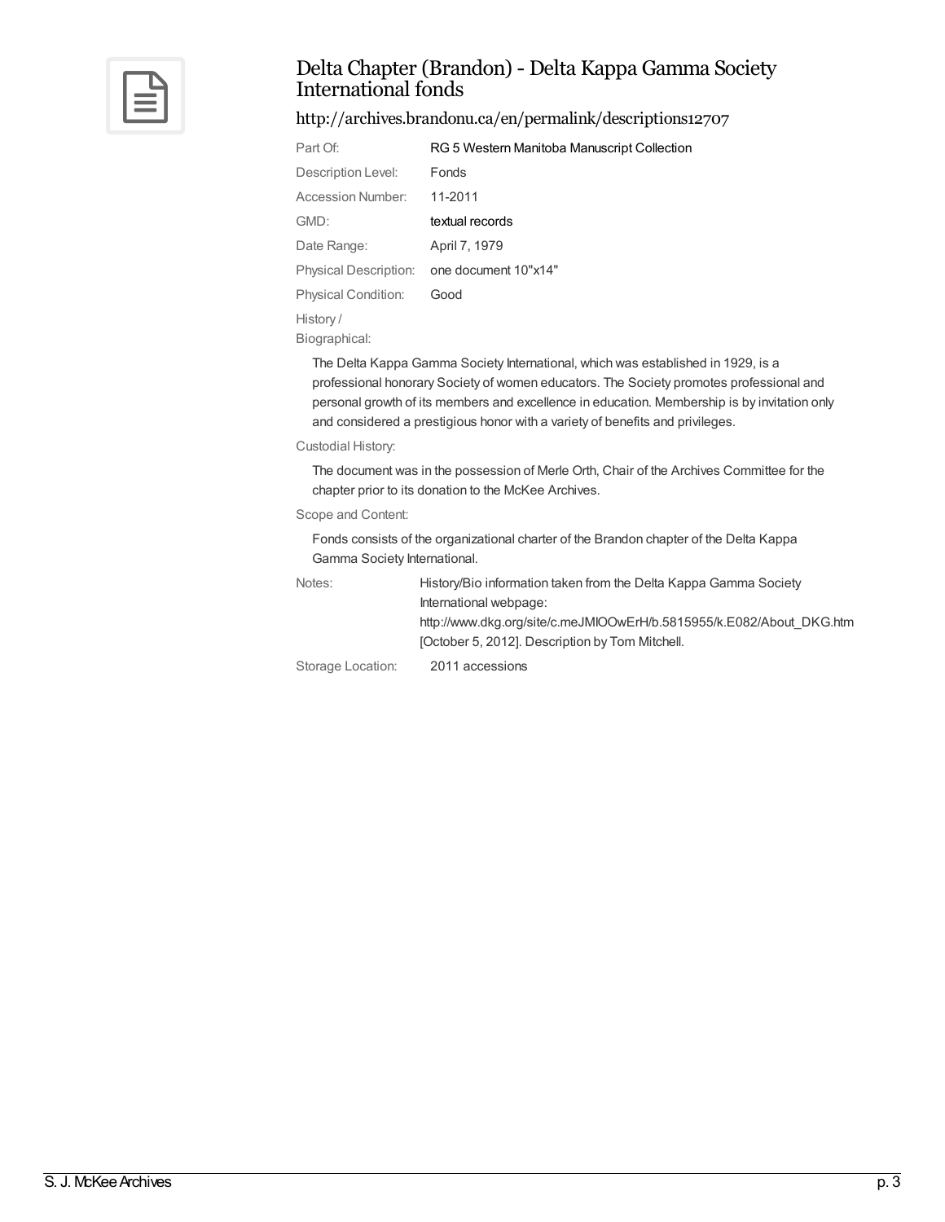# Delta Chapter (Brandon) - Delta Kappa Gamma Society International fonds

http://archives.brandonu.ca/en/permalink/descriptions12707

| | |
|---|---|
| Part Of: | RG 5 Western Manitoba Manuscript Collection |
| Description Level: | Fonds |
| Accession Number: | 11-2011 |
| GMD: | textual records |
| Date Range: | April 7, 1979 |
| Physical Description: | one document 10"x14" |
| Physical Condition: | Good |

History / Biographical:

The Delta Kappa Gamma Society International, which was established in 1929, is a professional honorary Society of women educators. The Society promotes professional and personal growth of its members and excellence in education. Membership is by invitation only and considered a prestigious honor with a variety of benefits and privileges.

Custodial History:

The document was in the possession of Merle Orth, Chair of the Archives Committee for the chapter prior to its donation to the McKee Archives.

Scope and Content:

Fonds consists of the organizational charter of the Brandon chapter of the Delta Kappa Gamma Society International.

| | |
|---|---|
| Notes: | History/Bio information taken from the Delta Kappa Gamma Society International webpage: http://www.dkg.org/site/c.meJMIOOwErH/b.5815955/k.E082/About_DKG.htm [October 5, 2012]. Description by Tom Mitchell. |
| Storage Location: | 2011 accessions |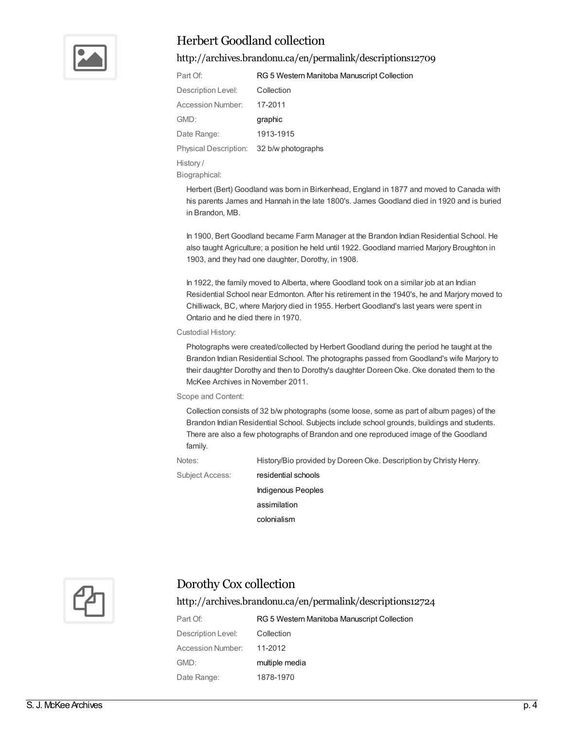## Herbert Goodland collection

http://archives.brandonu.ca/en/permalink/descriptions12709

| | |
|---|---|
| Part Of: | RG 5 Western Manitoba Manuscript Collection |
| Description Level: | Collection |
| Accession Number: | 17-2011 |
| GMD: | graphic |
| Date Range: | 1913-1915 |
| Physical Description: | 32 b/w photographs |

History / Biographical:

Herbert (Bert) Goodland was born in Birkenhead, England in 1877 and moved to Canada with his parents James and Hannah in the late 1800's. James Goodland died in 1920 and is buried in Brandon, MB.

In 1900, Bert Goodland became Farm Manager at the Brandon Indian Residential School. He also taught Agriculture; a position he held until 1922. Goodland married Marjory Broughton in 1903, and they had one daughter, Dorothy, in 1908.

In 1922, the family moved to Alberta, where Goodland took on a similar job at an Indian Residential School near Edmonton. After his retirement in the 1940's, he and Marjory moved to Chilliwack, BC, where Marjory died in 1955. Herbert Goodland's last years were spent in Ontario and he died there in 1970.

Custodial History:

Photographs were created/collected by Herbert Goodland during the period he taught at the Brandon Indian Residential School. The photographs passed from Goodland's wife Marjory to their daughter Dorothy and then to Dorothy's daughter Doreen Oke. Oke donated them to the McKee Archives in November 2011.

Scope and Content:

Collection consists of 32 b/w photographs (some loose, some as part of album pages) of the Brandon Indian Residential School. Subjects include school grounds, buildings and students. There are also a few photographs of Brandon and one reproduced image of the Goodland family.

| | |
|---|---|
| Notes: | History/Bio provided by Doreen Oke. Description by Christy Henry. |
| Subject Access: | residential schools |
| | Indigenous Peoples |
| | assimilation |
| | colonialism |

## Dorothy Cox collection

http://archives.brandonu.ca/en/permalink/descriptions12724

| | |
|---|---|
| Part Of: | RG 5 Western Manitoba Manuscript Collection |
| Description Level: | Collection |
| Accession Number: | 11-2012 |
| GMD: | multiple media |
| Date Range: | 1878-1970 |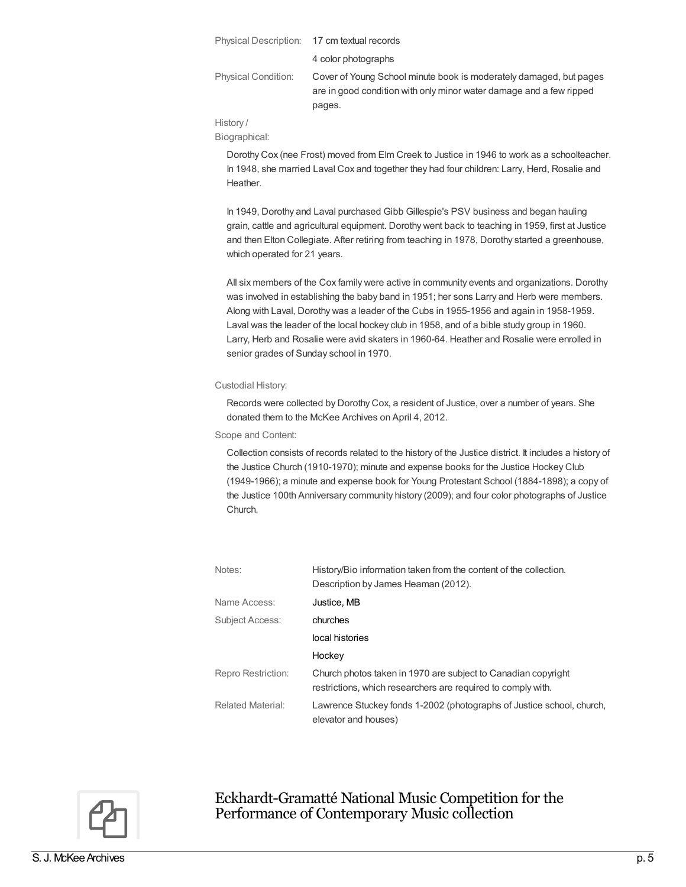Physical Description: 17 cm textual records

4 color photographs

Physical Condition: Cover of Young School minute book is moderately damaged, but pages are in good condition with only minor water damage and a few ripped pages.

History / Biographical:

Dorothy Cox (nee Frost) moved from Elm Creek to Justice in 1946 to work as a schoolteacher. In 1948, she married Laval Cox and together they had four children: Larry, Herd, Rosalie and Heather.

In 1949, Dorothy and Laval purchased Gibb Gillespie's PSV business and began hauling grain, cattle and agricultural equipment. Dorothy went back to teaching in 1959, first at Justice and then Elton Collegiate. After retiring from teaching in 1978, Dorothy started a greenhouse, which operated for 21 years.

All six members of the Cox family were active in community events and organizations. Dorothy was involved in establishing the baby band in 1951; her sons Larry and Herb were members. Along with Laval, Dorothy was a leader of the Cubs in 1955-1956 and again in 1958-1959. Laval was the leader of the local hockey club in 1958, and of a bible study group in 1960. Larry, Herb and Rosalie were avid skaters in 1960-64. Heather and Rosalie were enrolled in senior grades of Sunday school in 1970.

Custodial History:

Records were collected by Dorothy Cox, a resident of Justice, over a number of years. She donated them to the McKee Archives on April 4, 2012.

Scope and Content:

Collection consists of records related to the history of the Justice district. It includes a history of the Justice Church (1910-1970); minute and expense books for the Justice Hockey Club (1949-1966); a minute and expense book for Young Protestant School (1884-1898); a copy of the Justice 100th Anniversary community history (2009); and four color photographs of Justice Church.

Notes: History/Bio information taken from the content of the collection. Description by James Heaman (2012).

Name Access: Justice, MB

Subject Access: churches

local histories

Hockey

Repro Restriction: Church photos taken in 1970 are subject to Canadian copyright restrictions, which researchers are required to comply with.

Related Material: Lawrence Stuckey fonds 1-2002 (photographs of Justice school, church, elevator and houses)

## Eckhardt-Gramatté National Music Competition for the Performance of Contemporary Music collection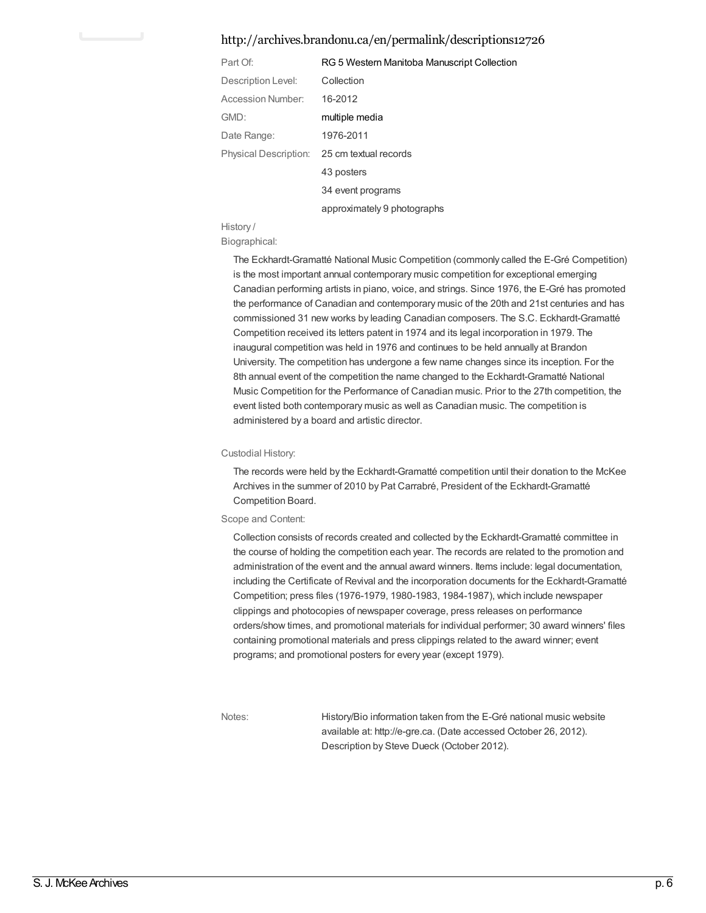http://archives.brandonu.ca/en/permalink/descriptions12726

| | |
|---|---|
| Part Of: | RG 5 Western Manitoba Manuscript Collection |
| Description Level: | Collection |
| Accession Number: | 16-2012 |
| GMD: | multiple media |
| Date Range: | 1976-2011 |
| Physical Description: | 25 cm textual records |
| | 43 posters |
| | 34 event programs |
| | approximately 9 photographs |

History / Biographical:

The Eckhardt-Gramatté National Music Competition (commonly called the E-Gré Competition) is the most important annual contemporary music competition for exceptional emerging Canadian performing artists in piano, voice, and strings. Since 1976, the E-Gré has promoted the performance of Canadian and contemporary music of the 20th and 21st centuries and has commissioned 31 new works by leading Canadian composers. The S.C. Eckhardt-Gramatté Competition received its letters patent in 1974 and its legal incorporation in 1979. The inaugural competition was held in 1976 and continues to be held annually at Brandon University. The competition has undergone a few name changes since its inception. For the 8th annual event of the competition the name changed to the Eckhardt-Gramatté National Music Competition for the Performance of Canadian music. Prior to the 27th competition, the event listed both contemporary music as well as Canadian music. The competition is administered by a board and artistic director.

Custodial History:

The records were held by the Eckhardt-Gramatté competition until their donation to the McKee Archives in the summer of 2010 by Pat Carrabré, President of the Eckhardt-Gramatté Competition Board.

Scope and Content:

Collection consists of records created and collected by the Eckhardt-Gramatté committee in the course of holding the competition each year. The records are related to the promotion and administration of the event and the annual award winners. Items include: legal documentation, including the Certificate of Revival and the incorporation documents for the Eckhardt-Gramatté Competition; press files (1976-1979, 1980-1983, 1984-1987), which include newspaper clippings and photocopies of newspaper coverage, press releases on performance orders/show times, and promotional materials for individual performer; 30 award winners' files containing promotional materials and press clippings related to the award winner; event programs; and promotional posters for every year (except 1979).

Notes: History/Bio information taken from the E-Gré national music website available at: http://e-gre.ca. (Date accessed October 26, 2012). Description by Steve Dueck (October 2012).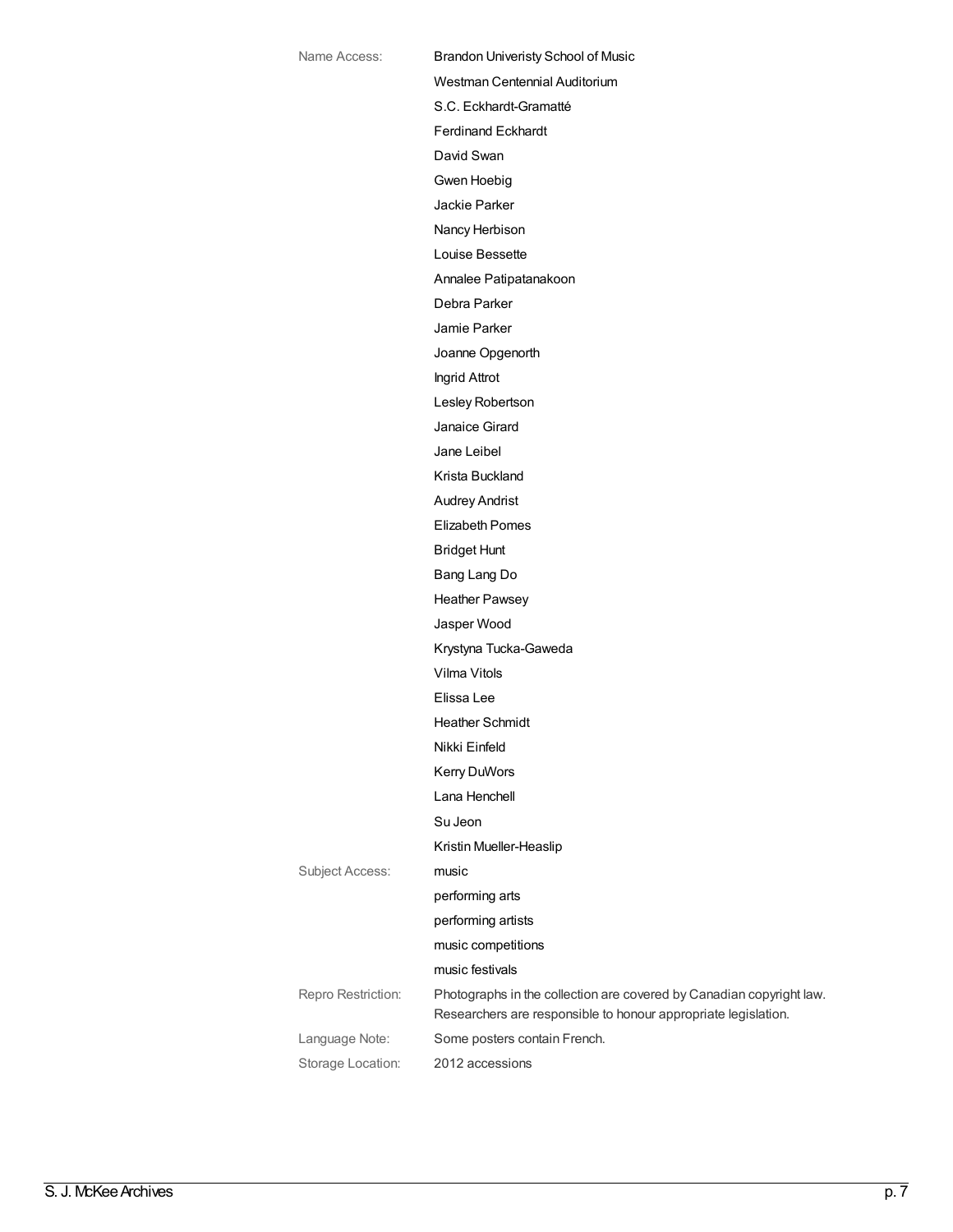Name Access: Brandon Univeristy School of Music
Westman Centennial Auditorium
S.C. Eckhardt-Gramatté
Ferdinand Eckhardt
David Swan
Gwen Hoebig
Jackie Parker
Nancy Herbison
Louise Bessette
Annalee Patipatanakoon
Debra Parker
Jamie Parker
Joanne Opgenorth
Ingrid Attrot
Lesley Robertson
Janaice Girard
Jane Leibel
Krista Buckland
Audrey Andrist
Elizabeth Pomes
Bridget Hunt
Bang Lang Do
Heather Pawsey
Jasper Wood
Krystyna Tucka-Gaweda
Vilma Vitols
Elissa Lee
Heather Schmidt
Nikki Einfeld
Kerry DuWors
Lana Henchell
Su Jeon
Kristin Mueller-Heaslip

Subject Access: music
performing arts
performing artists
music competitions
music festivals

Repro Restriction: Photographs in the collection are covered by Canadian copyright law. Researchers are responsible to honour appropriate legislation.

Language Note: Some posters contain French.

Storage Location: 2012 accessions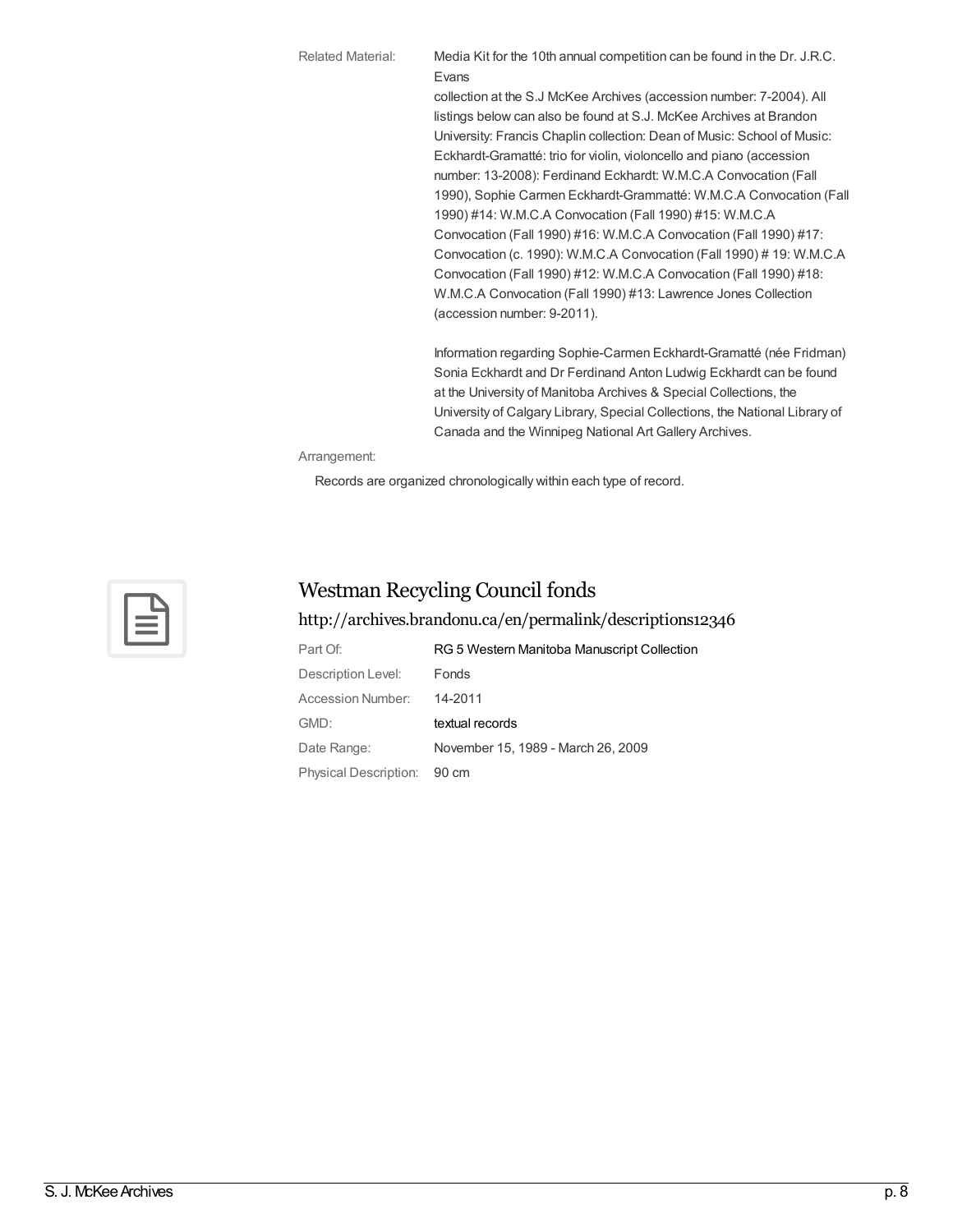Related Material: Media Kit for the 10th annual competition can be found in the Dr. J.R.C. Evans
collection at the S.J McKee Archives (accession number: 7-2004). All listings below can also be found at S.J. McKee Archives at Brandon University: Francis Chaplin collection: Dean of Music: School of Music: Eckhardt-Gramatté: trio for violin, violoncello and piano (accession number: 13-2008): Ferdinand Eckhardt: W.M.C.A Convocation (Fall 1990), Sophie Carmen Eckhardt-Grammatté: W.M.C.A Convocation (Fall 1990) #14: W.M.C.A Convocation (Fall 1990) #15: W.M.C.A Convocation (Fall 1990) #16: W.M.C.A Convocation (Fall 1990) #17: Convocation (c. 1990): W.M.C.A Convocation (Fall 1990) # 19: W.M.C.A Convocation (Fall 1990) #12: W.M.C.A Convocation (Fall 1990) #18: W.M.C.A Convocation (Fall 1990) #13: Lawrence Jones Collection (accession number: 9-2011).

Information regarding Sophie-Carmen Eckhardt-Gramatté (née Fridman) Sonia Eckhardt and Dr Ferdinand Anton Ludwig Eckhardt can be found at the University of Manitoba Archives & Special Collections, the University of Calgary Library, Special Collections, the National Library of Canada and the Winnipeg National Art Gallery Archives.

Arrangement:

Records are organized chronologically within each type of record.

## Westman Recycling Council fonds

http://archives.brandonu.ca/en/permalink/descriptions12346

| | |
|---|---|
| Part Of: | RG 5 Western Manitoba Manuscript Collection |
| Description Level: | Fonds |
| Accession Number: | 14-2011 |
| GMD: | textual records |
| Date Range: | November 15, 1989 - March 26, 2009 |
| Physical Description: | 90 cm |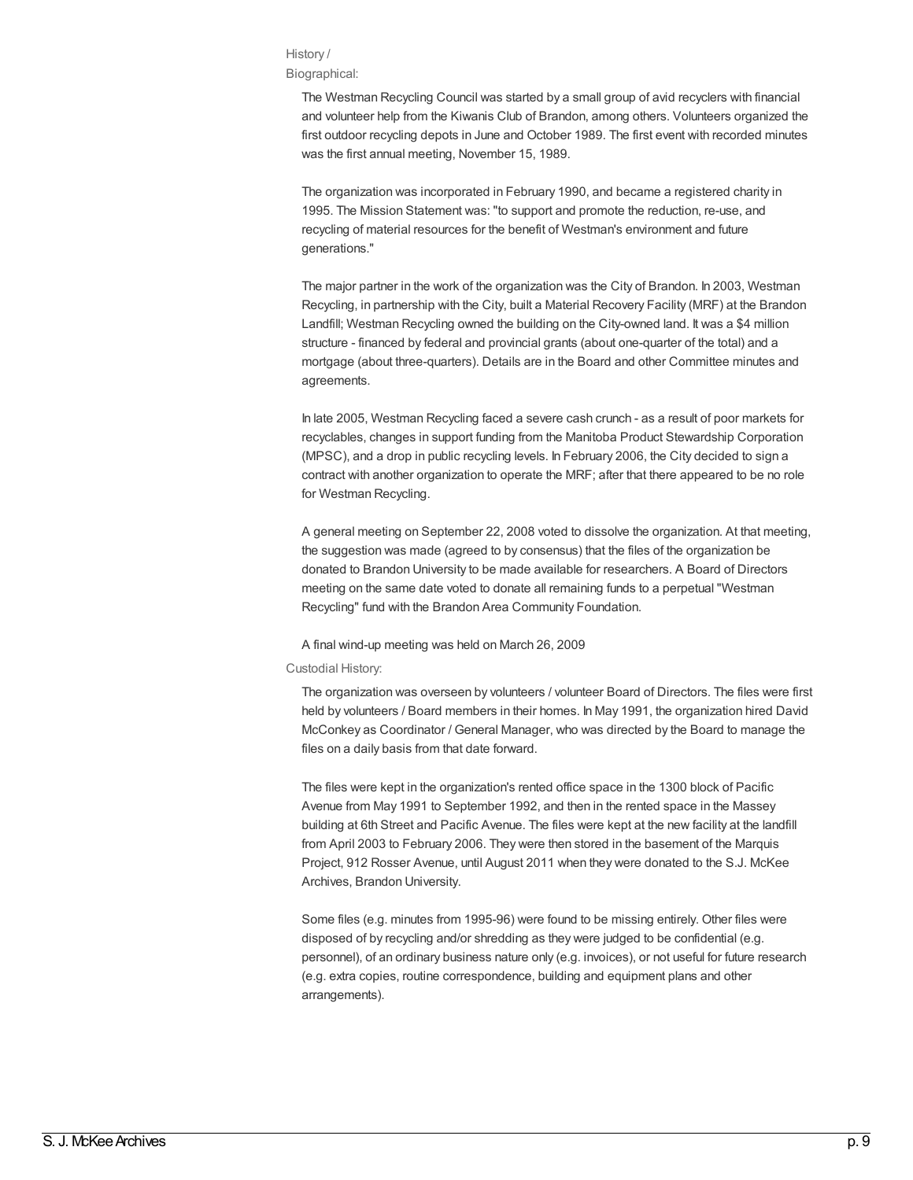History / Biographical:

The Westman Recycling Council was started by a small group of avid recyclers with financial and volunteer help from the Kiwanis Club of Brandon, among others. Volunteers organized the first outdoor recycling depots in June and October 1989. The first event with recorded minutes was the first annual meeting, November 15, 1989.

The organization was incorporated in February 1990, and became a registered charity in 1995. The Mission Statement was: "to support and promote the reduction, re-use, and recycling of material resources for the benefit of Westman's environment and future generations."

The major partner in the work of the organization was the City of Brandon. In 2003, Westman Recycling, in partnership with the City, built a Material Recovery Facility (MRF) at the Brandon Landfill; Westman Recycling owned the building on the City-owned land. It was a $4 million structure - financed by federal and provincial grants (about one-quarter of the total) and a mortgage (about three-quarters). Details are in the Board and other Committee minutes and agreements.

In late 2005, Westman Recycling faced a severe cash crunch - as a result of poor markets for recyclables, changes in support funding from the Manitoba Product Stewardship Corporation (MPSC), and a drop in public recycling levels. In February 2006, the City decided to sign a contract with another organization to operate the MRF; after that there appeared to be no role for Westman Recycling.

A general meeting on September 22, 2008 voted to dissolve the organization. At that meeting, the suggestion was made (agreed to by consensus) that the files of the organization be donated to Brandon University to be made available for researchers. A Board of Directors meeting on the same date voted to donate all remaining funds to a perpetual "Westman Recycling" fund with the Brandon Area Community Foundation.

A final wind-up meeting was held on March 26, 2009

Custodial History:

The organization was overseen by volunteers / volunteer Board of Directors. The files were first held by volunteers / Board members in their homes. In May 1991, the organization hired David McConkey as Coordinator / General Manager, who was directed by the Board to manage the files on a daily basis from that date forward.

The files were kept in the organization's rented office space in the 1300 block of Pacific Avenue from May 1991 to September 1992, and then in the rented space in the Massey building at 6th Street and Pacific Avenue. The files were kept at the new facility at the landfill from April 2003 to February 2006. They were then stored in the basement of the Marquis Project, 912 Rosser Avenue, until August 2011 when they were donated to the S.J. McKee Archives, Brandon University.

Some files (e.g. minutes from 1995-96) were found to be missing entirely. Other files were disposed of by recycling and/or shredding as they were judged to be confidential (e.g. personnel), of an ordinary business nature only (e.g. invoices), or not useful for future research (e.g. extra copies, routine correspondence, building and equipment plans and other arrangements).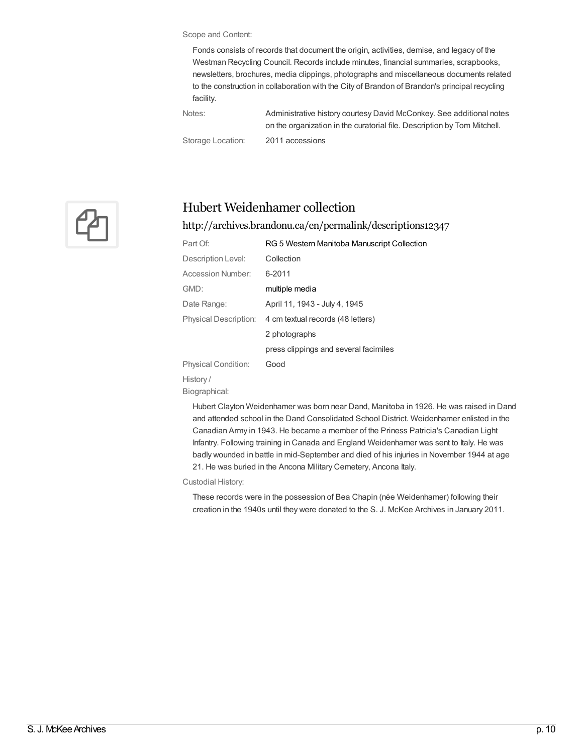Scope and Content:

Fonds consists of records that document the origin, activities, demise, and legacy of the Westman Recycling Council. Records include minutes, financial summaries, scrapbooks, newsletters, brochures, media clippings, photographs and miscellaneous documents related to the construction in collaboration with the City of Brandon of Brandon's principal recycling facility.

| | |
|---|---|
| Notes: | Administrative history courtesy David McConkey. See additional notes on the organization in the curatorial file. Description by Tom Mitchell. |
| Storage Location: | 2011 accessions |

## Hubert Weidenhamer collection

http://archives.brandonu.ca/en/permalink/descriptions12347

| | |
|---|---|
| Part Of: | RG 5 Western Manitoba Manuscript Collection |
| Description Level: | Collection |
| Accession Number: | 6-2011 |
| GMD: | multiple media |
| Date Range: | April 11, 1943 - July 4, 1945 |
| Physical Description: | 4 cm textual records (48 letters) |
| | 2 photographs |
| | press clippings and several facimiles |
| Physical Condition: | Good |

History / Biographical:

Hubert Clayton Weidenhamer was born near Dand, Manitoba in 1926. He was raised in Dand and attended school in the Dand Consolidated School District. Weidenhamer enlisted in the Canadian Army in 1943. He became a member of the Priness Patricia's Canadian Light Infantry. Following training in Canada and England Weidenhamer was sent to Italy. He was badly wounded in battle in mid-September and died of his injuries in November 1944 at age 21. He was buried in the Ancona Military Cemetery, Ancona Italy.

Custodial History:

These records were in the possession of Bea Chapin (née Weidenhamer) following their creation in the 1940s until they were donated to the S. J. McKee Archives in January 2011.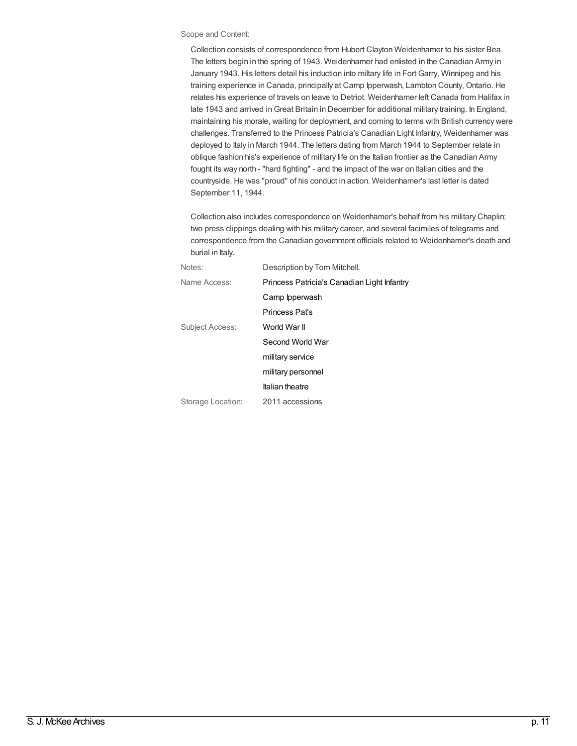Scope and Content:

Collection consists of correspondence from Hubert Clayton Weidenhamer to his sister Bea. The letters begin in the spring of 1943. Weidenhamer had enlisted in the Canadian Army in January 1943. His letters detail his induction into miltary life in Fort Garry, Winnipeg and his training experience in Canada, principally at Camp Ipperwash, Lambton County, Ontario. He relates his experience of travels on leave to Detriot. Weidenhamer left Canada from Halifax in late 1943 and arrived in Great Britain in December for additional military training. In England, maintaining his morale, waiting for deployment, and coming to terms with British currency were challenges. Transferred to the Princess Patricia's Canadian Light Infantry, Weidenhamer was deployed to Italy in March 1944. The letters dating from March 1944 to September relate in oblique fashion his's experience of military life on the Italian frontier as the Canadian Army fought its way north - "hard fighting" - and the impact of the war on Italian cities and the countryside. He was "proud" of his conduct in action. Weidenhamer's last letter is dated September 11, 1944.

Collection also includes correspondence on Weidenhamer's behalf from his military Chaplin; two press clippings dealing with his military career, and several facimiles of telegrams and correspondence from the Canadian government officials related to Weidenhamer's death and burial in Italy.

| | |
|---|---|
| Notes: | Description by Tom Mitchell. |
| Name Access: | Princess Patricia's Canadian Light Infantry |
| | Camp Ipperwash |
| | Princess Pat's |
| Subject Access: | World War II |
| | Second World War |
| | military service |
| | military personnel |
| | Italian theatre |
| Storage Location: | 2011 accessions |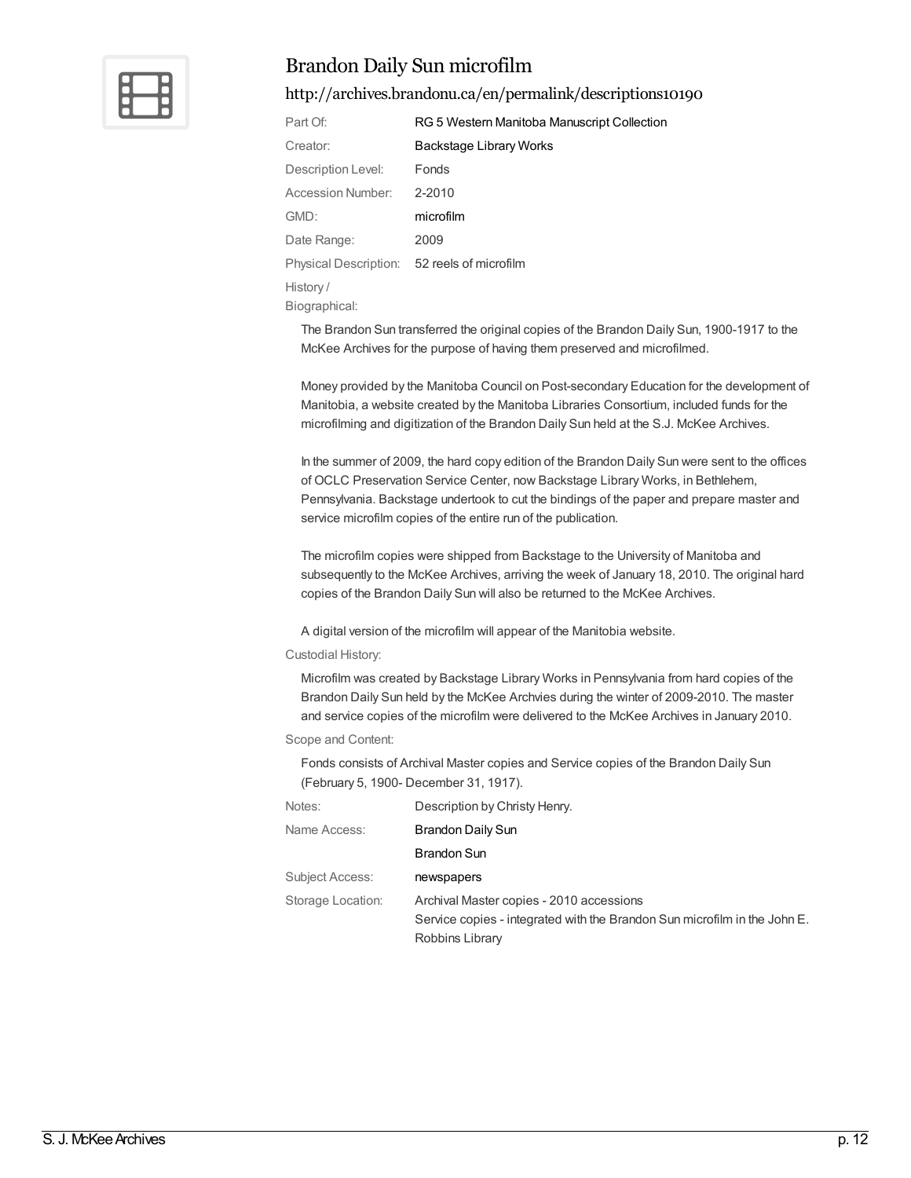## Brandon Daily Sun microfilm

http://archives.brandonu.ca/en/permalink/descriptions10190

| | |
|---|---|
| Part Of: | RG 5 Western Manitoba Manuscript Collection |
| Creator: | Backstage Library Works |
| Description Level: | Fonds |
| Accession Number: | 2-2010 |
| GMD: | microfilm |
| Date Range: | 2009 |
| Physical Description: | 52 reels of microfilm |

History / Biographical:

The Brandon Sun transferred the original copies of the Brandon Daily Sun, 1900-1917 to the McKee Archives for the purpose of having them preserved and microfilmed.

Money provided by the Manitoba Council on Post-secondary Education for the development of Manitobia, a website created by the Manitoba Libraries Consortium, included funds for the microfilming and digitization of the Brandon Daily Sun held at the S.J. McKee Archives.

In the summer of 2009, the hard copy edition of the Brandon Daily Sun were sent to the offices of OCLC Preservation Service Center, now Backstage Library Works, in Bethlehem, Pennsylvania. Backstage undertook to cut the bindings of the paper and prepare master and service microfilm copies of the entire run of the publication.

The microfilm copies were shipped from Backstage to the University of Manitoba and subsequently to the McKee Archives, arriving the week of January 18, 2010. The original hard copies of the Brandon Daily Sun will also be returned to the McKee Archives.

A digital version of the microfilm will appear of the Manitobia website.

Custodial History:

Microfilm was created by Backstage Library Works in Pennsylvania from hard copies of the Brandon Daily Sun held by the McKee Archvies during the winter of 2009-2010. The master and service copies of the microfilm were delivered to the McKee Archives in January 2010.

Scope and Content:

Fonds consists of Archival Master copies and Service copies of the Brandon Daily Sun (February 5, 1900- December 31, 1917).

| | |
|---|---|
| Notes: | Description by Christy Henry. |
| Name Access: | Brandon Daily Sun |
| | Brandon Sun |
| Subject Access: | newspapers |
| Storage Location: | Archival Master copies - 2010 accessions<br>Service copies - integrated with the Brandon Sun microfilm in the John E. Robbins Library |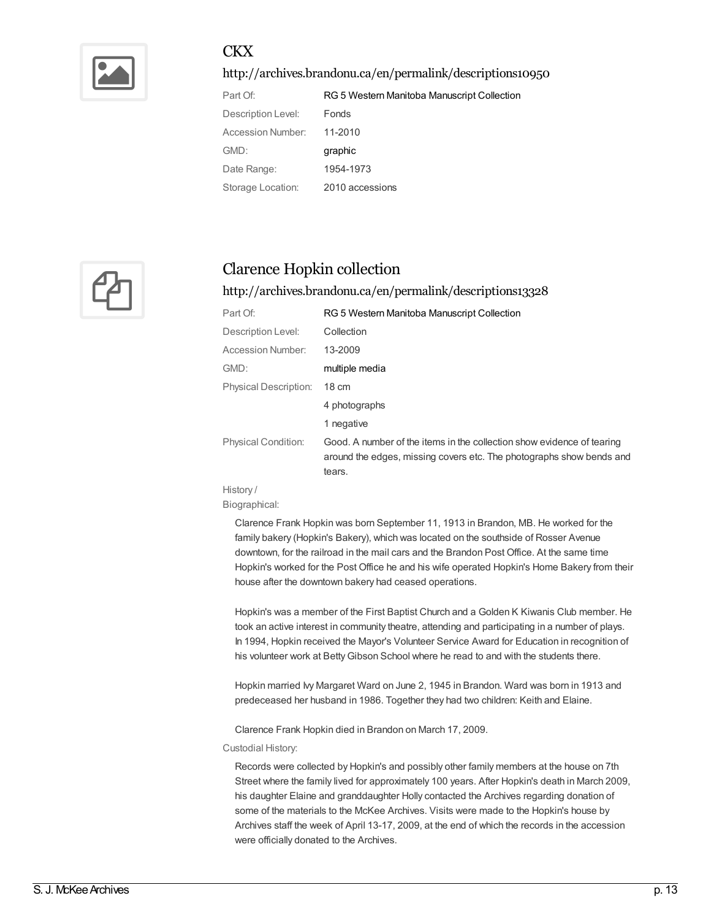## CKX

http://archives.brandonu.ca/en/permalink/descriptions10950

| | |
|---|---|
| Part Of: | RG 5 Western Manitoba Manuscript Collection |
| Description Level: | Fonds |
| Accession Number: | 11-2010 |
| GMD: | graphic |
| Date Range: | 1954-1973 |
| Storage Location: | 2010 accessions |

## Clarence Hopkin collection

http://archives.brandonu.ca/en/permalink/descriptions13328

| | |
|---|---|
| Part Of: | RG 5 Western Manitoba Manuscript Collection |
| Description Level: | Collection |
| Accession Number: | 13-2009 |
| GMD: | multiple media |
| Physical Description: | 18 cm |
| | 4 photographs |
| | 1 negative |
| Physical Condition: | Good. A number of the items in the collection show evidence of tearing around the edges, missing covers etc. The photographs show bends and tears. |

History / Biographical:

Clarence Frank Hopkin was born September 11, 1913 in Brandon, MB. He worked for the family bakery (Hopkin's Bakery), which was located on the southside of Rosser Avenue downtown, for the railroad in the mail cars and the Brandon Post Office. At the same time Hopkin's worked for the Post Office he and his wife operated Hopkin's Home Bakery from their house after the downtown bakery had ceased operations.

Hopkin's was a member of the First Baptist Church and a Golden K Kiwanis Club member. He took an active interest in community theatre, attending and participating in a number of plays. In 1994, Hopkin received the Mayor's Volunteer Service Award for Education in recognition of his volunteer work at Betty Gibson School where he read to and with the students there.

Hopkin married Ivy Margaret Ward on June 2, 1945 in Brandon. Ward was born in 1913 and predeceased her husband in 1986. Together they had two children: Keith and Elaine.

Clarence Frank Hopkin died in Brandon on March 17, 2009.

Custodial History:

Records were collected by Hopkin's and possibly other family members at the house on 7th Street where the family lived for approximately 100 years. After Hopkin's death in March 2009, his daughter Elaine and granddaughter Holly contacted the Archives regarding donation of some of the materials to the McKee Archives. Visits were made to the Hopkin's house by Archives staff the week of April 13-17, 2009, at the end of which the records in the accession were officially donated to the Archives.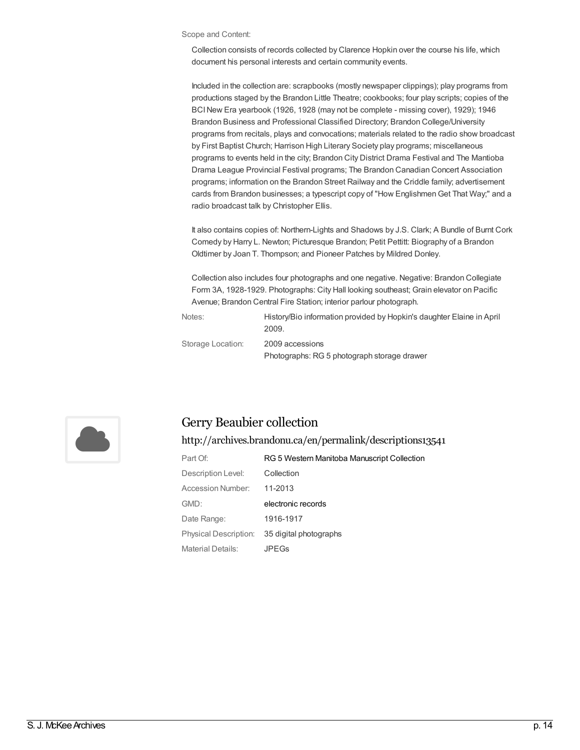Scope and Content:

Collection consists of records collected by Clarence Hopkin over the course his life, which document his personal interests and certain community events.

Included in the collection are: scrapbooks (mostly newspaper clippings); play programs from productions staged by the Brandon Little Theatre; cookbooks; four play scripts; copies of the BCI New Era yearbook (1926, 1928 (may not be complete - missing cover), 1929); 1946 Brandon Business and Professional Classified Directory; Brandon College/University programs from recitals, plays and convocations; materials related to the radio show broadcast by First Baptist Church; Harrison High Literary Society play programs; miscellaneous programs to events held in the city; Brandon City District Drama Festival and The Mantioba Drama League Provincial Festival programs; The Brandon Canadian Concert Association programs; information on the Brandon Street Railway and the Criddle family; advertisement cards from Brandon businesses; a typescript copy of "How Englishmen Get That Way;" and a radio broadcast talk by Christopher Ellis.

It also contains copies of: Northern-Lights and Shadows by J.S. Clark; A Bundle of Burnt Cork Comedy by Harry L. Newton; Picturesque Brandon; Petit Pettitt: Biography of a Brandon Oldtimer by Joan T. Thompson; and Pioneer Patches by Mildred Donley.

Collection also includes four photographs and one negative. Negative: Brandon Collegiate Form 3A, 1928-1929. Photographs: City Hall looking southeast; Grain elevator on Pacific Avenue; Brandon Central Fire Station; interior parlour photograph.

| | |
|---|---|
| Notes: | History/Bio information provided by Hopkin's daughter Elaine in April 2009. |
| Storage Location: | 2009 accessions<br>Photographs: RG 5 photograph storage drawer |

## Gerry Beaubier collection

http://archives.brandonu.ca/en/permalink/descriptions13541

| | |
|---|---|
| Part Of: | RG 5 Western Manitoba Manuscript Collection |
| Description Level: | Collection |
| Accession Number: | 11-2013 |
| GMD: | electronic records |
| Date Range: | 1916-1917 |
| Physical Description: | 35 digital photographs |
| Material Details: | JPEGs |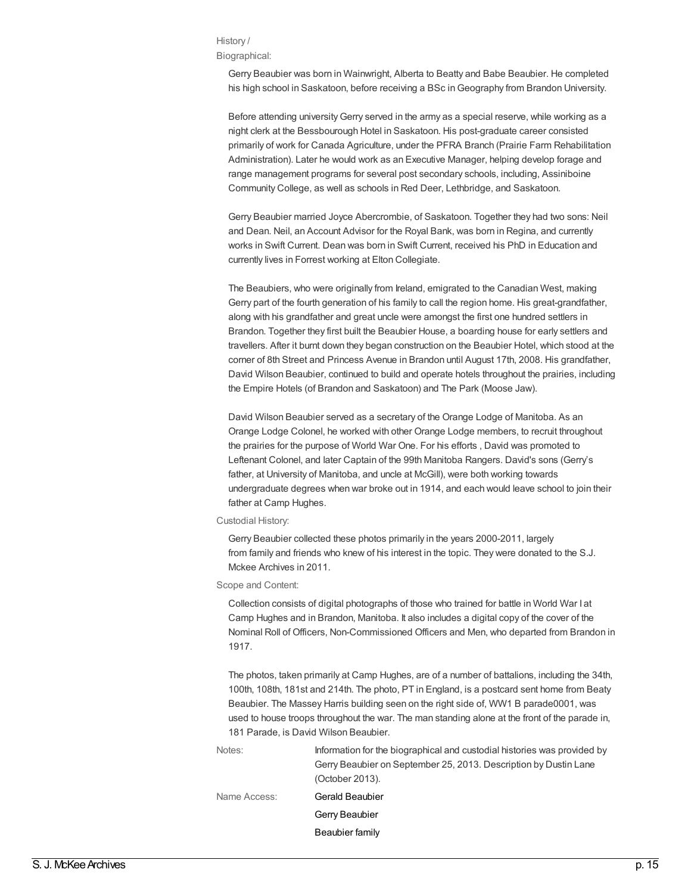History / Biographical:

Gerry Beaubier was born in Wainwright, Alberta to Beatty and Babe Beaubier. He completed his high school in Saskatoon, before receiving a BSc in Geography from Brandon University.

Before attending university Gerry served in the army as a special reserve, while working as a night clerk at the Bessbourough Hotel in Saskatoon. His post-graduate career consisted primarily of work for Canada Agriculture, under the PFRA Branch (Prairie Farm Rehabilitation Administration). Later he would work as an Executive Manager, helping develop forage and range management programs for several post secondary schools, including, Assiniboine Community College, as well as schools in Red Deer, Lethbridge, and Saskatoon.

Gerry Beaubier married Joyce Abercrombie, of Saskatoon. Together they had two sons: Neil and Dean. Neil, an Account Advisor for the Royal Bank, was born in Regina, and currently works in Swift Current. Dean was born in Swift Current, received his PhD in Education and currently lives in Forrest working at Elton Collegiate.

The Beaubiers, who were originally from Ireland, emigrated to the Canadian West, making Gerry part of the fourth generation of his family to call the region home. His great-grandfather, along with his grandfather and great uncle were amongst the first one hundred settlers in Brandon. Together they first built the Beaubier House, a boarding house for early settlers and travellers. After it burnt down they began construction on the Beaubier Hotel, which stood at the corner of 8th Street and Princess Avenue in Brandon until August 17th, 2008. His grandfather, David Wilson Beaubier, continued to build and operate hotels throughout the prairies, including the Empire Hotels (of Brandon and Saskatoon) and The Park (Moose Jaw).

David Wilson Beaubier served as a secretary of the Orange Lodge of Manitoba. As an Orange Lodge Colonel, he worked with other Orange Lodge members, to recruit throughout the prairies for the purpose of World War One. For his efforts , David was promoted to Leftenant Colonel, and later Captain of the 99th Manitoba Rangers. David's sons (Gerry's father, at University of Manitoba, and uncle at McGill), were both working towards undergraduate degrees when war broke out in 1914, and each would leave school to join their father at Camp Hughes.

Custodial History:

Gerry Beaubier collected these photos primarily in the years 2000-2011, largely from family and friends who knew of his interest in the topic. They were donated to the S.J. Mckee Archives in 2011.

Scope and Content:

Collection consists of digital photographs of those who trained for battle in World War I at Camp Hughes and in Brandon, Manitoba. It also includes a digital copy of the cover of the Nominal Roll of Officers, Non-Commissioned Officers and Men, who departed from Brandon in 1917.

The photos, taken primarily at Camp Hughes, are of a number of battalions, including the 34th, 100th, 108th, 181st and 214th. The photo, PT in England, is a postcard sent home from Beaty Beaubier. The Massey Harris building seen on the right side of, WW1 B parade0001, was used to house troops throughout the war. The man standing alone at the front of the parade in, 181 Parade, is David Wilson Beaubier.

Notes: Information for the biographical and custodial histories was provided by Gerry Beaubier on September 25, 2013. Description by Dustin Lane (October 2013).

Name Access: Gerald Beaubier
Gerry Beaubier
Beaubier family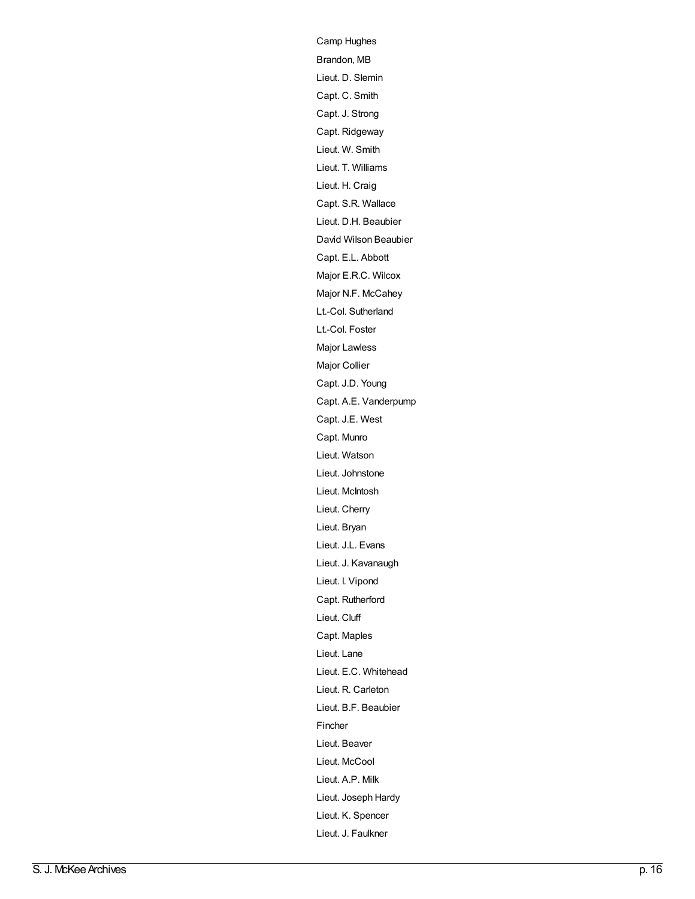Camp Hughes

Brandon, MB

Lieut. D. Slemin

Capt. C. Smith

Capt. J. Strong

Capt. Ridgeway

Lieut. W. Smith

Lieut. T. Williams

Lieut. H. Craig

Capt. S.R. Wallace

Lieut. D.H. Beaubier

David Wilson Beaubier

Capt. E.L. Abbott

Major E.R.C. Wilcox

Major N.F. McCahey

Lt.-Col. Sutherland

Lt.-Col. Foster

Major Lawless

Major Collier

Capt. J.D. Young

Capt. A.E. Vanderpump

Capt. J.E. West

Capt. Munro

Lieut. Watson

Lieut. Johnstone

Lieut. McIntosh

Lieut. Cherry

Lieut. Bryan

Lieut. J.L. Evans

Lieut. J. Kavanaugh

Lieut. I. Vipond

Capt. Rutherford

Lieut. Cluff

Capt. Maples

Lieut. Lane

Lieut. E.C. Whitehead

Lieut. R. Carleton

Lieut. B.F. Beaubier

Fincher

Lieut. Beaver

Lieut. McCool

Lieut. A.P. Milk

Lieut. Joseph Hardy

Lieut. K. Spencer

Lieut. J. Faulkner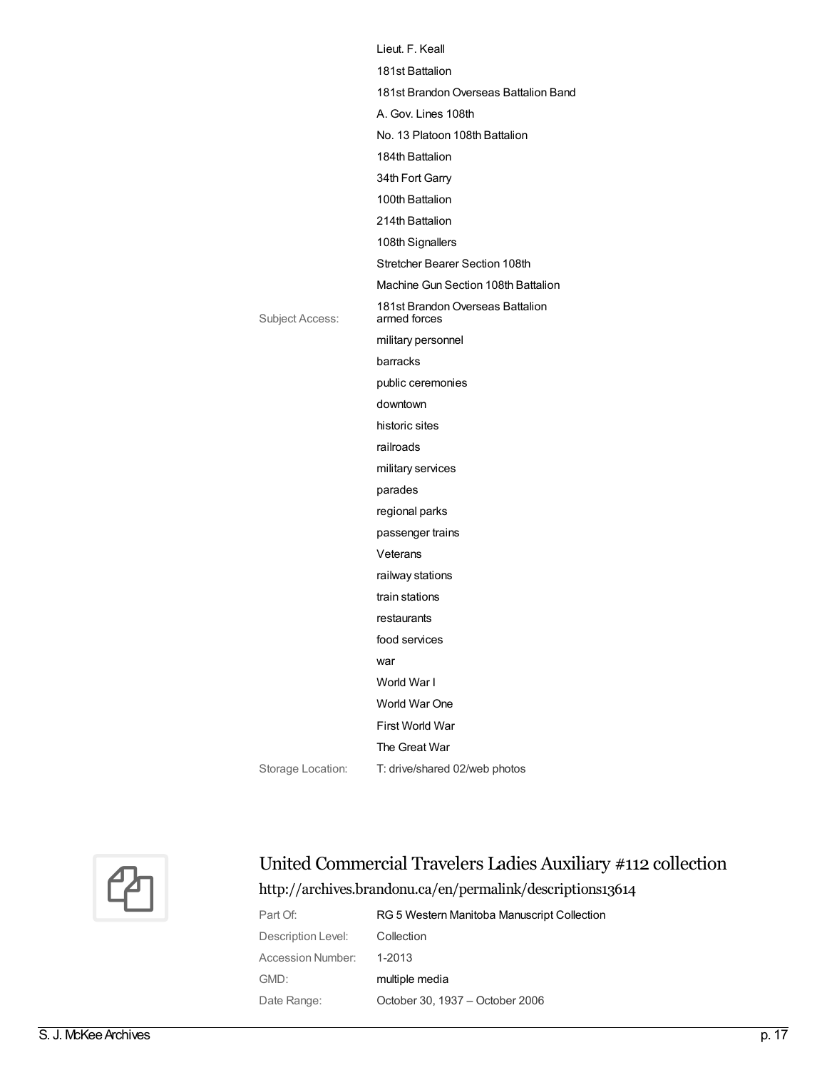Lieut. F. Keall
181st Battalion
181st Brandon Overseas Battalion Band
A. Gov. Lines 108th
No. 13 Platoon 108th Battalion
184th Battalion
34th Fort Garry
100th Battalion
214th Battalion
108th Signallers
Stretcher Bearer Section 108th
Machine Gun Section 108th Battalion
181st Brandon Overseas Battalion

Subject Access: armed forces
military personnel
barracks
public ceremonies
downtown
historic sites
railroads
military services
parades
regional parks
passenger trains
Veterans
railway stations
train stations
restaurants
food services
war
World War I
World War One
First World War
The Great War

Storage Location: T: drive/shared 02/web photos

## United Commercial Travelers Ladies Auxiliary #112 collection

http://archives.brandonu.ca/en/permalink/descriptions13614

| | |
|---|---|
| Part Of: | RG 5 Western Manitoba Manuscript Collection |
| Description Level: | Collection |
| Accession Number: | 1-2013 |
| GMD: | multiple media |
| Date Range: | October 30, 1937 – October 2006 |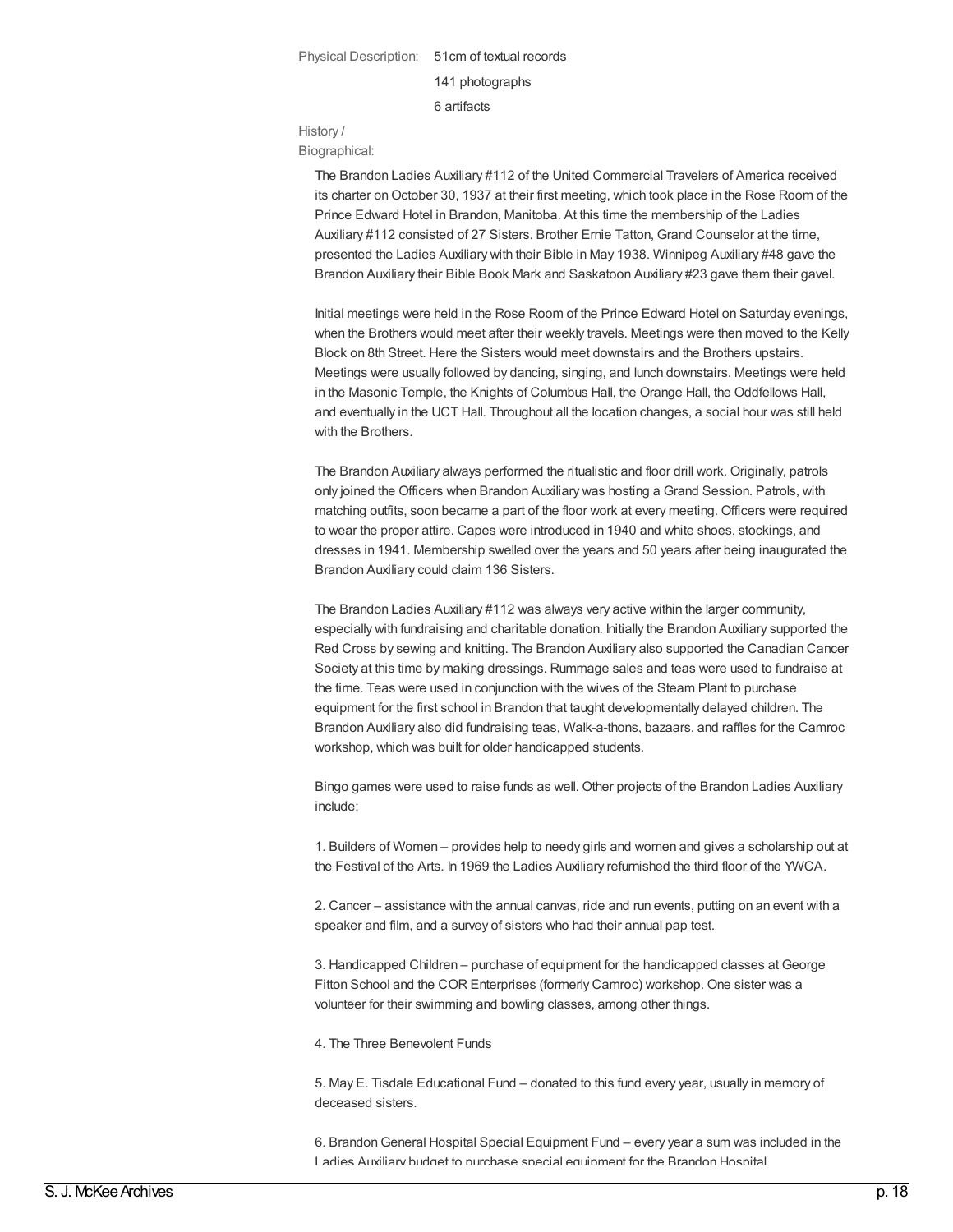Physical Description: 51cm of textual records

141 photographs

6 artifacts

History / Biographical:

The Brandon Ladies Auxiliary #112 of the United Commercial Travelers of America received its charter on October 30, 1937 at their first meeting, which took place in the Rose Room of the Prince Edward Hotel in Brandon, Manitoba. At this time the membership of the Ladies Auxiliary #112 consisted of 27 Sisters. Brother Ernie Tatton, Grand Counselor at the time, presented the Ladies Auxiliary with their Bible in May 1938. Winnipeg Auxiliary #48 gave the Brandon Auxiliary their Bible Book Mark and Saskatoon Auxiliary #23 gave them their gavel.

Initial meetings were held in the Rose Room of the Prince Edward Hotel on Saturday evenings, when the Brothers would meet after their weekly travels. Meetings were then moved to the Kelly Block on 8th Street. Here the Sisters would meet downstairs and the Brothers upstairs. Meetings were usually followed by dancing, singing, and lunch downstairs. Meetings were held in the Masonic Temple, the Knights of Columbus Hall, the Orange Hall, the Oddfellows Hall, and eventually in the UCT Hall. Throughout all the location changes, a social hour was still held with the Brothers.

The Brandon Auxiliary always performed the ritualistic and floor drill work. Originally, patrols only joined the Officers when Brandon Auxiliary was hosting a Grand Session. Patrols, with matching outfits, soon became a part of the floor work at every meeting. Officers were required to wear the proper attire. Capes were introduced in 1940 and white shoes, stockings, and dresses in 1941. Membership swelled over the years and 50 years after being inaugurated the Brandon Auxiliary could claim 136 Sisters.

The Brandon Ladies Auxiliary #112 was always very active within the larger community, especially with fundraising and charitable donation. Initially the Brandon Auxiliary supported the Red Cross by sewing and knitting. The Brandon Auxiliary also supported the Canadian Cancer Society at this time by making dressings. Rummage sales and teas were used to fundraise at the time. Teas were used in conjunction with the wives of the Steam Plant to purchase equipment for the first school in Brandon that taught developmentally delayed children. The Brandon Auxiliary also did fundraising teas, Walk-a-thons, bazaars, and raffles for the Camroc workshop, which was built for older handicapped students.

Bingo games were used to raise funds as well. Other projects of the Brandon Ladies Auxiliary include:

1. Builders of Women – provides help to needy girls and women and gives a scholarship out at the Festival of the Arts. In 1969 the Ladies Auxiliary refurnished the third floor of the YWCA.

2. Cancer – assistance with the annual canvas, ride and run events, putting on an event with a speaker and film, and a survey of sisters who had their annual pap test.

3. Handicapped Children – purchase of equipment for the handicapped classes at George Fitton School and the COR Enterprises (formerly Camroc) workshop. One sister was a volunteer for their swimming and bowling classes, among other things.

4. The Three Benevolent Funds

5. May E. Tisdale Educational Fund – donated to this fund every year, usually in memory of deceased sisters.

6. Brandon General Hospital Special Equipment Fund – every year a sum was included in the Ladies Auxiliary budget to purchase special equipment for the Brandon Hospital.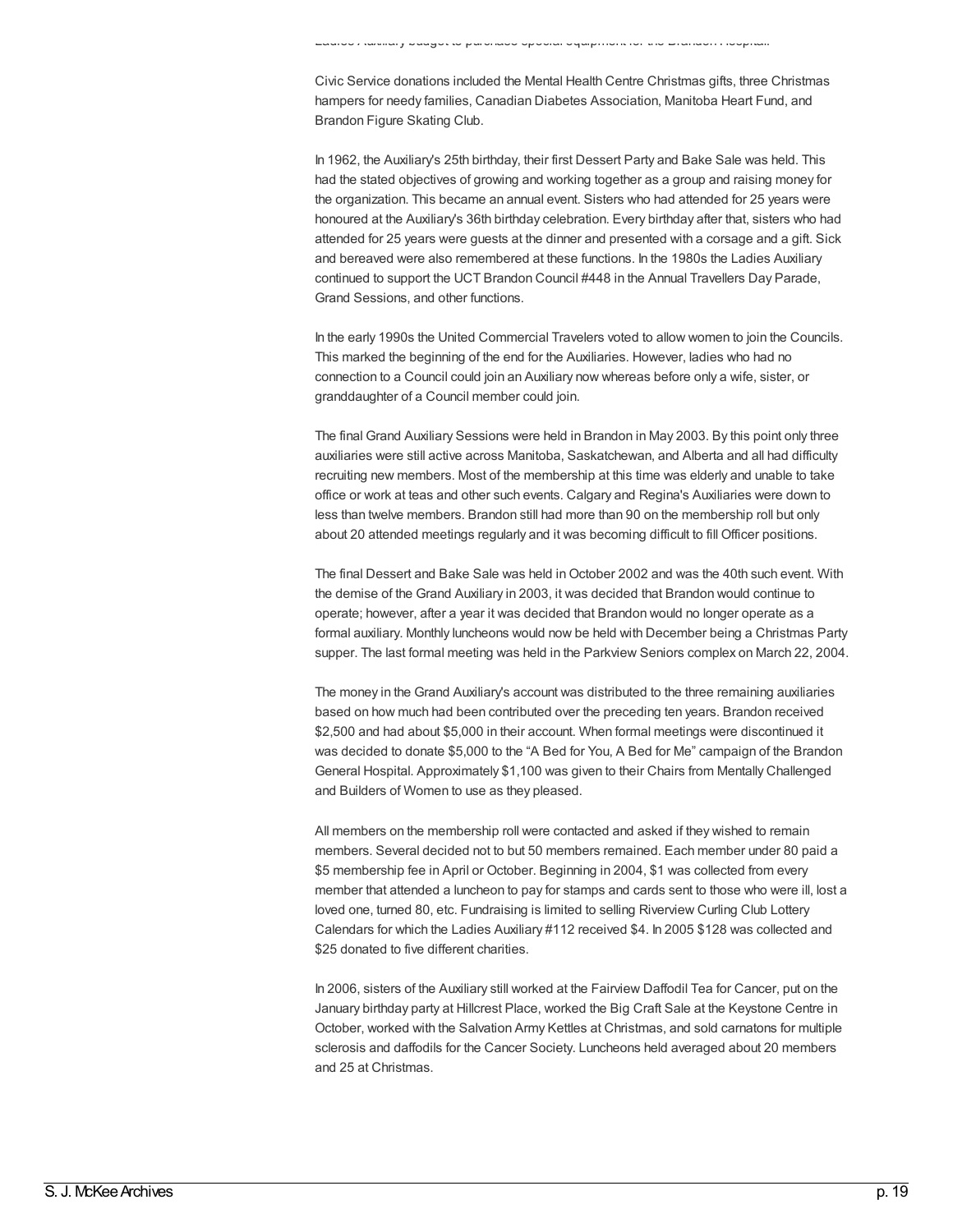Ladies Auxiliary budget to purchase special equipment for the Brandon Hospital.

Civic Service donations included the Mental Health Centre Christmas gifts, three Christmas hampers for needy families, Canadian Diabetes Association, Manitoba Heart Fund, and Brandon Figure Skating Club.

In 1962, the Auxiliary's 25th birthday, their first Dessert Party and Bake Sale was held. This had the stated objectives of growing and working together as a group and raising money for the organization. This became an annual event. Sisters who had attended for 25 years were honoured at the Auxiliary's 36th birthday celebration. Every birthday after that, sisters who had attended for 25 years were guests at the dinner and presented with a corsage and a gift. Sick and bereaved were also remembered at these functions. In the 1980s the Ladies Auxiliary continued to support the UCT Brandon Council #448 in the Annual Travellers Day Parade, Grand Sessions, and other functions.

In the early 1990s the United Commercial Travelers voted to allow women to join the Councils. This marked the beginning of the end for the Auxiliaries. However, ladies who had no connection to a Council could join an Auxiliary now whereas before only a wife, sister, or granddaughter of a Council member could join.

The final Grand Auxiliary Sessions were held in Brandon in May 2003. By this point only three auxiliaries were still active across Manitoba, Saskatchewan, and Alberta and all had difficulty recruiting new members. Most of the membership at this time was elderly and unable to take office or work at teas and other such events. Calgary and Regina's Auxiliaries were down to less than twelve members. Brandon still had more than 90 on the membership roll but only about 20 attended meetings regularly and it was becoming difficult to fill Officer positions.

The final Dessert and Bake Sale was held in October 2002 and was the 40th such event. With the demise of the Grand Auxiliary in 2003, it was decided that Brandon would continue to operate; however, after a year it was decided that Brandon would no longer operate as a formal auxiliary. Monthly luncheons would now be held with December being a Christmas Party supper. The last formal meeting was held in the Parkview Seniors complex on March 22, 2004.

The money in the Grand Auxiliary's account was distributed to the three remaining auxiliaries based on how much had been contributed over the preceding ten years. Brandon received $2,500 and had about $5,000 in their account. When formal meetings were discontinued it was decided to donate $5,000 to the "A Bed for You, A Bed for Me" campaign of the Brandon General Hospital. Approximately $1,100 was given to their Chairs from Mentally Challenged and Builders of Women to use as they pleased.

All members on the membership roll were contacted and asked if they wished to remain members. Several decided not to but 50 members remained. Each member under 80 paid a $5 membership fee in April or October. Beginning in 2004, $1 was collected from every member that attended a luncheon to pay for stamps and cards sent to those who were ill, lost a loved one, turned 80, etc. Fundraising is limited to selling Riverview Curling Club Lottery Calendars for which the Ladies Auxiliary #112 received $4. In 2005 $128 was collected and $25 donated to five different charities.

In 2006, sisters of the Auxiliary still worked at the Fairview Daffodil Tea for Cancer, put on the January birthday party at Hillcrest Place, worked the Big Craft Sale at the Keystone Centre in October, worked with the Salvation Army Kettles at Christmas, and sold carnatons for multiple sclerosis and daffodils for the Cancer Society. Luncheons held averaged about 20 members and 25 at Christmas.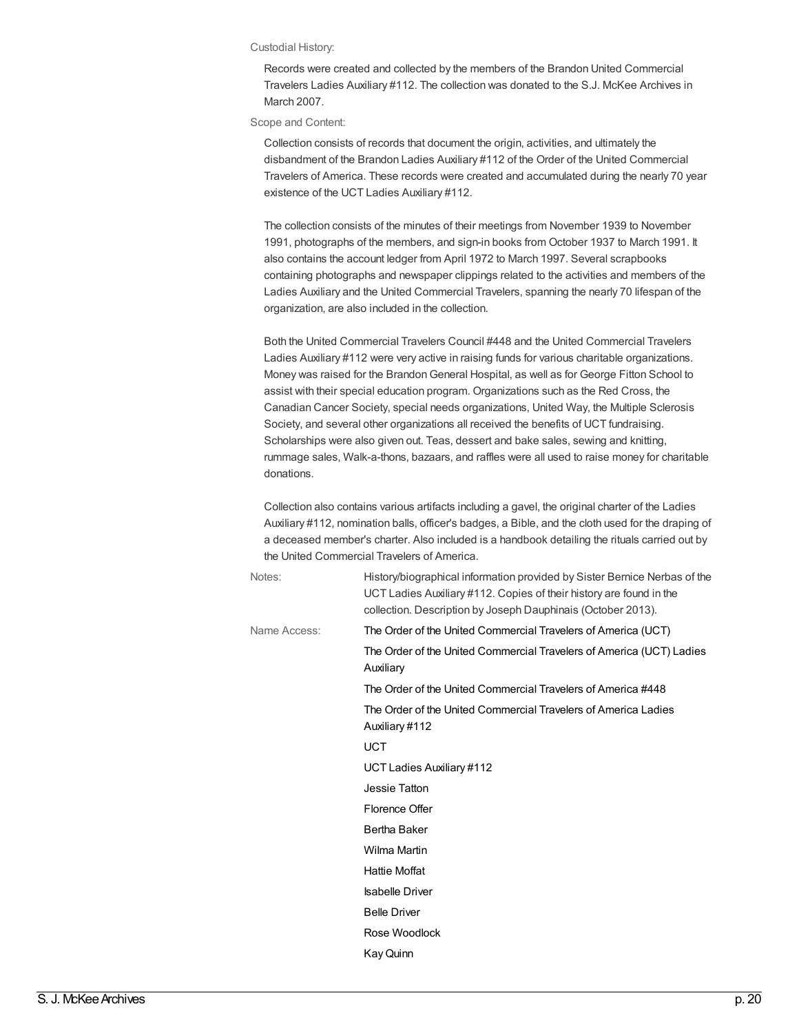Custodial History:

Records were created and collected by the members of the Brandon United Commercial Travelers Ladies Auxiliary #112. The collection was donated to the S.J. McKee Archives in March 2007.

Scope and Content:

Collection consists of records that document the origin, activities, and ultimately the disbandment of the Brandon Ladies Auxiliary #112 of the Order of the United Commercial Travelers of America. These records were created and accumulated during the nearly 70 year existence of the UCT Ladies Auxiliary #112.

The collection consists of the minutes of their meetings from November 1939 to November 1991, photographs of the members, and sign-in books from October 1937 to March 1991. It also contains the account ledger from April 1972 to March 1997. Several scrapbooks containing photographs and newspaper clippings related to the activities and members of the Ladies Auxiliary and the United Commercial Travelers, spanning the nearly 70 lifespan of the organization, are also included in the collection.

Both the United Commercial Travelers Council #448 and the United Commercial Travelers Ladies Auxiliary #112 were very active in raising funds for various charitable organizations. Money was raised for the Brandon General Hospital, as well as for George Fitton School to assist with their special education program. Organizations such as the Red Cross, the Canadian Cancer Society, special needs organizations, United Way, the Multiple Sclerosis Society, and several other organizations all received the benefits of UCT fundraising. Scholarships were also given out. Teas, dessert and bake sales, sewing and knitting, rummage sales, Walk-a-thons, bazaars, and raffles were all used to raise money for charitable donations.

Collection also contains various artifacts including a gavel, the original charter of the Ladies Auxiliary #112, nomination balls, officer's badges, a Bible, and the cloth used for the draping of a deceased member's charter. Also included is a handbook detailing the rituals carried out by the United Commercial Travelers of America.

Notes: History/biographical information provided by Sister Bernice Nerbas of the UCT Ladies Auxiliary #112. Copies of their history are found in the collection. Description by Joseph Dauphinais (October 2013).

Name Access:
The Order of the United Commercial Travelers of America (UCT)
The Order of the United Commercial Travelers of America (UCT) Ladies Auxiliary
The Order of the United Commercial Travelers of America #448
The Order of the United Commercial Travelers of America Ladies Auxiliary #112
UCT
UCT Ladies Auxiliary #112
Jessie Tatton
Florence Offer
Bertha Baker
Wilma Martin
Hattie Moffat
Isabelle Driver
Belle Driver
Rose Woodlock
Kay Quinn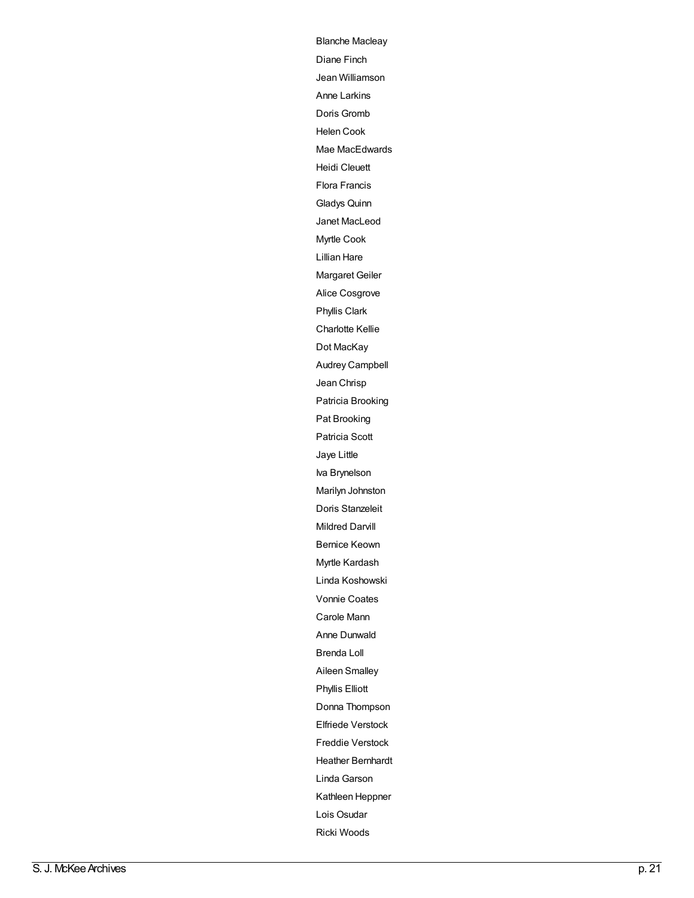Blanche Macleay

Diane Finch

Jean Williamson

Anne Larkins

Doris Gromb

Helen Cook

Mae MacEdwards

Heidi Cleuett

Flora Francis

Gladys Quinn

Janet MacLeod

Myrtle Cook

Lillian Hare

Margaret Geiler

Alice Cosgrove

Phyllis Clark

Charlotte Kellie

Dot MacKay

Audrey Campbell

Jean Chrisp

Patricia Brooking

Pat Brooking

Patricia Scott

Jaye Little

Iva Brynelson

Marilyn Johnston

Doris Stanzeleit

Mildred Darvill

Bernice Keown

Myrtle Kardash

Linda Koshowski

Vonnie Coates

Carole Mann

Anne Dunwald

Brenda Loll

Aileen Smalley

Phyllis Elliott

Donna Thompson

Elfriede Verstock

Freddie Verstock

Heather Bernhardt

Linda Garson

Kathleen Heppner

Lois Osudar

Ricki Woods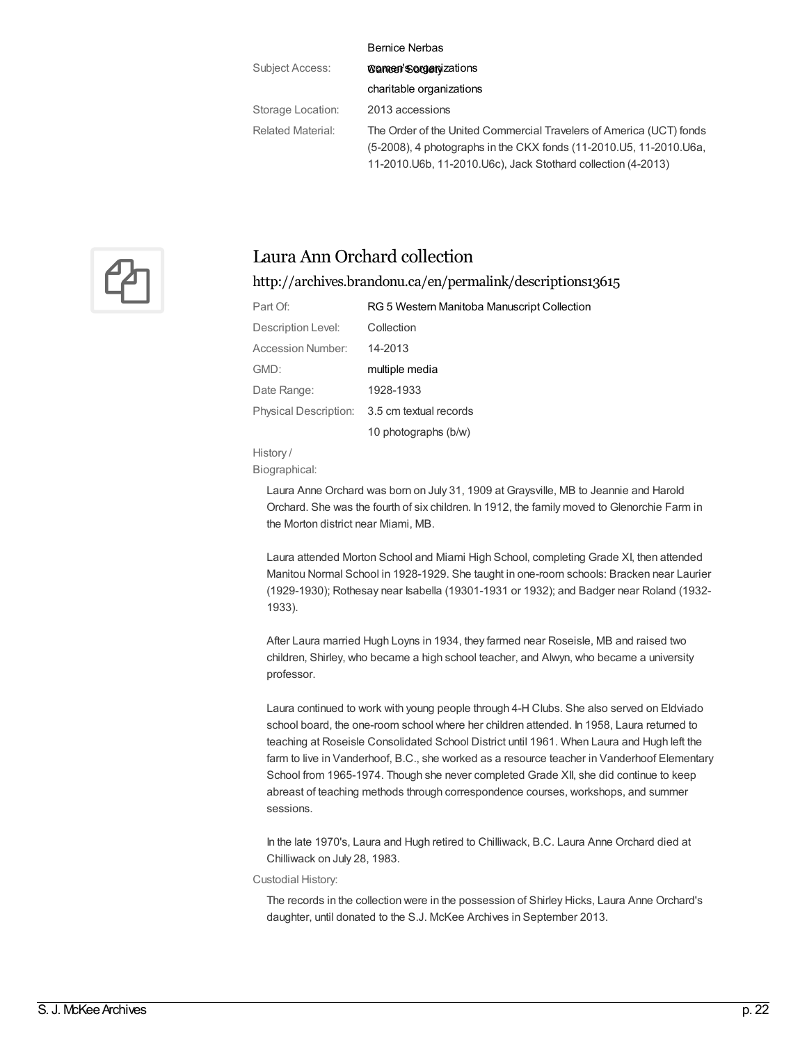| | |
|---|---|
| | Bernice Nerbas |
| Subject Access: | women's organizations |
| | Cancer Society |
| | charitable organizations |
| Storage Location: | 2013 accessions |
| Related Material: | The Order of the United Commercial Travelers of America (UCT) fonds (5-2008), 4 photographs in the CKX fonds (11-2010.U5, 11-2010.U6a, 11-2010.U6b, 11-2010.U6c), Jack Stothard collection (4-2013) |

## Laura Ann Orchard collection

http://archives.brandonu.ca/en/permalink/descriptions13615

| | |
|---|---|
| Part Of: | RG 5 Western Manitoba Manuscript Collection |
| Description Level: | Collection |
| Accession Number: | 14-2013 |
| GMD: | multiple media |
| Date Range: | 1928-1933 |
| Physical Description: | 3.5 cm textual records |
| | 10 photographs (b/w) |

History / Biographical:

Laura Anne Orchard was born on July 31, 1909 at Graysville, MB to Jeannie and Harold Orchard. She was the fourth of six children. In 1912, the family moved to Glenorchie Farm in the Morton district near Miami, MB.

Laura attended Morton School and Miami High School, completing Grade XI, then attended Manitou Normal School in 1928-1929. She taught in one-room schools: Bracken near Laurier (1929-1930); Rothesay near Isabella (19301-1931 or 1932); and Badger near Roland (1932-1933).

After Laura married Hugh Loyns in 1934, they farmed near Roseisle, MB and raised two children, Shirley, who became a high school teacher, and Alwyn, who became a university professor.

Laura continued to work with young people through 4-H Clubs. She also served on Eldviado school board, the one-room school where her children attended. In 1958, Laura returned to teaching at Roseisle Consolidated School District until 1961. When Laura and Hugh left the farm to live in Vanderhoof, B.C., she worked as a resource teacher in Vanderhoof Elementary School from 1965-1974. Though she never completed Grade XII, she did continue to keep abreast of teaching methods through correspondence courses, workshops, and summer sessions.

In the late 1970's, Laura and Hugh retired to Chilliwack, B.C. Laura Anne Orchard died at Chilliwack on July 28, 1983.

Custodial History:

The records in the collection were in the possession of Shirley Hicks, Laura Anne Orchard's daughter, until donated to the S.J. McKee Archives in September 2013.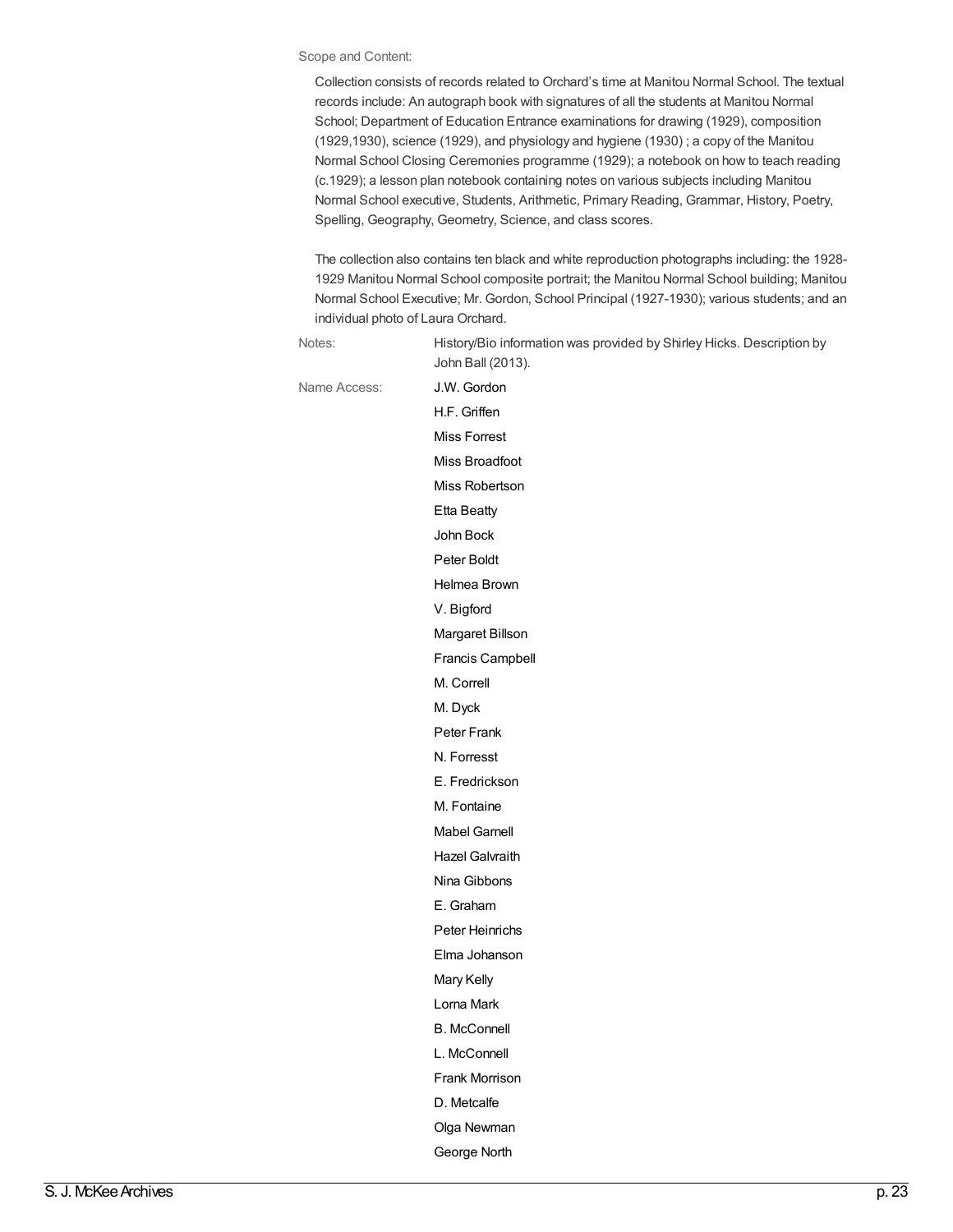Scope and Content:

Collection consists of records related to Orchard's time at Manitou Normal School. The textual records include: An autograph book with signatures of all the students at Manitou Normal School; Department of Education Entrance examinations for drawing (1929), composition (1929,1930), science (1929), and physiology and hygiene (1930) ; a copy of the Manitou Normal School Closing Ceremonies programme (1929); a notebook on how to teach reading (c.1929); a lesson plan notebook containing notes on various subjects including Manitou Normal School executive, Students, Arithmetic, Primary Reading, Grammar, History, Poetry, Spelling, Geography, Geometry, Science, and class scores.

The collection also contains ten black and white reproduction photographs including: the 1928-1929 Manitou Normal School composite portrait; the Manitou Normal School building; Manitou Normal School Executive; Mr. Gordon, School Principal (1927-1930); various students; and an individual photo of Laura Orchard.

Notes: History/Bio information was provided by Shirley Hicks. Description by John Ball (2013).

Name Access:
J.W. Gordon
H.F. Griffen
Miss Forrest
Miss Broadfoot
Miss Robertson
Etta Beatty
John Bock
Peter Boldt
Helmea Brown
V. Bigford
Margaret Billson
Francis Campbell
M. Correll
M. Dyck
Peter Frank
N. Forresst
E. Fredrickson
M. Fontaine
Mabel Garnell
Hazel Galvraith
Nina Gibbons
E. Graham
Peter Heinrichs
Elma Johanson
Mary Kelly
Lorna Mark
B. McConnell
L. McConnell
Frank Morrison
D. Metcalfe
Olga Newman
George North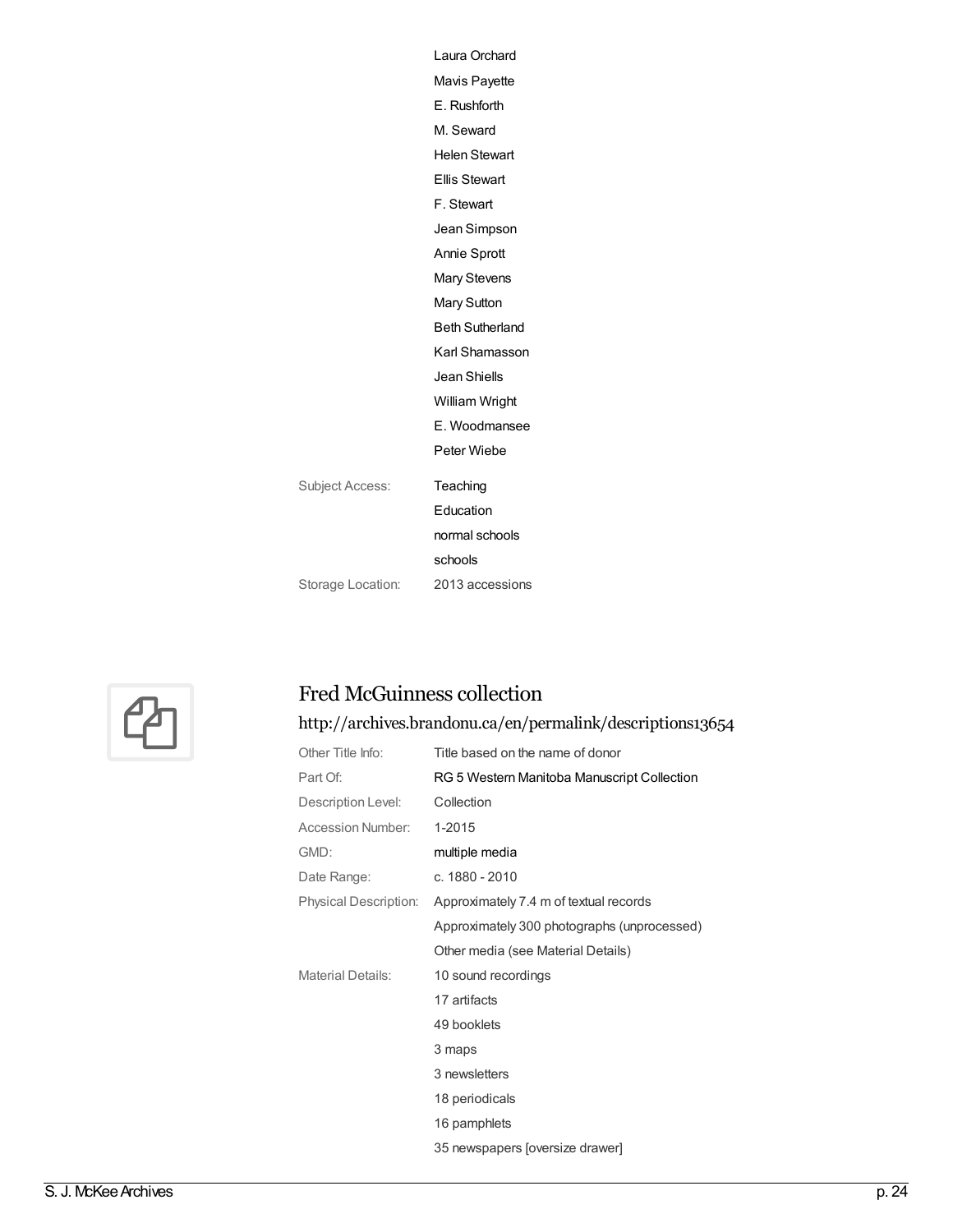Laura Orchard
Mavis Payette
E. Rushforth
M. Seward
Helen Stewart
Ellis Stewart
F. Stewart
Jean Simpson
Annie Sprott
Mary Stevens
Mary Sutton
Beth Sutherland
Karl Shamasson
Jean Shiells
William Wright
E. Woodmansee
Peter Wiebe

Subject Access: Teaching
Education
normal schools
schools

Storage Location: 2013 accessions

## Fred McGuinness collection

http://archives.brandonu.ca/en/permalink/descriptions13654

Other Title Info: Title based on the name of donor

Part Of: RG 5 Western Manitoba Manuscript Collection

Description Level: Collection

Accession Number: 1-2015

GMD: multiple media

Date Range: c. 1880 - 2010

Physical Description: Approximately 7.4 m of textual records
Approximately 300 photographs (unprocessed)
Other media (see Material Details)

Material Details: 10 sound recordings
17 artifacts
49 booklets
3 maps
3 newsletters
18 periodicals
16 pamphlets
35 newspapers [oversize drawer]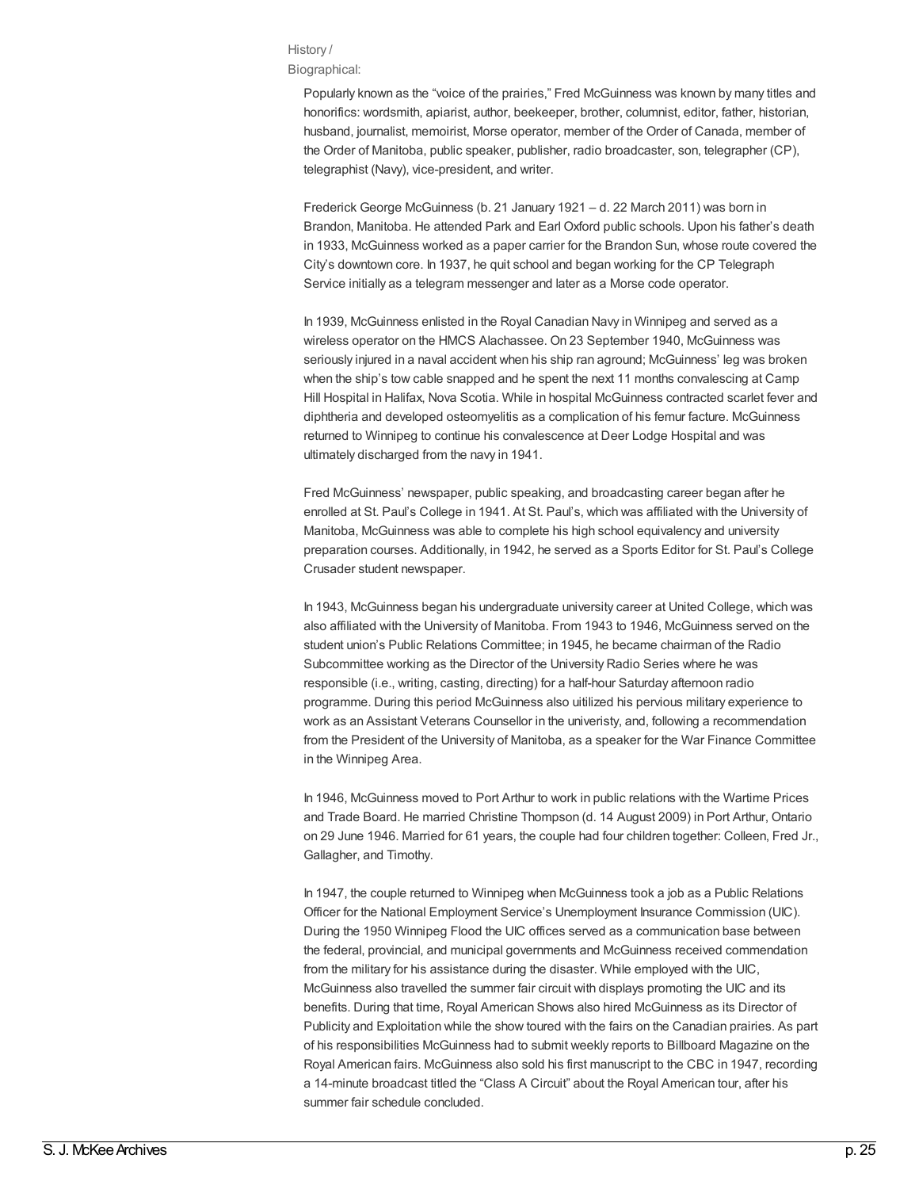History / Biographical:

Popularly known as the "voice of the prairies," Fred McGuinness was known by many titles and honorifics: wordsmith, apiarist, author, beekeeper, brother, columnist, editor, father, historian, husband, journalist, memoirist, Morse operator, member of the Order of Canada, member of the Order of Manitoba, public speaker, publisher, radio broadcaster, son, telegrapher (CP), telegraphist (Navy), vice-president, and writer.

Frederick George McGuinness (b. 21 January 1921 – d. 22 March 2011) was born in Brandon, Manitoba. He attended Park and Earl Oxford public schools. Upon his father's death in 1933, McGuinness worked as a paper carrier for the Brandon Sun, whose route covered the City's downtown core. In 1937, he quit school and began working for the CP Telegraph Service initially as a telegram messenger and later as a Morse code operator.

In 1939, McGuinness enlisted in the Royal Canadian Navy in Winnipeg and served as a wireless operator on the HMCS Alachassee. On 23 September 1940, McGuinness was seriously injured in a naval accident when his ship ran aground; McGuinness' leg was broken when the ship's tow cable snapped and he spent the next 11 months convalescing at Camp Hill Hospital in Halifax, Nova Scotia. While in hospital McGuinness contracted scarlet fever and diphtheria and developed osteomyelitis as a complication of his femur facture. McGuinness returned to Winnipeg to continue his convalescence at Deer Lodge Hospital and was ultimately discharged from the navy in 1941.

Fred McGuinness' newspaper, public speaking, and broadcasting career began after he enrolled at St. Paul's College in 1941. At St. Paul's, which was affiliated with the University of Manitoba, McGuinness was able to complete his high school equivalency and university preparation courses. Additionally, in 1942, he served as a Sports Editor for St. Paul's College Crusader student newspaper.

In 1943, McGuinness began his undergraduate university career at United College, which was also affiliated with the University of Manitoba. From 1943 to 1946, McGuinness served on the student union's Public Relations Committee; in 1945, he became chairman of the Radio Subcommittee working as the Director of the University Radio Series where he was responsible (i.e., writing, casting, directing) for a half-hour Saturday afternoon radio programme. During this period McGuinness also uitilized his pervious military experience to work as an Assistant Veterans Counsellor in the univeristy, and, following a recommendation from the President of the University of Manitoba, as a speaker for the War Finance Committee in the Winnipeg Area.

In 1946, McGuinness moved to Port Arthur to work in public relations with the Wartime Prices and Trade Board. He married Christine Thompson (d. 14 August 2009) in Port Arthur, Ontario on 29 June 1946. Married for 61 years, the couple had four children together: Colleen, Fred Jr., Gallagher, and Timothy.

In 1947, the couple returned to Winnipeg when McGuinness took a job as a Public Relations Officer for the National Employment Service's Unemployment Insurance Commission (UIC). During the 1950 Winnipeg Flood the UIC offices served as a communication base between the federal, provincial, and municipal governments and McGuinness received commendation from the military for his assistance during the disaster. While employed with the UIC, McGuinness also travelled the summer fair circuit with displays promoting the UIC and its benefits. During that time, Royal American Shows also hired McGuinness as its Director of Publicity and Exploitation while the show toured with the fairs on the Canadian prairies. As part of his responsibilities McGuinness had to submit weekly reports to Billboard Magazine on the Royal American fairs. McGuinness also sold his first manuscript to the CBC in 1947, recording a 14-minute broadcast titled the "Class A Circuit" about the Royal American tour, after his summer fair schedule concluded.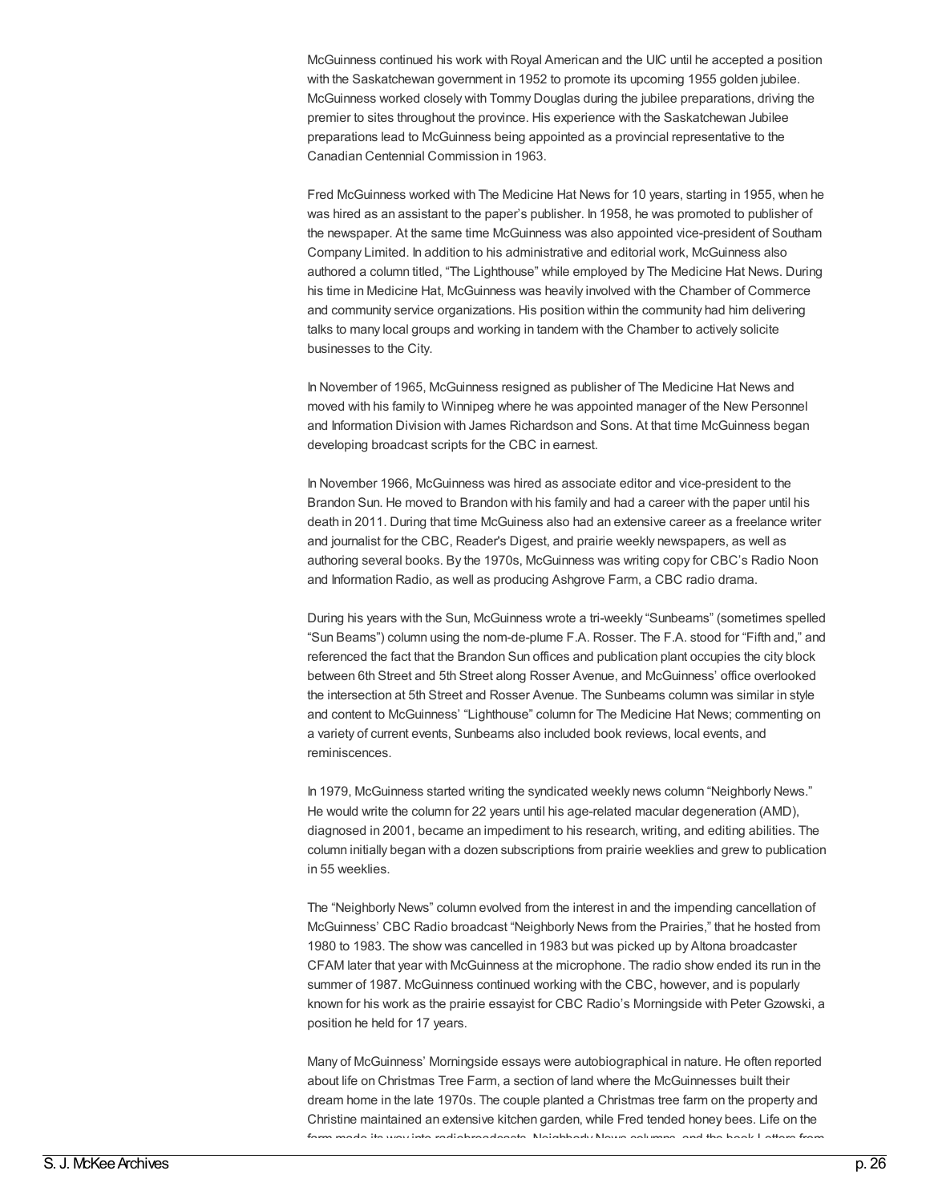McGuinness continued his work with Royal American and the UIC until he accepted a position with the Saskatchewan government in 1952 to promote its upcoming 1955 golden jubilee. McGuinness worked closely with Tommy Douglas during the jubilee preparations, driving the premier to sites throughout the province. His experience with the Saskatchewan Jubilee preparations lead to McGuinness being appointed as a provincial representative to the Canadian Centennial Commission in 1963.

Fred McGuinness worked with The Medicine Hat News for 10 years, starting in 1955, when he was hired as an assistant to the paper's publisher. In 1958, he was promoted to publisher of the newspaper. At the same time McGuinness was also appointed vice-president of Southam Company Limited. In addition to his administrative and editorial work, McGuinness also authored a column titled, "The Lighthouse" while employed by The Medicine Hat News. During his time in Medicine Hat, McGuinness was heavily involved with the Chamber of Commerce and community service organizations. His position within the community had him delivering talks to many local groups and working in tandem with the Chamber to actively solicite businesses to the City.

In November of 1965, McGuinness resigned as publisher of The Medicine Hat News and moved with his family to Winnipeg where he was appointed manager of the New Personnel and Information Division with James Richardson and Sons. At that time McGuinness began developing broadcast scripts for the CBC in earnest.

In November 1966, McGuinness was hired as associate editor and vice-president to the Brandon Sun. He moved to Brandon with his family and had a career with the paper until his death in 2011. During that time McGuiness also had an extensive career as a freelance writer and journalist for the CBC, Reader's Digest, and prairie weekly newspapers, as well as authoring several books. By the 1970s, McGuinness was writing copy for CBC's Radio Noon and Information Radio, as well as producing Ashgrove Farm, a CBC radio drama.

During his years with the Sun, McGuinness wrote a tri-weekly "Sunbeams" (sometimes spelled "Sun Beams") column using the nom-de-plume F.A. Rosser. The F.A. stood for "Fifth and," and referenced the fact that the Brandon Sun offices and publication plant occupies the city block between 6th Street and 5th Street along Rosser Avenue, and McGuinness' office overlooked the intersection at 5th Street and Rosser Avenue. The Sunbeams column was similar in style and content to McGuinness' "Lighthouse" column for The Medicine Hat News; commenting on a variety of current events, Sunbeams also included book reviews, local events, and reminiscences.

In 1979, McGuinness started writing the syndicated weekly news column "Neighborly News." He would write the column for 22 years until his age-related macular degeneration (AMD), diagnosed in 2001, became an impediment to his research, writing, and editing abilities. The column initially began with a dozen subscriptions from prairie weeklies and grew to publication in 55 weeklies.

The "Neighborly News" column evolved from the interest in and the impending cancellation of McGuinness' CBC Radio broadcast "Neighborly News from the Prairies," that he hosted from 1980 to 1983. The show was cancelled in 1983 but was picked up by Altona broadcaster CFAM later that year with McGuinness at the microphone. The radio show ended its run in the summer of 1987. McGuinness continued working with the CBC, however, and is popularly known for his work as the prairie essayist for CBC Radio's Morningside with Peter Gzowski, a position he held for 17 years.

Many of McGuinness' Morningside essays were autobiographical in nature. He often reported about life on Christmas Tree Farm, a section of land where the McGuinnesses built their dream home in the late 1970s. The couple planted a Christmas tree farm on the property and Christine maintained an extensive kitchen garden, while Fred tended honey bees. Life on the farm made its way into radiobroadcasts, Neighborly News columns, and the book Letters from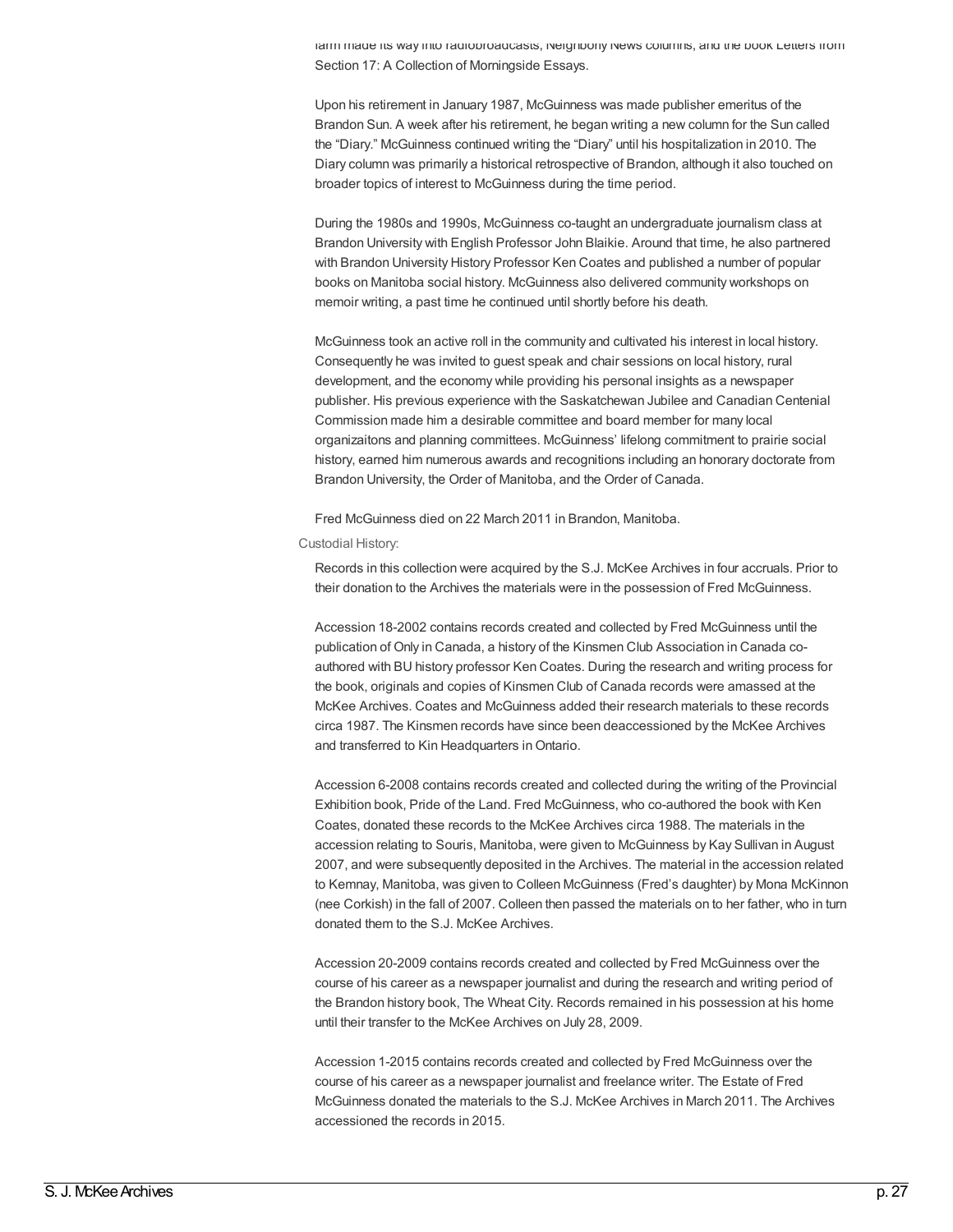farm made its way into radiobroadcasts, Neighborly News columns, and the book Letters from Section 17: A Collection of Morningside Essays.

Upon his retirement in January 1987, McGuinness was made publisher emeritus of the Brandon Sun. A week after his retirement, he began writing a new column for the Sun called the "Diary." McGuinness continued writing the "Diary" until his hospitalization in 2010. The Diary column was primarily a historical retrospective of Brandon, although it also touched on broader topics of interest to McGuinness during the time period.

During the 1980s and 1990s, McGuinness co-taught an undergraduate journalism class at Brandon University with English Professor John Blaikie. Around that time, he also partnered with Brandon University History Professor Ken Coates and published a number of popular books on Manitoba social history. McGuinness also delivered community workshops on memoir writing, a past time he continued until shortly before his death.

McGuinness took an active roll in the community and cultivated his interest in local history. Consequently he was invited to guest speak and chair sessions on local history, rural development, and the economy while providing his personal insights as a newspaper publisher. His previous experience with the Saskatchewan Jubilee and Canadian Centenial Commission made him a desirable committee and board member for many local organizaitons and planning committees. McGuinness' lifelong commitment to prairie social history, earned him numerous awards and recognitions including an honorary doctorate from Brandon University, the Order of Manitoba, and the Order of Canada.

Fred McGuinness died on 22 March 2011 in Brandon, Manitoba.

Custodial History:

Records in this collection were acquired by the S.J. McKee Archives in four accruals. Prior to their donation to the Archives the materials were in the possession of Fred McGuinness.

Accession 18-2002 contains records created and collected by Fred McGuinness until the publication of Only in Canada, a history of the Kinsmen Club Association in Canada co-authored with BU history professor Ken Coates. During the research and writing process for the book, originals and copies of Kinsmen Club of Canada records were amassed at the McKee Archives. Coates and McGuinness added their research materials to these records circa 1987. The Kinsmen records have since been deaccessioned by the McKee Archives and transferred to Kin Headquarters in Ontario.

Accession 6-2008 contains records created and collected during the writing of the Provincial Exhibition book, Pride of the Land. Fred McGuinness, who co-authored the book with Ken Coates, donated these records to the McKee Archives circa 1988. The materials in the accession relating to Souris, Manitoba, were given to McGuinness by Kay Sullivan in August 2007, and were subsequently deposited in the Archives. The material in the accession related to Kemnay, Manitoba, was given to Colleen McGuinness (Fred's daughter) by Mona McKinnon (nee Corkish) in the fall of 2007. Colleen then passed the materials on to her father, who in turn donated them to the S.J. McKee Archives.

Accession 20-2009 contains records created and collected by Fred McGuinness over the course of his career as a newspaper journalist and during the research and writing period of the Brandon history book, The Wheat City. Records remained in his possession at his home until their transfer to the McKee Archives on July 28, 2009.

Accession 1-2015 contains records created and collected by Fred McGuinness over the course of his career as a newspaper journalist and freelance writer. The Estate of Fred McGuinness donated the materials to the S.J. McKee Archives in March 2011. The Archives accessioned the records in 2015.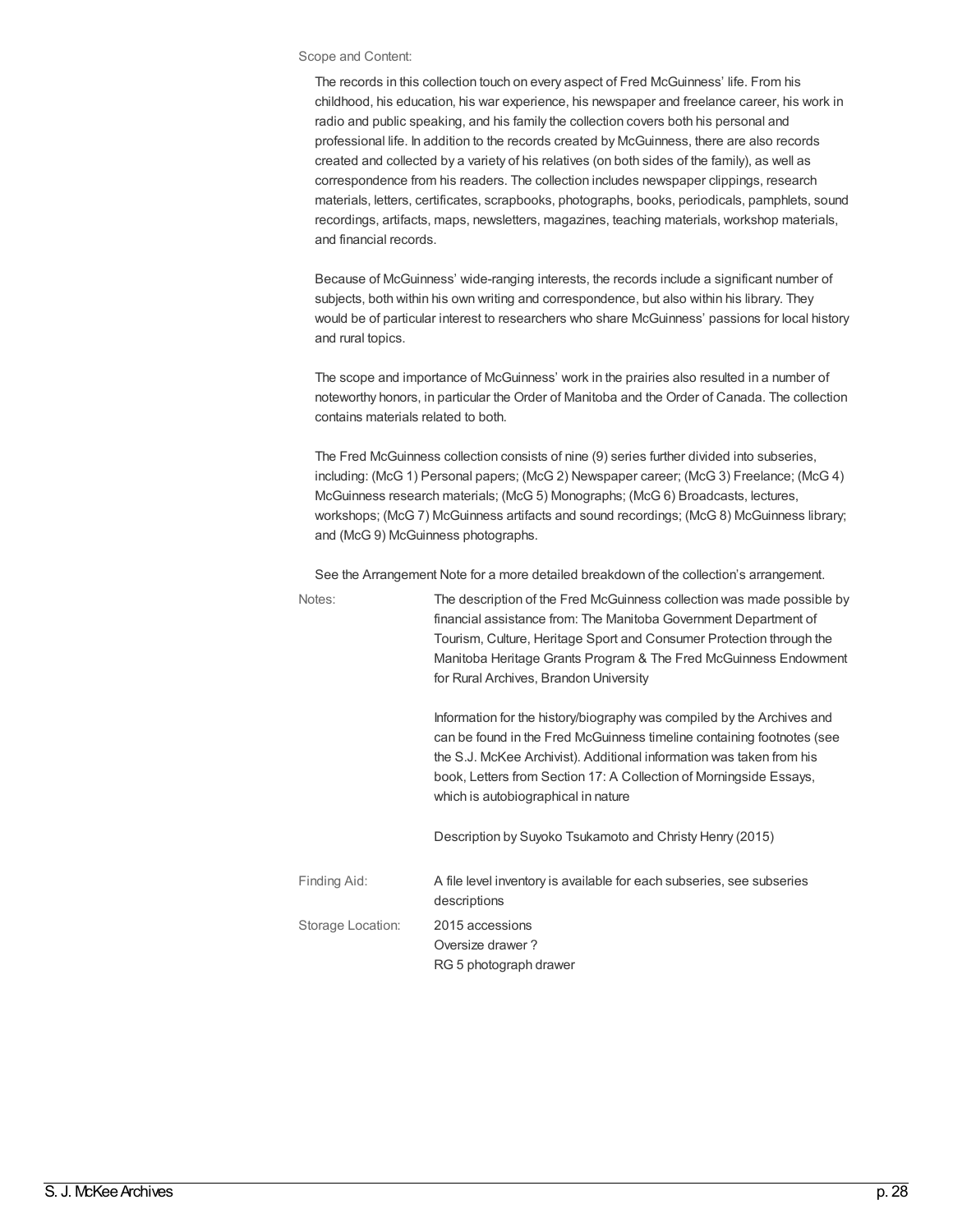Scope and Content:

The records in this collection touch on every aspect of Fred McGuinness' life. From his childhood, his education, his war experience, his newspaper and freelance career, his work in radio and public speaking, and his family the collection covers both his personal and professional life. In addition to the records created by McGuinness, there are also records created and collected by a variety of his relatives (on both sides of the family), as well as correspondence from his readers. The collection includes newspaper clippings, research materials, letters, certificates, scrapbooks, photographs, books, periodicals, pamphlets, sound recordings, artifacts, maps, newsletters, magazines, teaching materials, workshop materials, and financial records.

Because of McGuinness' wide-ranging interests, the records include a significant number of subjects, both within his own writing and correspondence, but also within his library. They would be of particular interest to researchers who share McGuinness' passions for local history and rural topics.

The scope and importance of McGuinness' work in the prairies also resulted in a number of noteworthy honors, in particular the Order of Manitoba and the Order of Canada. The collection contains materials related to both.

The Fred McGuinness collection consists of nine (9) series further divided into subseries, including: (McG 1) Personal papers; (McG 2) Newspaper career; (McG 3) Freelance; (McG 4) McGuinness research materials; (McG 5) Monographs; (McG 6) Broadcasts, lectures, workshops; (McG 7) McGuinness artifacts and sound recordings; (McG 8) McGuinness library; and (McG 9) McGuinness photographs.

See the Arrangement Note for a more detailed breakdown of the collection's arrangement.

Notes:

The description of the Fred McGuinness collection was made possible by financial assistance from: The Manitoba Government Department of Tourism, Culture, Heritage Sport and Consumer Protection through the Manitoba Heritage Grants Program & The Fred McGuinness Endowment for Rural Archives, Brandon University

Information for the history/biography was compiled by the Archives and can be found in the Fred McGuinness timeline containing footnotes (see the S.J. McKee Archivist). Additional information was taken from his book, Letters from Section 17: A Collection of Morningside Essays, which is autobiographical in nature

Description by Suyoko Tsukamoto and Christy Henry (2015)

Finding Aid: A file level inventory is available for each subseries, see subseries descriptions

Storage Location: 2015 accessions
Oversize drawer ?
RG 5 photograph drawer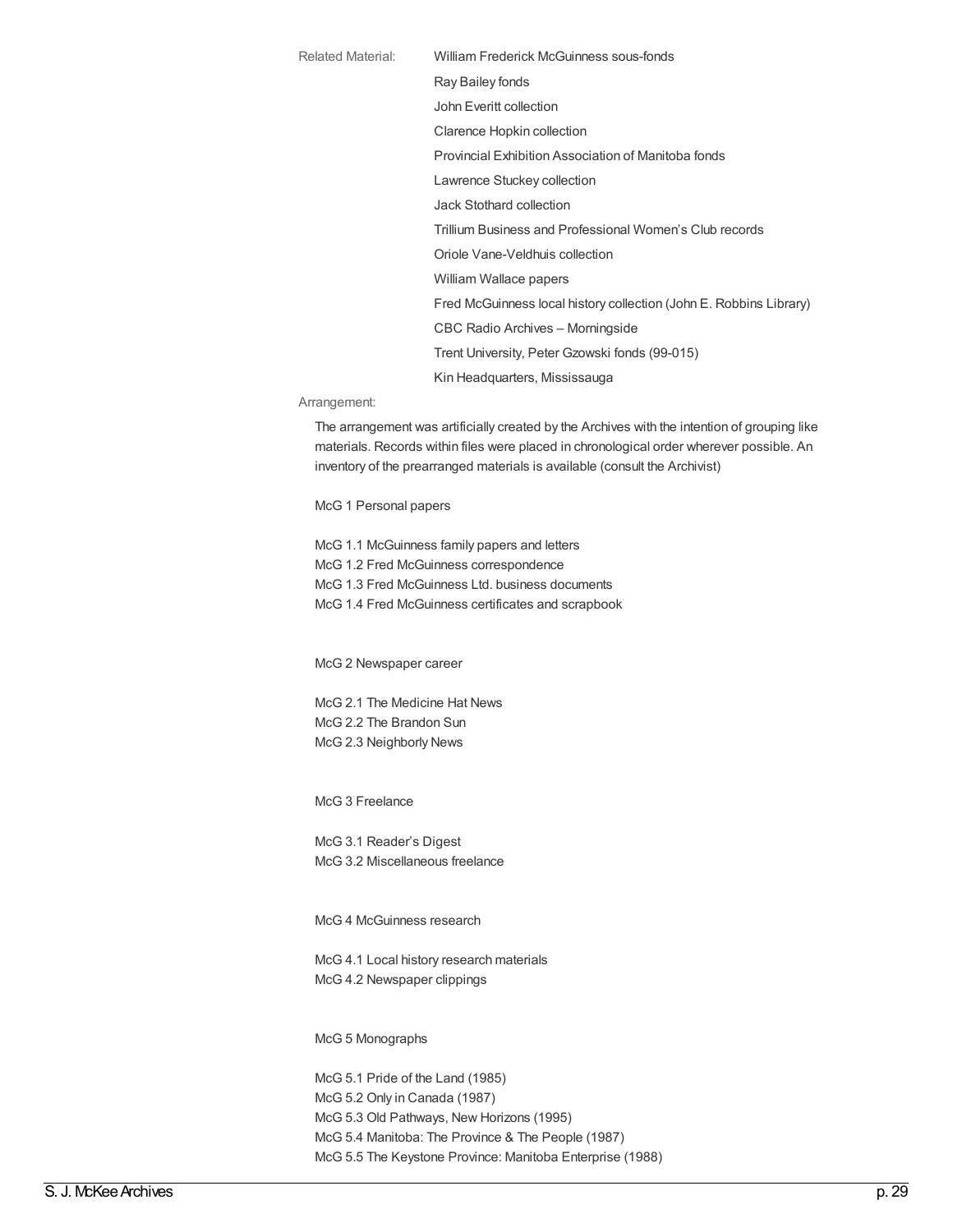Related Material: William Frederick McGuinness sous-fonds
Ray Bailey fonds
John Everitt collection
Clarence Hopkin collection
Provincial Exhibition Association of Manitoba fonds
Lawrence Stuckey collection
Jack Stothard collection
Trillium Business and Professional Women's Club records
Oriole Vane-Veldhuis collection
William Wallace papers
Fred McGuinness local history collection (John E. Robbins Library)
CBC Radio Archives – Morningside
Trent University, Peter Gzowski fonds (99-015)
Kin Headquarters, Mississauga

Arrangement:

The arrangement was artificially created by the Archives with the intention of grouping like materials. Records within files were placed in chronological order wherever possible. An inventory of the prearranged materials is available (consult the Archivist)

McG 1 Personal papers

McG 1.1 McGuinness family papers and letters
McG 1.2 Fred McGuinness correspondence
McG 1.3 Fred McGuinness Ltd. business documents
McG 1.4 Fred McGuinness certificates and scrapbook

McG 2 Newspaper career

McG 2.1 The Medicine Hat News
McG 2.2 The Brandon Sun
McG 2.3 Neighborly News

McG 3 Freelance

McG 3.1 Reader's Digest
McG 3.2 Miscellaneous freelance

McG 4 McGuinness research

McG 4.1 Local history research materials
McG 4.2 Newspaper clippings

McG 5 Monographs

McG 5.1 Pride of the Land (1985)
McG 5.2 Only in Canada (1987)
McG 5.3 Old Pathways, New Horizons (1995)
McG 5.4 Manitoba: The Province & The People (1987)
McG 5.5 The Keystone Province: Manitoba Enterprise (1988)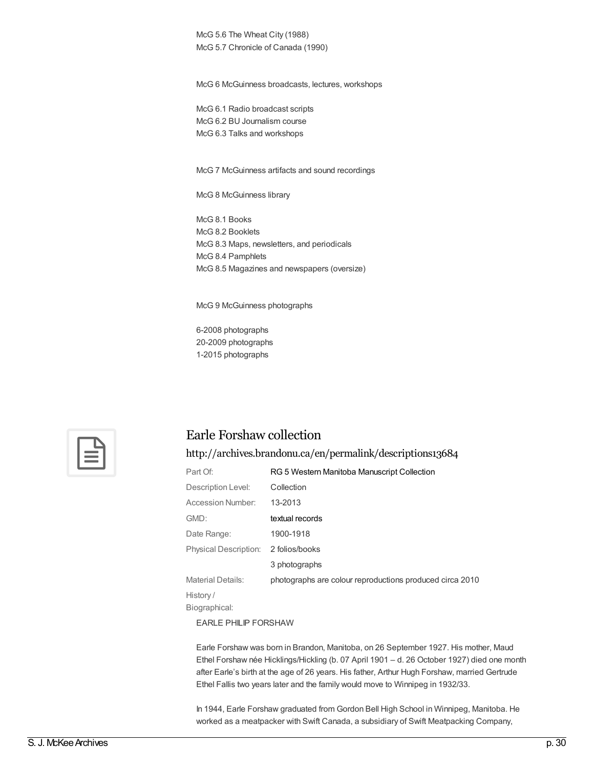McG 5.6 The Wheat City (1988)
McG 5.7 Chronicle of Canada (1990)

McG 6 McGuinness broadcasts, lectures, workshops

McG 6.1 Radio broadcast scripts
McG 6.2 BU Journalism course
McG 6.3 Talks and workshops

McG 7 McGuinness artifacts and sound recordings

McG 8 McGuinness library

McG 8.1 Books
McG 8.2 Booklets
McG 8.3 Maps, newsletters, and periodicals
McG 8.4 Pamphlets
McG 8.5 Magazines and newspapers (oversize)

McG 9 McGuinness photographs

6-2008 photographs
20-2009 photographs
1-2015 photographs

## Earle Forshaw collection

http://archives.brandonu.ca/en/permalink/descriptions13684

| | |
|---|---|
| Part Of: | RG 5 Western Manitoba Manuscript Collection |
| Description Level: | Collection |
| Accession Number: | 13-2013 |
| GMD: | textual records |
| Date Range: | 1900-1918 |
| Physical Description: | 2 folios/books |
| | 3 photographs |
| Material Details: | photographs are colour reproductions produced circa 2010 |
| History / Biographical: | |

EARLE PHILIP FORSHAW

Earle Forshaw was born in Brandon, Manitoba, on 26 September 1927. His mother, Maud Ethel Forshaw née Hicklings/Hickling (b. 07 April 1901 – d. 26 October 1927) died one month after Earle's birth at the age of 26 years. His father, Arthur Hugh Forshaw, married Gertrude Ethel Fallis two years later and the family would move to Winnipeg in 1932/33.

In 1944, Earle Forshaw graduated from Gordon Bell High School in Winnipeg, Manitoba. He worked as a meatpacker with Swift Canada, a subsidiary of Swift Meatpacking Company,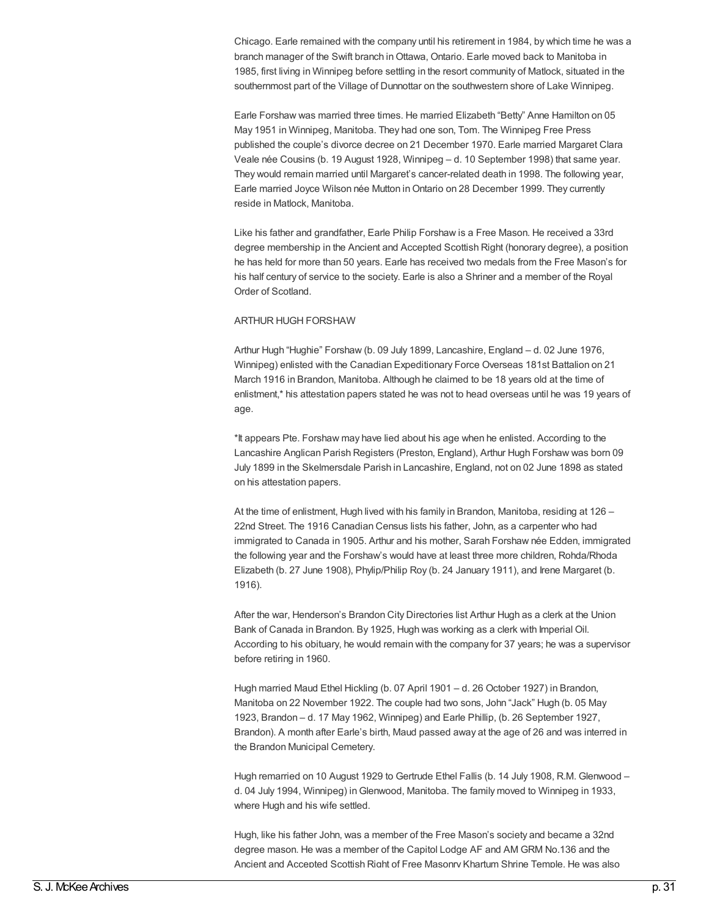Chicago. Earle remained with the company until his retirement in 1984, by which time he was a branch manager of the Swift branch in Ottawa, Ontario. Earle moved back to Manitoba in 1985, first living in Winnipeg before settling in the resort community of Matlock, situated in the southernmost part of the Village of Dunnottar on the southwestern shore of Lake Winnipeg.

Earle Forshaw was married three times. He married Elizabeth "Betty" Anne Hamilton on 05 May 1951 in Winnipeg, Manitoba. They had one son, Tom. The Winnipeg Free Press published the couple's divorce decree on 21 December 1970. Earle married Margaret Clara Veale née Cousins (b. 19 August 1928, Winnipeg – d. 10 September 1998) that same year. They would remain married until Margaret's cancer-related death in 1998. The following year, Earle married Joyce Wilson née Mutton in Ontario on 28 December 1999. They currently reside in Matlock, Manitoba.

Like his father and grandfather, Earle Philip Forshaw is a Free Mason. He received a 33rd degree membership in the Ancient and Accepted Scottish Right (honorary degree), a position he has held for more than 50 years. Earle has received two medals from the Free Mason's for his half century of service to the society. Earle is also a Shriner and a member of the Royal Order of Scotland.

ARTHUR HUGH FORSHAW

Arthur Hugh "Hughie" Forshaw (b. 09 July 1899, Lancashire, England – d. 02 June 1976, Winnipeg) enlisted with the Canadian Expeditionary Force Overseas 181st Battalion on 21 March 1916 in Brandon, Manitoba. Although he claimed to be 18 years old at the time of enlistment,* his attestation papers stated he was not to head overseas until he was 19 years of age.

*It appears Pte. Forshaw may have lied about his age when he enlisted. According to the Lancashire Anglican Parish Registers (Preston, England), Arthur Hugh Forshaw was born 09 July 1899 in the Skelmersdale Parish in Lancashire, England, not on 02 June 1898 as stated on his attestation papers.

At the time of enlistment, Hugh lived with his family in Brandon, Manitoba, residing at 126 – 22nd Street. The 1916 Canadian Census lists his father, John, as a carpenter who had immigrated to Canada in 1905. Arthur and his mother, Sarah Forshaw née Edden, immigrated the following year and the Forshaw's would have at least three more children, Rohda/Rhoda Elizabeth (b. 27 June 1908), Phylip/Philip Roy (b. 24 January 1911), and Irene Margaret (b. 1916).

After the war, Henderson's Brandon City Directories list Arthur Hugh as a clerk at the Union Bank of Canada in Brandon. By 1925, Hugh was working as a clerk with Imperial Oil. According to his obituary, he would remain with the company for 37 years; he was a supervisor before retiring in 1960.

Hugh married Maud Ethel Hickling (b. 07 April 1901 – d. 26 October 1927) in Brandon, Manitoba on 22 November 1922. The couple had two sons, John "Jack" Hugh (b. 05 May 1923, Brandon – d. 17 May 1962, Winnipeg) and Earle Phillip, (b. 26 September 1927, Brandon). A month after Earle's birth, Maud passed away at the age of 26 and was interred in the Brandon Municipal Cemetery.

Hugh remarried on 10 August 1929 to Gertrude Ethel Fallis (b. 14 July 1908, R.M. Glenwood – d. 04 July 1994, Winnipeg) in Glenwood, Manitoba. The family moved to Winnipeg in 1933, where Hugh and his wife settled.

Hugh, like his father John, was a member of the Free Mason's society and became a 32nd degree mason. He was a member of the Capitol Lodge AF and AM GRM No.136 and the Ancient and Accepted Scottish Right of Free Masonry Khartum Shrine Temple. He was also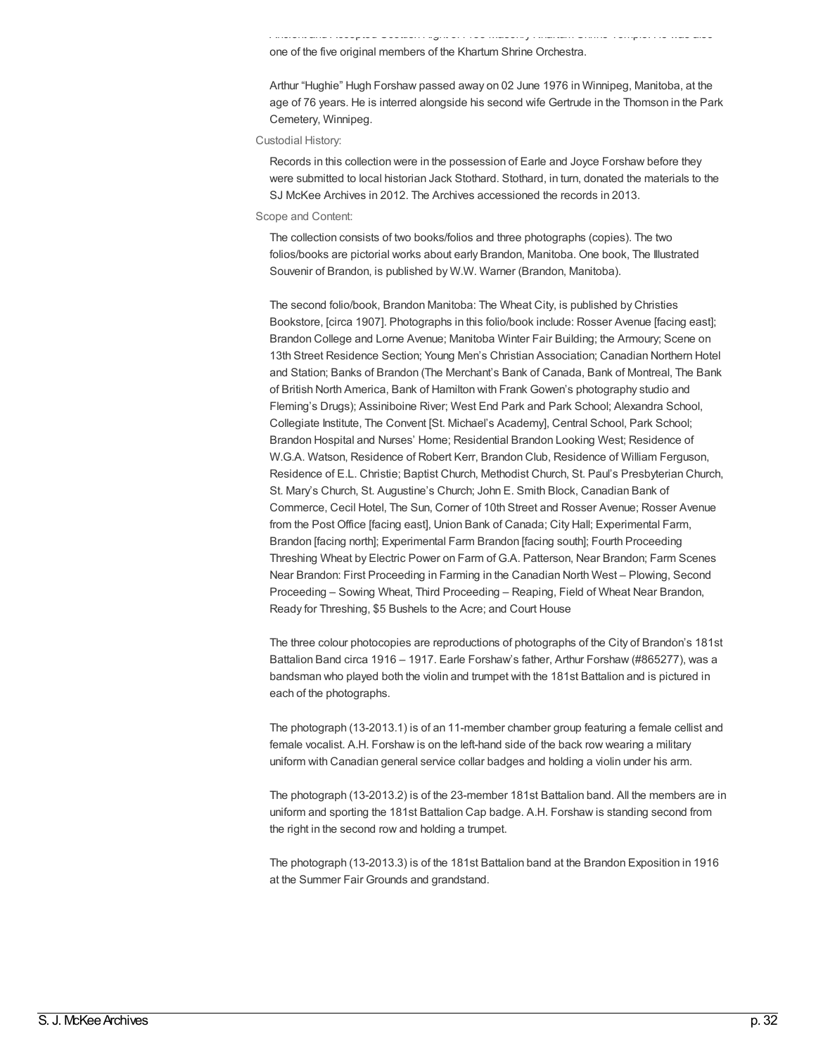Ancient and Accepted Scottish Rite of Free Masonry Khartum Shrine Temple. He was also one of the five original members of the Khartum Shrine Orchestra.

Arthur "Hughie" Hugh Forshaw passed away on 02 June 1976 in Winnipeg, Manitoba, at the age of 76 years. He is interred alongside his second wife Gertrude in the Thomson in the Park Cemetery, Winnipeg.

Custodial History:

Records in this collection were in the possession of Earle and Joyce Forshaw before they were submitted to local historian Jack Stothard. Stothard, in turn, donated the materials to the SJ McKee Archives in 2012. The Archives accessioned the records in 2013.

Scope and Content:

The collection consists of two books/folios and three photographs (copies). The two folios/books are pictorial works about early Brandon, Manitoba. One book, The Illustrated Souvenir of Brandon, is published by W.W. Warner (Brandon, Manitoba).

The second folio/book, Brandon Manitoba: The Wheat City, is published by Christies Bookstore, [circa 1907]. Photographs in this folio/book include: Rosser Avenue [facing east]; Brandon College and Lorne Avenue; Manitoba Winter Fair Building; the Armoury; Scene on 13th Street Residence Section; Young Men's Christian Association; Canadian Northern Hotel and Station; Banks of Brandon (The Merchant's Bank of Canada, Bank of Montreal, The Bank of British North America, Bank of Hamilton with Frank Gowen's photography studio and Fleming's Drugs); Assiniboine River; West End Park and Park School; Alexandra School, Collegiate Institute, The Convent [St. Michael's Academy], Central School, Park School; Brandon Hospital and Nurses' Home; Residential Brandon Looking West; Residence of W.G.A. Watson, Residence of Robert Kerr, Brandon Club, Residence of William Ferguson, Residence of E.L. Christie; Baptist Church, Methodist Church, St. Paul's Presbyterian Church, St. Mary's Church, St. Augustine's Church; John E. Smith Block, Canadian Bank of Commerce, Cecil Hotel, The Sun, Corner of 10th Street and Rosser Avenue; Rosser Avenue from the Post Office [facing east], Union Bank of Canada; City Hall; Experimental Farm, Brandon [facing north]; Experimental Farm Brandon [facing south]; Fourth Proceeding Threshing Wheat by Electric Power on Farm of G.A. Patterson, Near Brandon; Farm Scenes Near Brandon: First Proceeding in Farming in the Canadian North West – Plowing, Second Proceeding – Sowing Wheat, Third Proceeding – Reaping, Field of Wheat Near Brandon, Ready for Threshing, $5 Bushels to the Acre; and Court House

The three colour photocopies are reproductions of photographs of the City of Brandon's 181st Battalion Band circa 1916 – 1917. Earle Forshaw's father, Arthur Forshaw (#865277), was a bandsman who played both the violin and trumpet with the 181st Battalion and is pictured in each of the photographs.

The photograph (13-2013.1) is of an 11-member chamber group featuring a female cellist and female vocalist. A.H. Forshaw is on the left-hand side of the back row wearing a military uniform with Canadian general service collar badges and holding a violin under his arm.

The photograph (13-2013.2) is of the 23-member 181st Battalion band. All the members are in uniform and sporting the 181st Battalion Cap badge. A.H. Forshaw is standing second from the right in the second row and holding a trumpet.

The photograph (13-2013.3) is of the 181st Battalion band at the Brandon Exposition in 1916 at the Summer Fair Grounds and grandstand.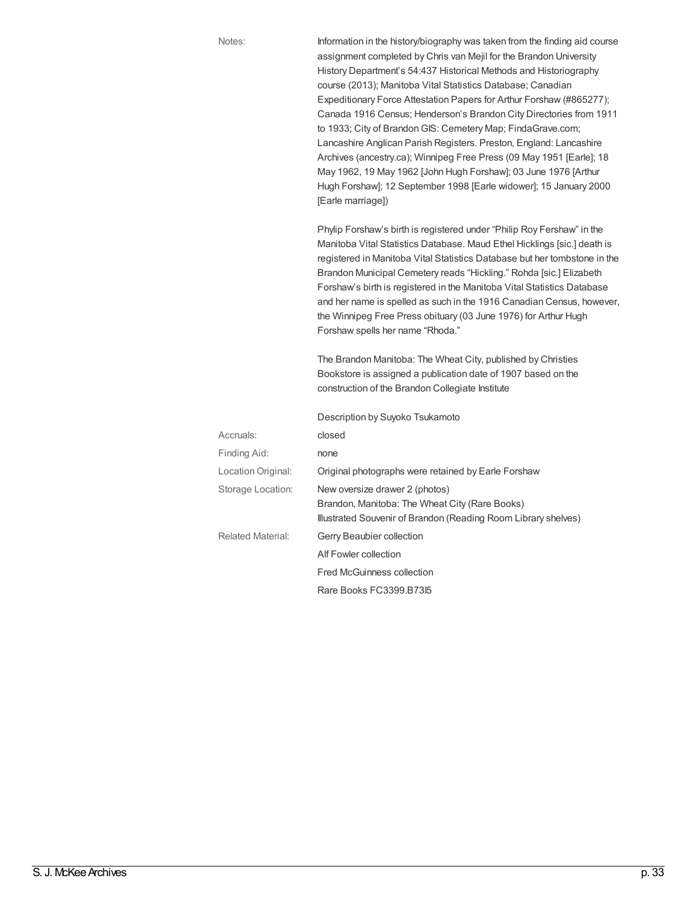**Notes:** Information in the history/biography was taken from the finding aid course assignment completed by Chris van Mejil for the Brandon University History Department's 54:437 Historical Methods and Historiography course (2013); Manitoba Vital Statistics Database; Canadian Expeditionary Force Attestation Papers for Arthur Forshaw (#865277); Canada 1916 Census; Henderson's Brandon City Directories from 1911 to 1933; City of Brandon GIS: Cemetery Map; FindaGrave.com; Lancashire Anglican Parish Registers. Preston, England: Lancashire Archives (ancestry.ca); Winnipeg Free Press (09 May 1951 [Earle]; 18 May 1962, 19 May 1962 [John Hugh Forshaw]; 03 June 1976 [Arthur Hugh Forshaw]; 12 September 1998 [Earle widower]; 15 January 2000 [Earle marriage])

Phylip Forshaw's birth is registered under "Philip Roy Fershaw" in the Manitoba Vital Statistics Database. Maud Ethel Hicklings [sic.] death is registered in Manitoba Vital Statistics Database but her tombstone in the Brandon Municipal Cemetery reads "Hickling." Rohda [sic.] Elizabeth Forshaw's birth is registered in the Manitoba Vital Statistics Database and her name is spelled as such in the 1916 Canadian Census, however, the Winnipeg Free Press obituary (03 June 1976) for Arthur Hugh Forshaw spells her name "Rhoda."

The Brandon Manitoba: The Wheat City, published by Christies Bookstore is assigned a publication date of 1907 based on the construction of the Brandon Collegiate Institute

Description by Suyoko Tsukamoto

**Accruals:** closed

**Finding Aid:** none

**Location Original:** Original photographs were retained by Earle Forshaw

**Storage Location:** New oversize drawer 2 (photos)
Brandon, Manitoba: The Wheat City (Rare Books)
Illustrated Souvenir of Brandon (Reading Room Library shelves)

**Related Material:** Gerry Beaubier collection
Alf Fowler collection
Fred McGuinness collection
Rare Books FC3399.B73I5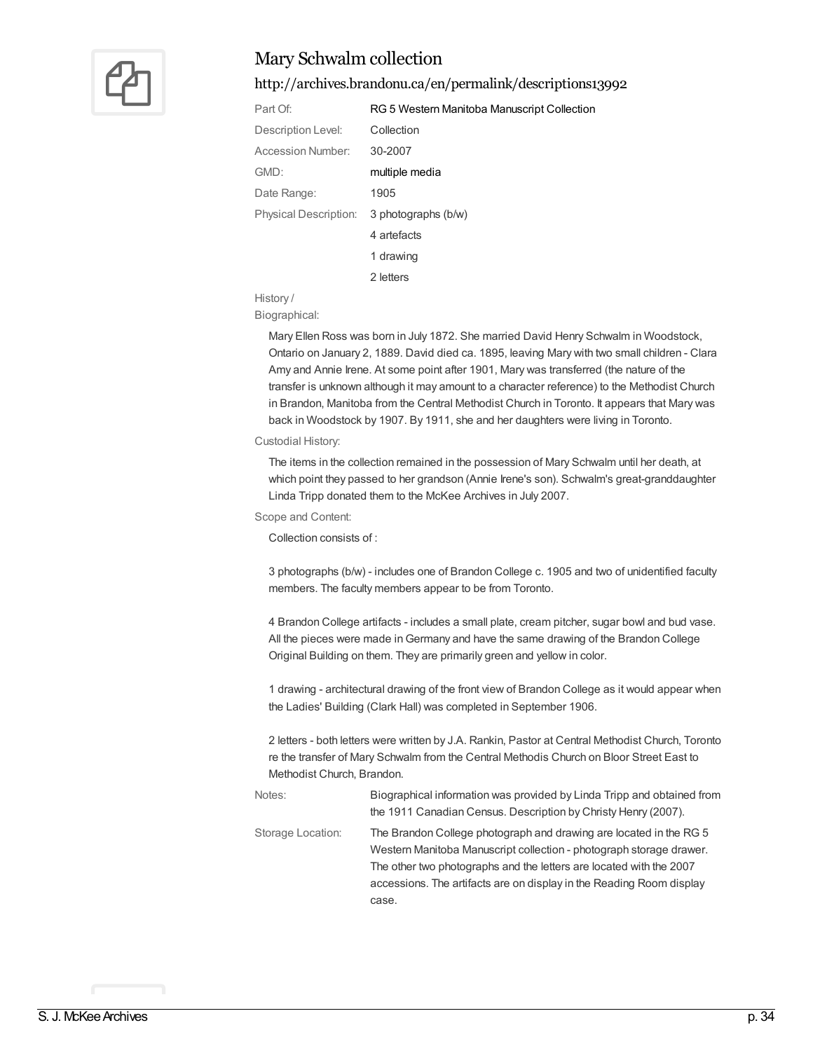## Mary Schwalm collection

### http://archives.brandonu.ca/en/permalink/descriptions13992

| | |
|---|---|
| Part Of: | RG 5 Western Manitoba Manuscript Collection |
| Description Level: | Collection |
| Accession Number: | 30-2007 |
| GMD: | multiple media |
| Date Range: | 1905 |
| Physical Description: | 3 photographs (b/w)<br>4 artefacts<br>1 drawing<br>2 letters |

History / Biographical:

Mary Ellen Ross was born in July 1872. She married David Henry Schwalm in Woodstock, Ontario on January 2, 1889. David died ca. 1895, leaving Mary with two small children - Clara Amy and Annie Irene. At some point after 1901, Mary was transferred (the nature of the transfer is unknown although it may amount to a character reference) to the Methodist Church in Brandon, Manitoba from the Central Methodist Church in Toronto. It appears that Mary was back in Woodstock by 1907. By 1911, she and her daughters were living in Toronto.

Custodial History:

The items in the collection remained in the possession of Mary Schwalm until her death, at which point they passed to her grandson (Annie Irene's son). Schwalm's great-granddaughter Linda Tripp donated them to the McKee Archives in July 2007.

Scope and Content:

Collection consists of :

3 photographs (b/w) - includes one of Brandon College c. 1905 and two of unidentified faculty members. The faculty members appear to be from Toronto.

4 Brandon College artifacts - includes a small plate, cream pitcher, sugar bowl and bud vase. All the pieces were made in Germany and have the same drawing of the Brandon College Original Building on them. They are primarily green and yellow in color.

1 drawing - architectural drawing of the front view of Brandon College as it would appear when the Ladies' Building (Clark Hall) was completed in September 1906.

2 letters - both letters were written by J.A. Rankin, Pastor at Central Methodist Church, Toronto re the transfer of Mary Schwalm from the Central Methodis Church on Bloor Street East to Methodist Church, Brandon.

| | |
|---|---|
| Notes: | Biographical information was provided by Linda Tripp and obtained from the 1911 Canadian Census. Description by Christy Henry (2007). |
| Storage Location: | The Brandon College photograph and drawing are located in the RG 5 Western Manitoba Manuscript collection - photograph storage drawer. The other two photographs and the letters are located with the 2007 accessions. The artifacts are on display in the Reading Room display case. |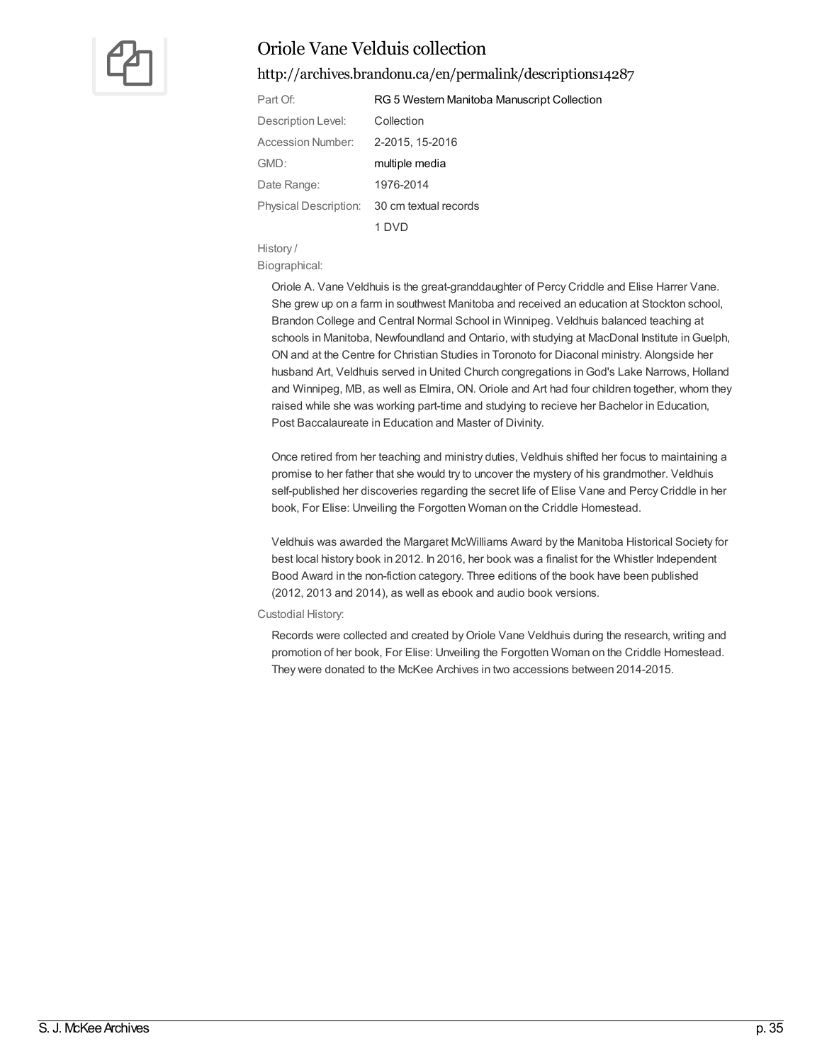# Oriole Vane Velduis collection

http://archives.brandonu.ca/en/permalink/descriptions14287

| | |
|---|---|
| Part Of: | RG 5 Western Manitoba Manuscript Collection |
| Description Level: | Collection |
| Accession Number: | 2-2015, 15-2016 |
| GMD: | multiple media |
| Date Range: | 1976-2014 |
| Physical Description: | 30 cm textual records<br>1 DVD |

History / Biographical:

Oriole A. Vane Veldhuis is the great-granddaughter of Percy Criddle and Elise Harrer Vane. She grew up on a farm in southwest Manitoba and received an education at Stockton school, Brandon College and Central Normal School in Winnipeg. Veldhuis balanced teaching at schools in Manitoba, Newfoundland and Ontario, with studying at MacDonal Institute in Guelph, ON and at the Centre for Christian Studies in Toronoto for Diaconal ministry. Alongside her husband Art, Veldhuis served in United Church congregations in God's Lake Narrows, Holland and Winnipeg, MB, as well as Elmira, ON. Oriole and Art had four children together, whom they raised while she was working part-time and studying to recieve her Bachelor in Education, Post Baccalaureate in Education and Master of Divinity.

Once retired from her teaching and ministry duties, Veldhuis shifted her focus to maintaining a promise to her father that she would try to uncover the mystery of his grandmother. Veldhuis self-published her discoveries regarding the secret life of Elise Vane and Percy Criddle in her book, For Elise: Unveiling the Forgotten Woman on the Criddle Homestead.

Veldhuis was awarded the Margaret McWilliams Award by the Manitoba Historical Society for best local history book in 2012. In 2016, her book was a finalist for the Whistler Independent Bood Award in the non-fiction category. Three editions of the book have been published (2012, 2013 and 2014), as well as ebook and audio book versions.

Custodial History:

Records were collected and created by Oriole Vane Veldhuis during the research, writing and promotion of her book, For Elise: Unveiling the Forgotten Woman on the Criddle Homestead. They were donated to the McKee Archives in two accessions between 2014-2015.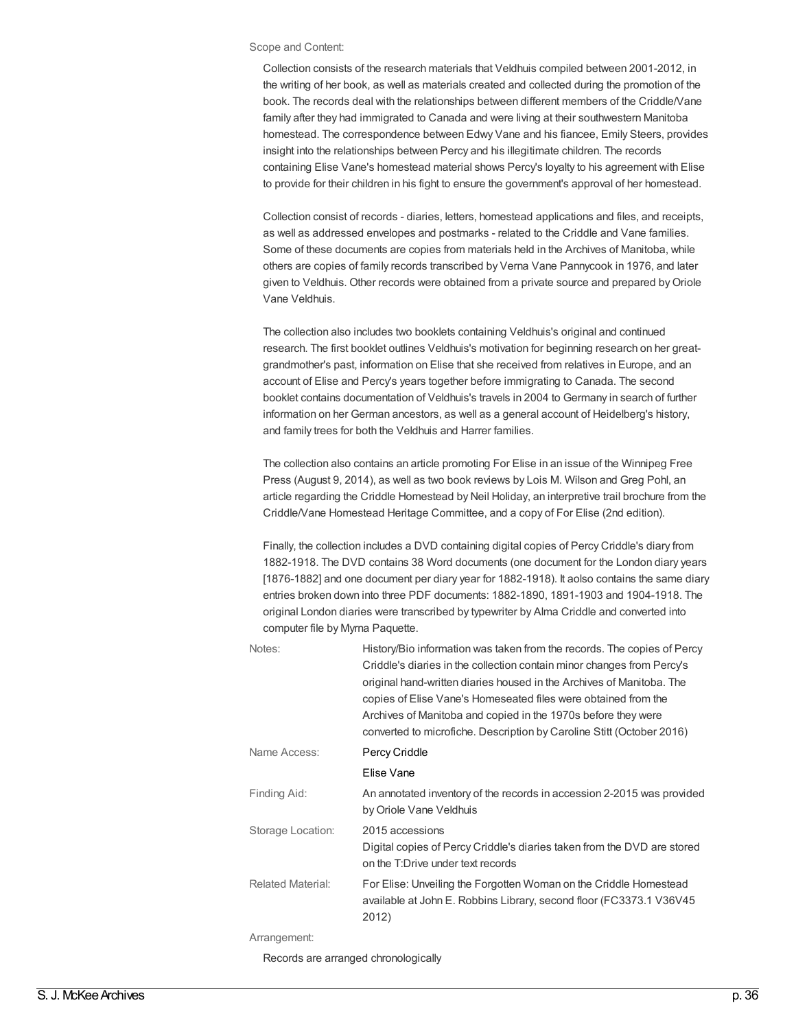Scope and Content:

Collection consists of the research materials that Veldhuis compiled between 2001-2012, in the writing of her book, as well as materials created and collected during the promotion of the book. The records deal with the relationships between different members of the Criddle/Vane family after they had immigrated to Canada and were living at their southwestern Manitoba homestead. The correspondence between Edwy Vane and his fiancee, Emily Steers, provides insight into the relationships between Percy and his illegitimate children. The records containing Elise Vane's homestead material shows Percy's loyalty to his agreement with Elise to provide for their children in his fight to ensure the government's approval of her homestead.

Collection consist of records - diaries, letters, homestead applications and files, and receipts, as well as addressed envelopes and postmarks - related to the Criddle and Vane families. Some of these documents are copies from materials held in the Archives of Manitoba, while others are copies of family records transcribed by Verna Vane Pannycook in 1976, and later given to Veldhuis. Other records were obtained from a private source and prepared by Oriole Vane Veldhuis.

The collection also includes two booklets containing Veldhuis's original and continued research. The first booklet outlines Veldhuis's motivation for beginning research on her great-grandmother's past, information on Elise that she received from relatives in Europe, and an account of Elise and Percy's years together before immigrating to Canada. The second booklet contains documentation of Veldhuis's travels in 2004 to Germany in search of further information on her German ancestors, as well as a general account of Heidelberg's history, and family trees for both the Veldhuis and Harrer families.

The collection also contains an article promoting For Elise in an issue of the Winnipeg Free Press (August 9, 2014), as well as two book reviews by Lois M. Wilson and Greg Pohl, an article regarding the Criddle Homestead by Neil Holiday, an interpretive trail brochure from the Criddle/Vane Homestead Heritage Committee, and a copy of For Elise (2nd edition).

Finally, the collection includes a DVD containing digital copies of Percy Criddle's diary from 1882-1918. The DVD contains 38 Word documents (one document for the London diary years [1876-1882] and one document per diary year for 1882-1918). It aolso contains the same diary entries broken down into three PDF documents: 1882-1890, 1891-1903 and 1904-1918. The original London diaries were transcribed by typewriter by Alma Criddle and converted into computer file by Myrna Paquette.

| | |
|---|---|
| Notes: | History/Bio information was taken from the records. The copies of Percy Criddle's diaries in the collection contain minor changes from Percy's original hand-written diaries housed in the Archives of Manitoba. The copies of Elise Vane's Homeseated files were obtained from the Archives of Manitoba and copied in the 1970s before they were converted to microfiche. Description by Caroline Stitt (October 2016) |
| Name Access: | Percy Criddle<br>Elise Vane |
| Finding Aid: | An annotated inventory of the records in accession 2-2015 was provided by Oriole Vane Veldhuis |
| Storage Location: | 2015 accessions<br>Digital copies of Percy Criddle's diaries taken from the DVD are stored on the T:Drive under text records |
| Related Material: | For Elise: Unveiling the Forgotten Woman on the Criddle Homestead available at John E. Robbins Library, second floor (FC3373.1 V36V45 2012) |

Arrangement:

Records are arranged chronologically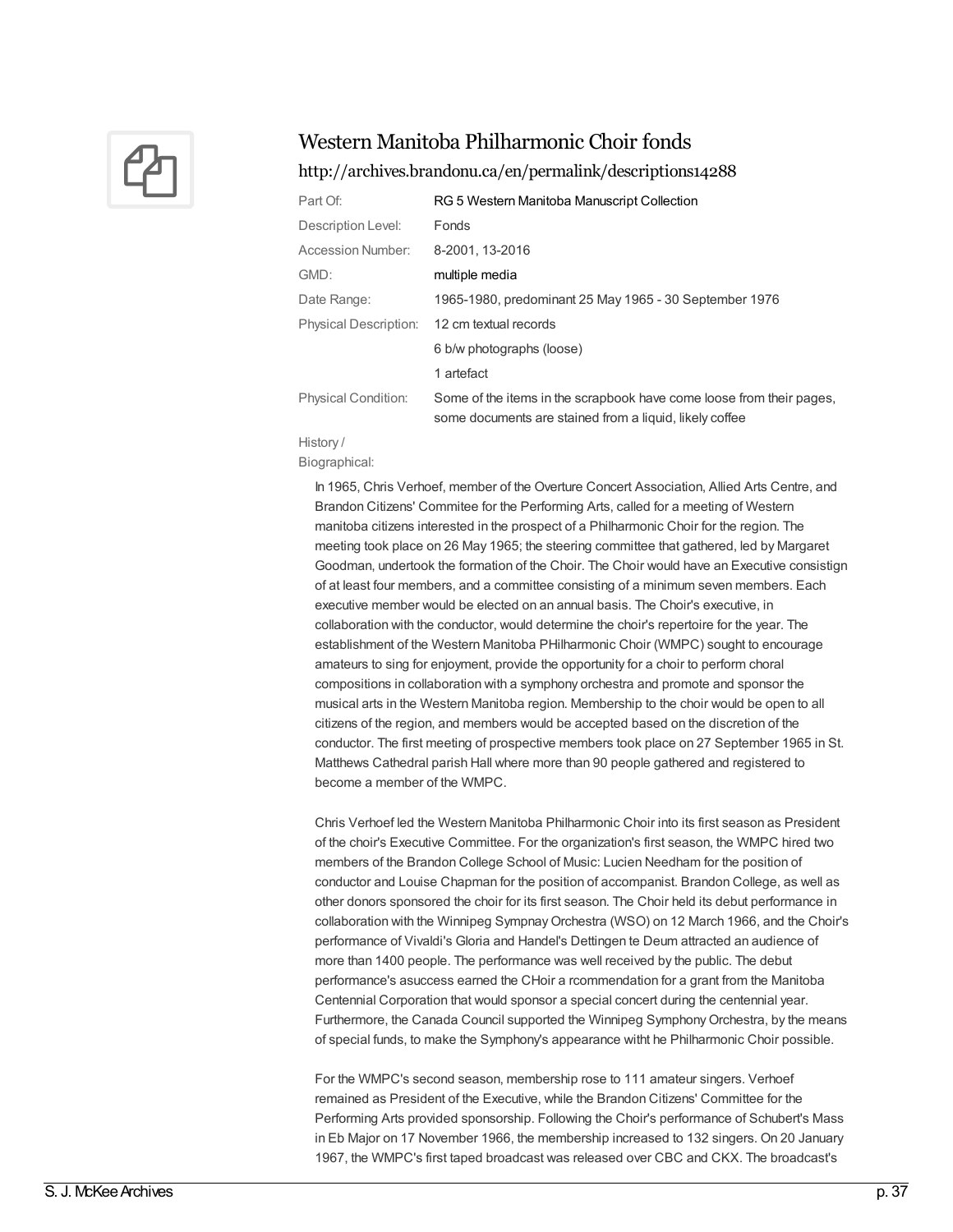## Western Manitoba Philharmonic Choir fonds

http://archives.brandonu.ca/en/permalink/descriptions14288

| | |
|---|---|
| Part Of: | RG 5 Western Manitoba Manuscript Collection |
| Description Level: | Fonds |
| Accession Number: | 8-2001, 13-2016 |
| GMD: | multiple media |
| Date Range: | 1965-1980, predominant 25 May 1965 - 30 September 1976 |
| Physical Description: | 12 cm textual records |
| | 6 b/w photographs (loose) |
| | 1 artefact |
| Physical Condition: | Some of the items in the scrapbook have come loose from their pages, some documents are stained from a liquid, likely coffee |

History / Biographical:

In 1965, Chris Verhoef, member of the Overture Concert Association, Allied Arts Centre, and Brandon Citizens' Commitee for the Performing Arts, called for a meeting of Western manitoba citizens interested in the prospect of a Philharmonic Choir for the region. The meeting took place on 26 May 1965; the steering committee that gathered, led by Margaret Goodman, undertook the formation of the Choir. The Choir would have an Executive consistign of at least four members, and a committee consisting of a minimum seven members. Each executive member would be elected on an annual basis. The Choir's executive, in collaboration with the conductor, would determine the choir's repertoire for the year. The establishment of the Western Manitoba PHilharmonic Choir (WMPC) sought to encourage amateurs to sing for enjoyment, provide the opportunity for a choir to perform choral compositions in collaboration with a symphony orchestra and promote and sponsor the musical arts in the Western Manitoba region. Membership to the choir would be open to all citizens of the region, and members would be accepted based on the discretion of the conductor. The first meeting of prospective members took place on 27 September 1965 in St. Matthews Cathedral parish Hall where more than 90 people gathered and registered to become a member of the WMPC.

Chris Verhoef led the Western Manitoba Philharmonic Choir into its first season as President of the choir's Executive Committee. For the organization's first season, the WMPC hired two members of the Brandon College School of Music: Lucien Needham for the position of conductor and Louise Chapman for the position of accompanist. Brandon College, as well as other donors sponsored the choir for its first season. The Choir held its debut performance in collaboration with the Winnipeg Sympnay Orchestra (WSO) on 12 March 1966, and the Choir's performance of Vivaldi's Gloria and Handel's Dettingen te Deum attracted an audience of more than 1400 people. The performance was well received by the public. The debut performance's asuccess earned the CHoir a rcommendation for a grant from the Manitoba Centennial Corporation that would sponsor a special concert during the centennial year. Furthermore, the Canada Council supported the Winnipeg Symphony Orchestra, by the means of special funds, to make the Symphony's appearance witht he Philharmonic Choir possible.

For the WMPC's second season, membership rose to 111 amateur singers. Verhoef remained as President of the Executive, while the Brandon Citizens' Committee for the Performing Arts provided sponsorship. Following the Choir's performance of Schubert's Mass in Eb Major on 17 November 1966, the membership increased to 132 singers. On 20 January 1967, the WMPC's first taped broadcast was released over CBC and CKX. The broadcast's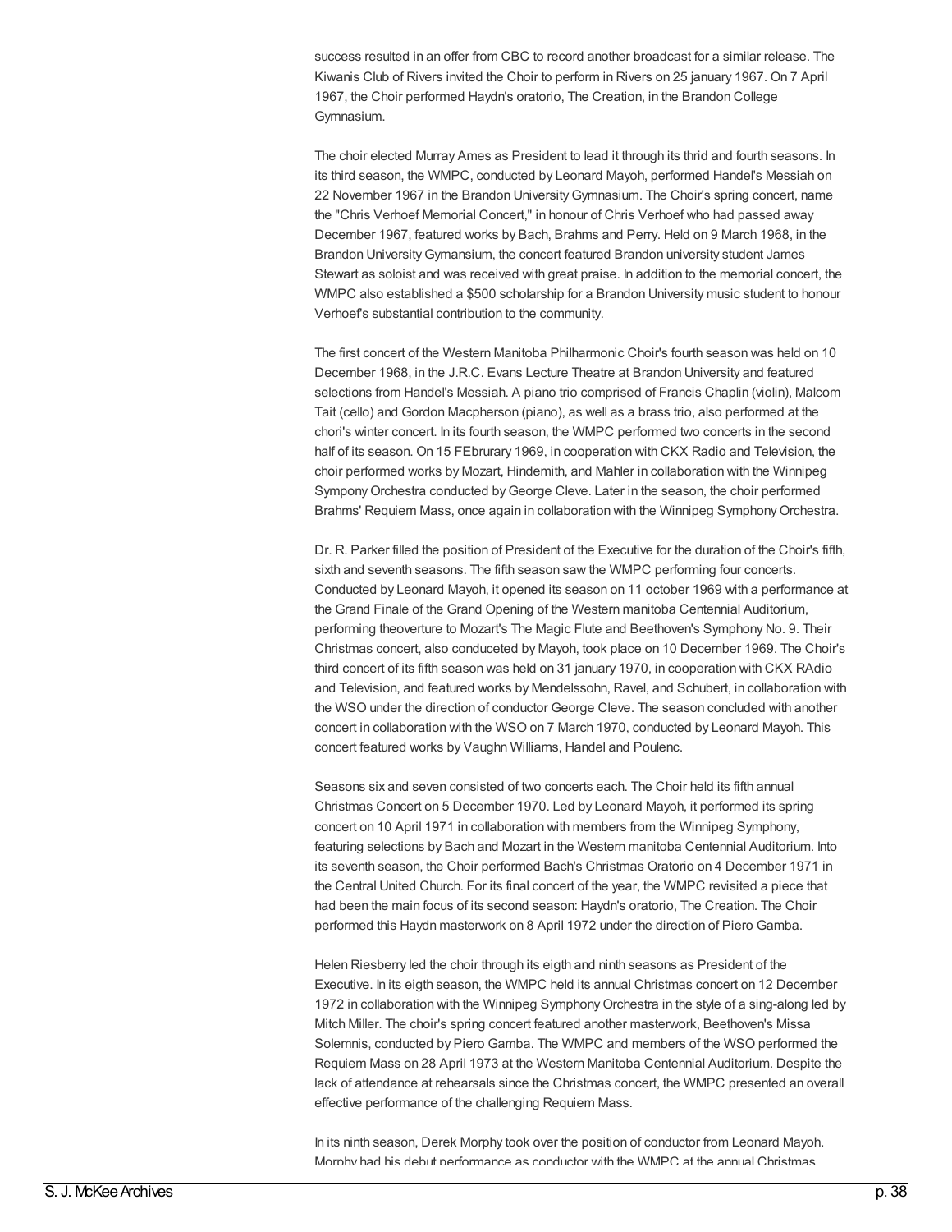success resulted in an offer from CBC to record another broadcast for a similar release. The Kiwanis Club of Rivers invited the Choir to perform in Rivers on 25 january 1967. On 7 April 1967, the Choir performed Haydn's oratorio, The Creation, in the Brandon College Gymnasium.

The choir elected Murray Ames as President to lead it through its thrid and fourth seasons. In its third season, the WMPC, conducted by Leonard Mayoh, performed Handel's Messiah on 22 November 1967 in the Brandon University Gymnasium. The Choir's spring concert, name the "Chris Verhoef Memorial Concert," in honour of Chris Verhoef who had passed away December 1967, featured works by Bach, Brahms and Perry. Held on 9 March 1968, in the Brandon University Gymansium, the concert featured Brandon university student James Stewart as soloist and was received with great praise. In addition to the memorial concert, the WMPC also established a $500 scholarship for a Brandon University music student to honour Verhoef's substantial contribution to the community.

The first concert of the Western Manitoba Philharmonic Choir's fourth season was held on 10 December 1968, in the J.R.C. Evans Lecture Theatre at Brandon University and featured selections from Handel's Messiah. A piano trio comprised of Francis Chaplin (violin), Malcom Tait (cello) and Gordon Macpherson (piano), as well as a brass trio, also performed at the chori's winter concert. In its fourth season, the WMPC performed two concerts in the second half of its season. On 15 FEbrurary 1969, in cooperation with CKX Radio and Television, the choir performed works by Mozart, Hindemith, and Mahler in collaboration with the Winnipeg Sympony Orchestra conducted by George Cleve. Later in the season, the choir performed Brahms' Requiem Mass, once again in collaboration with the Winnipeg Symphony Orchestra.

Dr. R. Parker filled the position of President of the Executive for the duration of the Choir's fifth, sixth and seventh seasons. The fifth season saw the WMPC performing four concerts. Conducted by Leonard Mayoh, it opened its season on 11 october 1969 with a performance at the Grand Finale of the Grand Opening of the Western manitoba Centennial Auditorium, performing theoverture to Mozart's The Magic Flute and Beethoven's Symphony No. 9. Their Christmas concert, also conduceted by Mayoh, took place on 10 December 1969. The Choir's third concert of its fifth season was held on 31 january 1970, in cooperation with CKX RAdio and Television, and featured works by Mendelssohn, Ravel, and Schubert, in collaboration with the WSO under the direction of conductor George Cleve. The season concluded with another concert in collaboration with the WSO on 7 March 1970, conducted by Leonard Mayoh. This concert featured works by Vaughn Williams, Handel and Poulenc.

Seasons six and seven consisted of two concerts each. The Choir held its fifth annual Christmas Concert on 5 December 1970. Led by Leonard Mayoh, it performed its spring concert on 10 April 1971 in collaboration with members from the Winnipeg Symphony, featuring selections by Bach and Mozart in the Western manitoba Centennial Auditorium. Into its seventh season, the Choir performed Bach's Christmas Oratorio on 4 December 1971 in the Central United Church. For its final concert of the year, the WMPC revisited a piece that had been the main focus of its second season: Haydn's oratorio, The Creation. The Choir performed this Haydn masterwork on 8 April 1972 under the direction of Piero Gamba.

Helen Riesberry led the choir through its eigth and ninth seasons as President of the Executive. In its eigth season, the WMPC held its annual Christmas concert on 12 December 1972 in collaboration with the Winnipeg Symphony Orchestra in the style of a sing-along led by Mitch Miller. The choir's spring concert featured another masterwork, Beethoven's Missa Solemnis, conducted by Piero Gamba. The WMPC and members of the WSO performed the Requiem Mass on 28 April 1973 at the Western Manitoba Centennial Auditorium. Despite the lack of attendance at rehearsals since the Christmas concert, the WMPC presented an overall effective performance of the challenging Requiem Mass.

In its ninth season, Derek Morphy took over the position of conductor from Leonard Mayoh. Morphy had his debut performance as conductor with the WMPC at the annual Christmas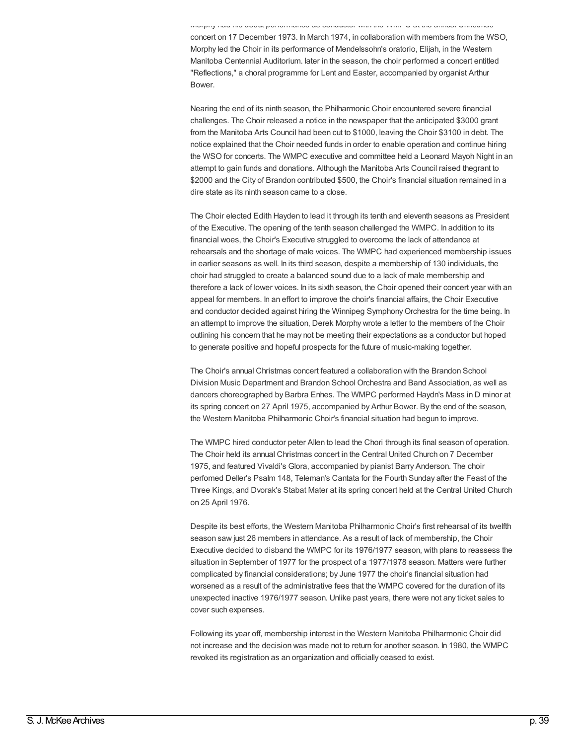Morphy had his debut performance as conductor with the WMPC at the annual Christmas concert on 17 December 1973. In March 1974, in collaboration with members from the WSO, Morphy led the Choir in its performance of Mendelssohn's oratorio, Elijah, in the Western Manitoba Centennial Auditorium. later in the season, the choir performed a concert entitled "Reflections," a choral programme for Lent and Easter, accompanied by organist Arthur Bower.

Nearing the end of its ninth season, the Philharmonic Choir encountered severe financial challenges. The Choir released a notice in the newspaper that the anticipated $3000 grant from the Manitoba Arts Council had been cut to $1000, leaving the Choir $3100 in debt. The notice explained that the Choir needed funds in order to enable operation and continue hiring the WSO for concerts. The WMPC executive and committee held a Leonard Mayoh Night in an attempt to gain funds and donations. Although the Manitoba Arts Council raised thegrant to $2000 and the City of Brandon contributed $500, the Choir's financial situation remained in a dire state as its ninth season came to a close.

The Choir elected Edith Hayden to lead it through its tenth and eleventh seasons as President of the Executive. The opening of the tenth season challenged the WMPC. In addition to its financial woes, the Choir's Executive struggled to overcome the lack of attendance at rehearsals and the shortage of male voices. The WMPC had experienced membership issues in earlier seasons as well. In its third season, despite a membership of 130 individuals, the choir had struggled to create a balanced sound due to a lack of male membership and therefore a lack of lower voices. In its sixth season, the Choir opened their concert year with an appeal for members. In an effort to improve the choir's financial affairs, the Choir Executive and conductor decided against hiring the Winnipeg Symphony Orchestra for the time being. In an attempt to improve the situation, Derek Morphy wrote a letter to the members of the Choir outlining his concern that he may not be meeting their expectations as a conductor but hoped to generate positive and hopeful prospects for the future of music-making together.

The Choir's annual Christmas concert featured a collaboration with the Brandon School Division Music Department and Brandon School Orchestra and Band Association, as well as dancers choreographed by Barbra Enhes. The WMPC performed Haydn's Mass in D minor at its spring concert on 27 April 1975, accompanied by Arthur Bower. By the end of the season, the Western Manitoba Philharmonic Choir's financial situation had begun to improve.

The WMPC hired conductor peter Allen to lead the Chori through its final season of operation. The Choir held its annual Christmas concert in the Central United Church on 7 December 1975, and featured Vivaldi's Glora, accompanied by pianist Barry Anderson. The choir perfomed Deller's Psalm 148, Teleman's Cantata for the Fourth Sunday after the Feast of the Three Kings, and Dvorak's Stabat Mater at its spring concert held at the Central United Church on 25 April 1976.

Despite its best efforts, the Western Manitoba Philharmonic Choir's first rehearsal of its twelfth season saw just 26 members in attendance. As a result of lack of membership, the Choir Executive decided to disband the WMPC for its 1976/1977 season, with plans to reassess the situation in September of 1977 for the prospect of a 1977/1978 season. Matters were further complicated by financial considerations; by June 1977 the choir's financial situation had worsened as a result of the administrative fees that the WMPC covered for the duration of its unexpected inactive 1976/1977 season. Unlike past years, there were not any ticket sales to cover such expenses.

Following its year off, membership interest in the Western Manitoba Philharmonic Choir did not increase and the decision was made not to return for another season. In 1980, the WMPC revoked its registration as an organization and officially ceased to exist.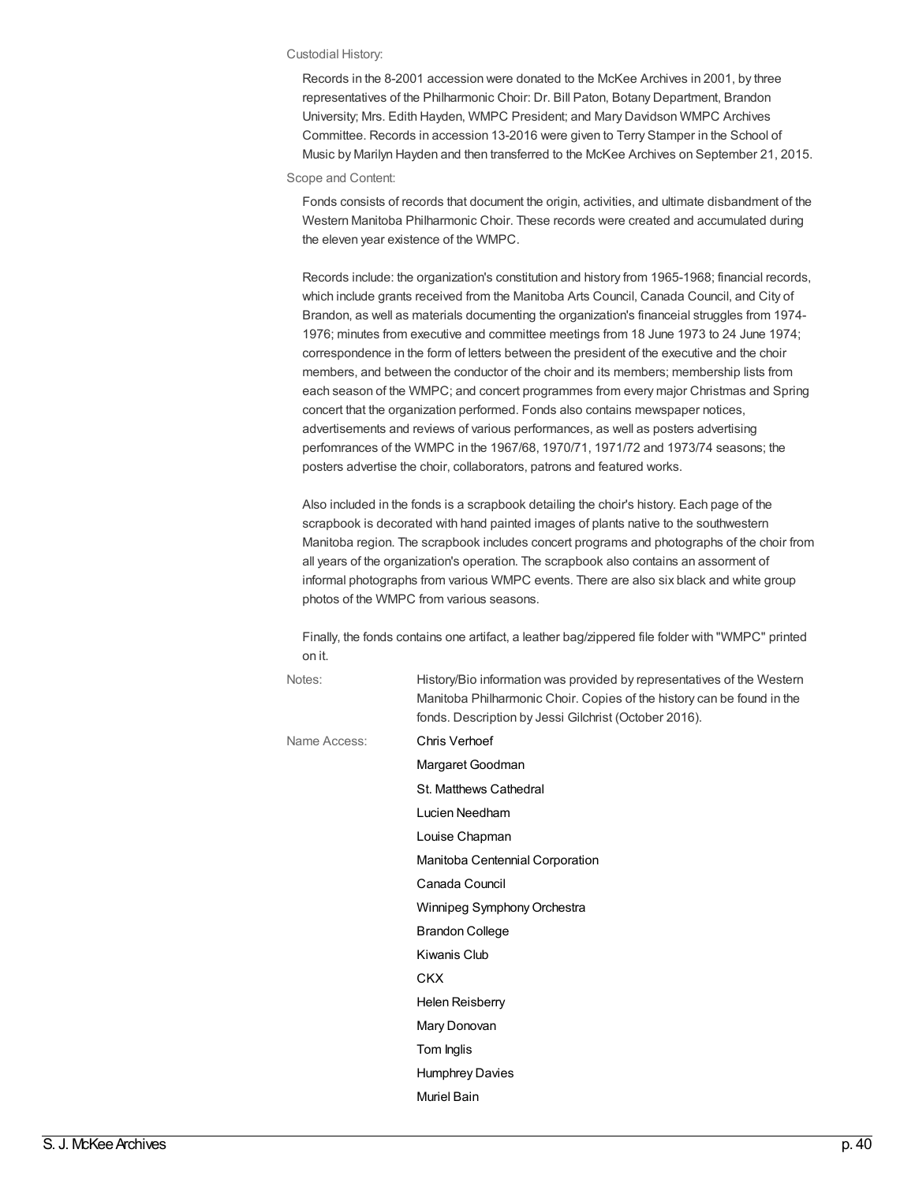Custodial History:

Records in the 8-2001 accession were donated to the McKee Archives in 2001, by three representatives of the Philharmonic Choir: Dr. Bill Paton, Botany Department, Brandon University; Mrs. Edith Hayden, WMPC President; and Mary Davidson WMPC Archives Committee. Records in accession 13-2016 were given to Terry Stamper in the School of Music by Marilyn Hayden and then transferred to the McKee Archives on September 21, 2015.

Scope and Content:

Fonds consists of records that document the origin, activities, and ultimate disbandment of the Western Manitoba Philharmonic Choir. These records were created and accumulated during the eleven year existence of the WMPC.

Records include: the organization's constitution and history from 1965-1968; financial records, which include grants received from the Manitoba Arts Council, Canada Council, and City of Brandon, as well as materials documenting the organization's financeial struggles from 1974-1976; minutes from executive and committee meetings from 18 June 1973 to 24 June 1974; correspondence in the form of letters between the president of the executive and the choir members, and between the conductor of the choir and its members; membership lists from each season of the WMPC; and concert programmes from every major Christmas and Spring concert that the organization performed. Fonds also contains mewspaper notices, advertisements and reviews of various performances, as well as posters advertising perfomrances of the WMPC in the 1967/68, 1970/71, 1971/72 and 1973/74 seasons; the posters advertise the choir, collaborators, patrons and featured works.

Also included in the fonds is a scrapbook detailing the choir's history. Each page of the scrapbook is decorated with hand painted images of plants native to the southwestern Manitoba region. The scrapbook includes concert programs and photographs of the choir from all years of the organization's operation. The scrapbook also contains an assorment of informal photographs from various WMPC events. There are also six black and white group photos of the WMPC from various seasons.

Finally, the fonds contains one artifact, a leather bag/zippered file folder with "WMPC" printed on it.

Notes: History/Bio information was provided by representatives of the Western Manitoba Philharmonic Choir. Copies of the history can be found in the fonds. Description by Jessi Gilchrist (October 2016).

Name Access:

Chris Verhoef
Margaret Goodman
St. Matthews Cathedral
Lucien Needham
Louise Chapman
Manitoba Centennial Corporation
Canada Council
Winnipeg Symphony Orchestra
Brandon College
Kiwanis Club
CKX
Helen Reisberry
Mary Donovan
Tom Inglis
Humphrey Davies
Muriel Bain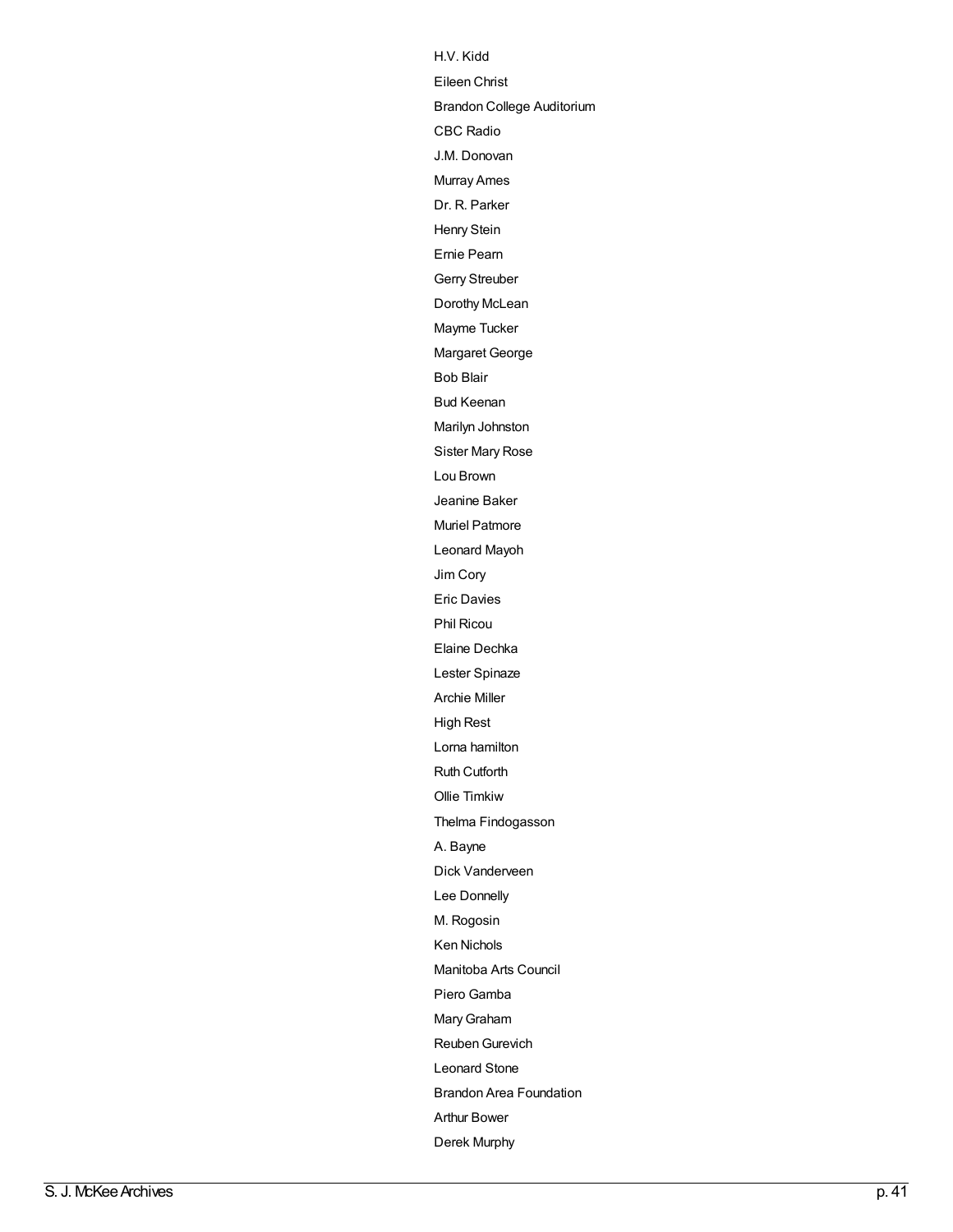H.V. Kidd

Eileen Christ

Brandon College Auditorium

CBC Radio

J.M. Donovan

Murray Ames

Dr. R. Parker

Henry Stein

Ernie Pearn

Gerry Streuber

Dorothy McLean

Mayme Tucker

Margaret George

Bob Blair

Bud Keenan

Marilyn Johnston

Sister Mary Rose

Lou Brown

Jeanine Baker

Muriel Patmore

Leonard Mayoh

Jim Cory

Eric Davies

Phil Ricou

Elaine Dechka

Lester Spinaze

Archie Miller

High Rest

Lorna hamilton

Ruth Cutforth

Ollie Timkiw

Thelma Findogasson

A. Bayne

Dick Vanderveen

Lee Donnelly

M. Rogosin

Ken Nichols

Manitoba Arts Council

Piero Gamba

Mary Graham

Reuben Gurevich

Leonard Stone

Brandon Area Foundation

Arthur Bower

Derek Murphy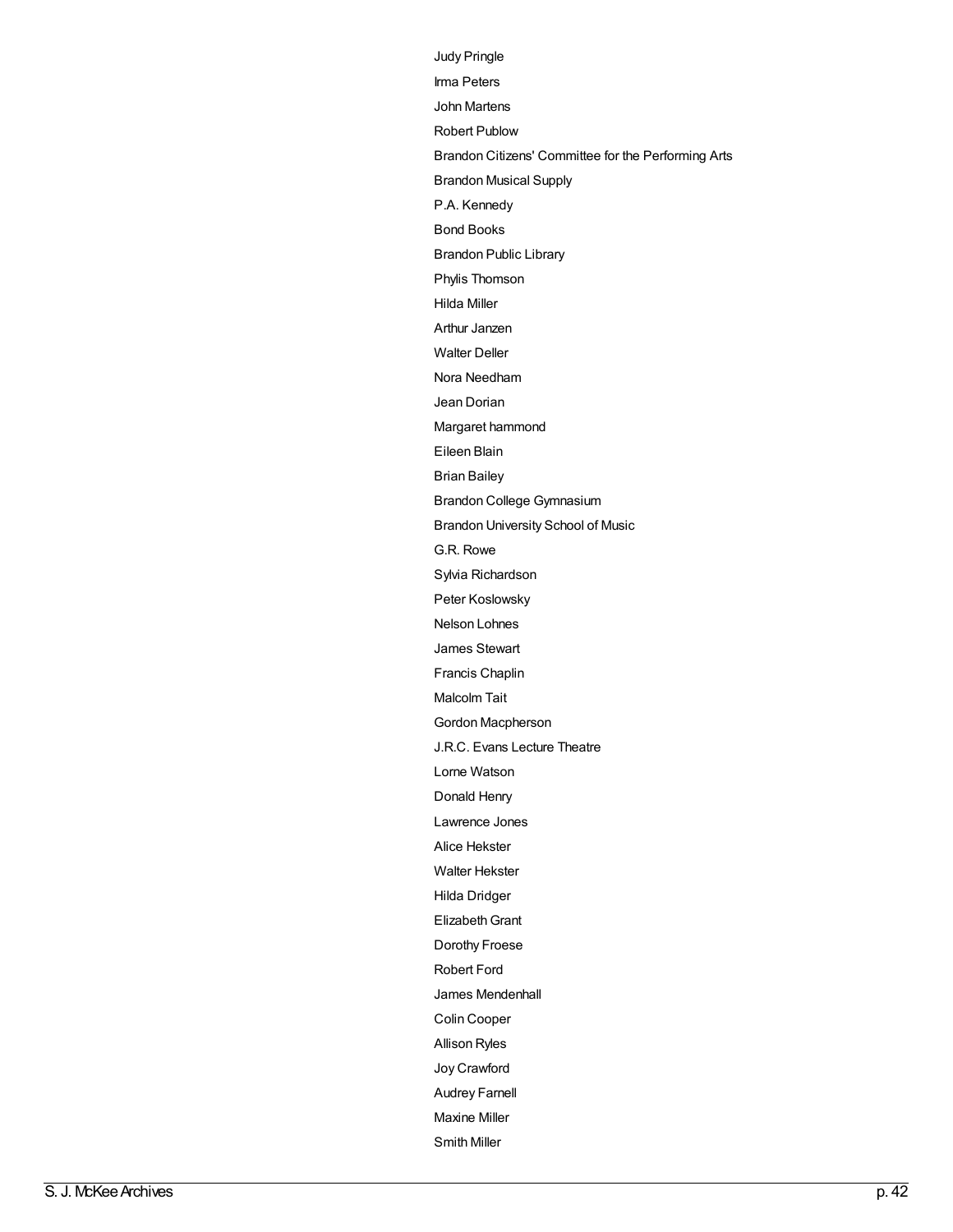Judy Pringle

Irma Peters

John Martens

Robert Publow

Brandon Citizens' Committee for the Performing Arts

Brandon Musical Supply

P.A. Kennedy

Bond Books

Brandon Public Library

Phylis Thomson

Hilda Miller

Arthur Janzen

Walter Deller

Nora Needham

Jean Dorian

Margaret hammond

Eileen Blain

Brian Bailey

Brandon College Gymnasium

Brandon University School of Music

G.R. Rowe

Sylvia Richardson

Peter Koslowsky

Nelson Lohnes

James Stewart

Francis Chaplin

Malcolm Tait

Gordon Macpherson

J.R.C. Evans Lecture Theatre

Lorne Watson

Donald Henry

Lawrence Jones

Alice Hekster

Walter Hekster

Hilda Dridger

Elizabeth Grant

Dorothy Froese

Robert Ford

James Mendenhall

Colin Cooper

Allison Ryles

Joy Crawford

Audrey Farnell

Maxine Miller

Smith Miller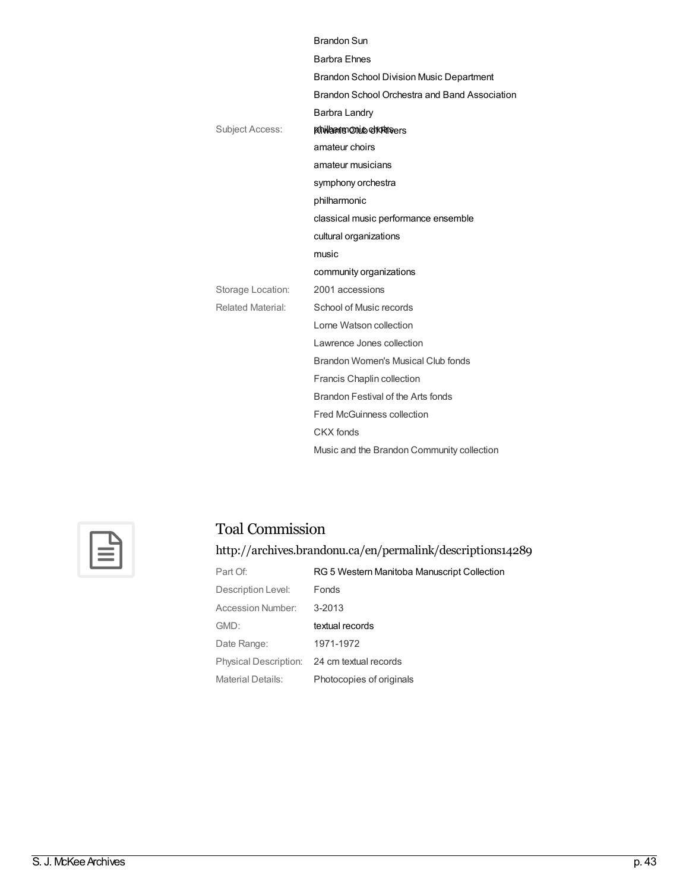Brandon Sun

Barbra Ehnes

Brandon School Division Music Department

Brandon School Orchestra and Band Association

Barbra Landry

Kiwanis Club of Rivers

| | |
|---|---|
| Subject Access: | philharmonic choirs |
| | amateur choirs |
| | amateur musicians |
| | symphony orchestra |
| | philharmonic |
| | classical music performance ensemble |
| | cultural organizations |
| | music |
| | community organizations |
| Storage Location: | 2001 accessions |
| Related Material: | School of Music records |
| | Lorne Watson collection |
| | Lawrence Jones collection |
| | Brandon Women's Musical Club fonds |
| | Francis Chaplin collection |
| | Brandon Festival of the Arts fonds |
| | Fred McGuinness collection |
| | CKX fonds |
| | Music and the Brandon Community collection |

## Toal Commission

http://archives.brandonu.ca/en/permalink/descriptions14289

| | |
|---|---|
| Part Of: | RG 5 Western Manitoba Manuscript Collection |
| Description Level: | Fonds |
| Accession Number: | 3-2013 |
| GMD: | textual records |
| Date Range: | 1971-1972 |
| Physical Description: | 24 cm textual records |
| Material Details: | Photocopies of originals |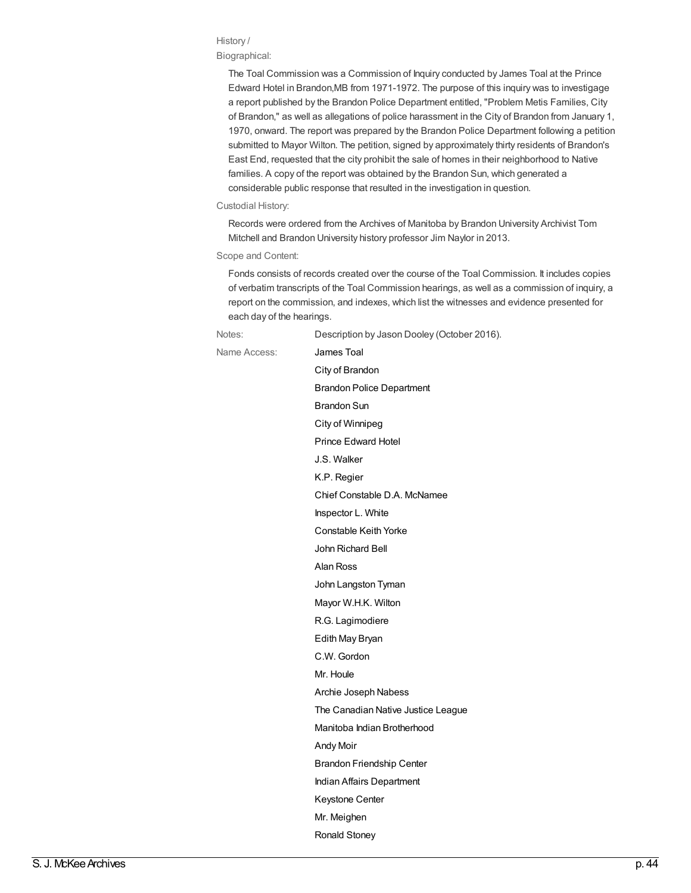History / Biographical:

The Toal Commission was a Commission of Inquiry conducted by James Toal at the Prince Edward Hotel in Brandon,MB from 1971-1972. The purpose of this inquiry was to investigage a report published by the Brandon Police Department entitled, "Problem Metis Families, City of Brandon," as well as allegations of police harassment in the City of Brandon from January 1, 1970, onward. The report was prepared by the Brandon Police Department following a petition submitted to Mayor Wilton. The petition, signed by approximately thirty residents of Brandon's East End, requested that the city prohibit the sale of homes in their neighborhood to Native families. A copy of the report was obtained by the Brandon Sun, which generated a considerable public response that resulted in the investigation in question.

Custodial History:

Records were ordered from the Archives of Manitoba by Brandon University Archivist Tom Mitchell and Brandon University history professor Jim Naylor in 2013.

Scope and Content:

Fonds consists of records created over the course of the Toal Commission. It includes copies of verbatim transcripts of the Toal Commission hearings, as well as a commission of inquiry, a report on the commission, and indexes, which list the witnesses and evidence presented for each day of the hearings.

Notes: Description by Jason Dooley (October 2016).

Name Access:

James Toal
City of Brandon
Brandon Police Department
Brandon Sun
City of Winnipeg
Prince Edward Hotel
J.S. Walker
K.P. Regier
Chief Constable D.A. McNamee
Inspector L. White
Constable Keith Yorke
John Richard Bell
Alan Ross
John Langston Tyman
Mayor W.H.K. Wilton
R.G. Lagimodiere
Edith May Bryan
C.W. Gordon
Mr. Houle
Archie Joseph Nabess
The Canadian Native Justice League
Manitoba Indian Brotherhood
Andy Moir
Brandon Friendship Center
Indian Affairs Department
Keystone Center
Mr. Meighen
Ronald Stoney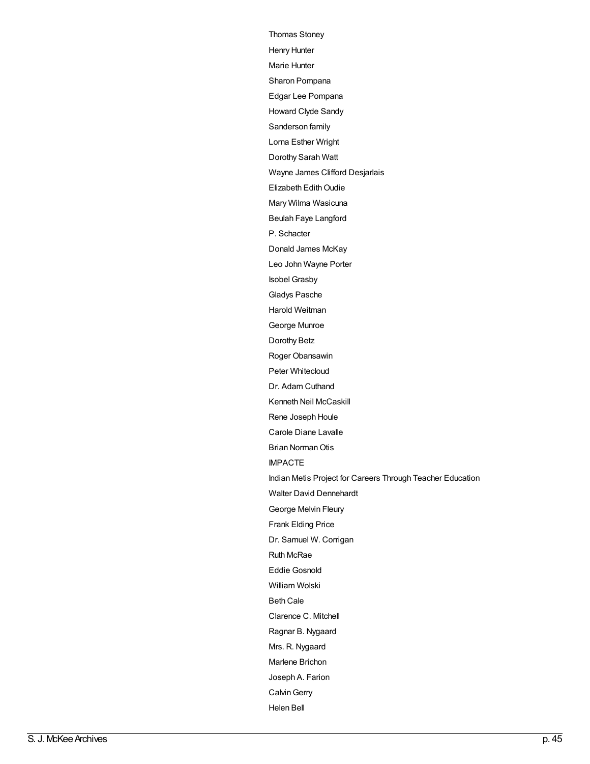Thomas Stoney

Henry Hunter

Marie Hunter

Sharon Pompana

Edgar Lee Pompana

Howard Clyde Sandy

Sanderson family

Lorna Esther Wright

Dorothy Sarah Watt

Wayne James Clifford Desjarlais

Elizabeth Edith Oudie

Mary Wilma Wasicuna

Beulah Faye Langford

P. Schacter

Donald James McKay

Leo John Wayne Porter

Isobel Grasby

Gladys Pasche

Harold Weitman

George Munroe

Dorothy Betz

Roger Obansawin

Peter Whitecloud

Dr. Adam Cuthand

Kenneth Neil McCaskill

Rene Joseph Houle

Carole Diane Lavalle

Brian Norman Otis

IMPACTE

Indian Metis Project for Careers Through Teacher Education

Walter David Dennehardt

George Melvin Fleury

Frank Elding Price

Dr. Samuel W. Corrigan

Ruth McRae

Eddie Gosnold

William Wolski

Beth Cale

Clarence C. Mitchell

Ragnar B. Nygaard

Mrs. R. Nygaard

Marlene Brichon

Joseph A. Farion

Calvin Gerry

Helen Bell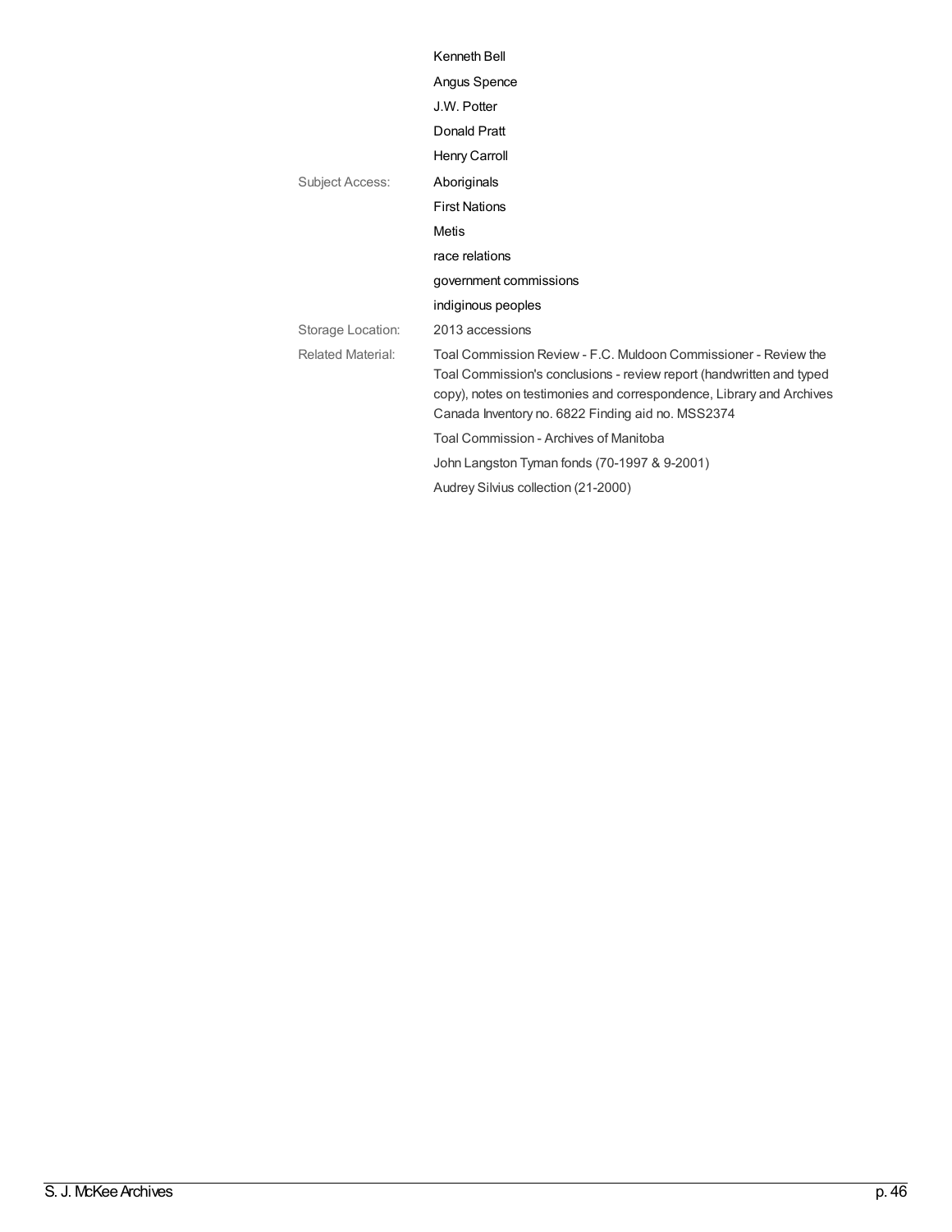Kenneth Bell

Angus Spence

J.W. Potter

Donald Pratt

Henry Carroll

Subject Access: Aboriginals

First Nations

Metis

race relations

government commissions

indiginous peoples

Storage Location: 2013 accessions

Related Material: Toal Commission Review - F.C. Muldoon Commissioner - Review the Toal Commission's conclusions - review report (handwritten and typed copy), notes on testimonies and correspondence, Library and Archives Canada Inventory no. 6822 Finding aid no. MSS2374

Toal Commission - Archives of Manitoba

John Langston Tyman fonds (70-1997 & 9-2001)

Audrey Silvius collection (21-2000)